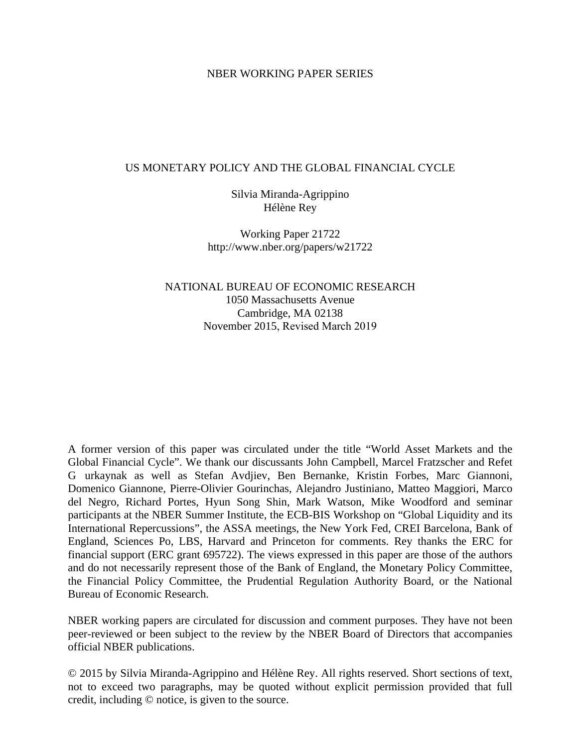NBER WORKING PAPER SERIES

# US MONETARY POLICY AND THE GLOBAL FINANCIAL CYCLE

Silvia Miranda-Agrippino
Hélène Rey

Working Paper 21722
http://www.nber.org/papers/w21722

NATIONAL BUREAU OF ECONOMIC RESEARCH
1050 Massachusetts Avenue
Cambridge, MA 02138
November 2015, Revised March 2019

A former version of this paper was circulated under the title "World Asset Markets and the Global Financial Cycle". We thank our discussants John Campbell, Marcel Fratzscher and Refet G urkaynak as well as Stefan Avdjiev, Ben Bernanke, Kristin Forbes, Marc Giannoni, Domenico Giannone, Pierre-Olivier Gourinchas, Alejandro Justiniano, Matteo Maggiori, Marco del Negro, Richard Portes, Hyun Song Shin, Mark Watson, Mike Woodford and seminar participants at the NBER Summer Institute, the ECB-BIS Workshop on "Global Liquidity and its International Repercussions", the ASSA meetings, the New York Fed, CREI Barcelona, Bank of England, Sciences Po, LBS, Harvard and Princeton for comments. Rey thanks the ERC for financial support (ERC grant 695722). The views expressed in this paper are those of the authors and do not necessarily represent those of the Bank of England, the Monetary Policy Committee, the Financial Policy Committee, the Prudential Regulation Authority Board, or the National Bureau of Economic Research.

NBER working papers are circulated for discussion and comment purposes. They have not been peer-reviewed or been subject to the review by the NBER Board of Directors that accompanies official NBER publications.

© 2015 by Silvia Miranda-Agrippino and Hélène Rey. All rights reserved. Short sections of text, not to exceed two paragraphs, may be quoted without explicit permission provided that full credit, including © notice, is given to the source.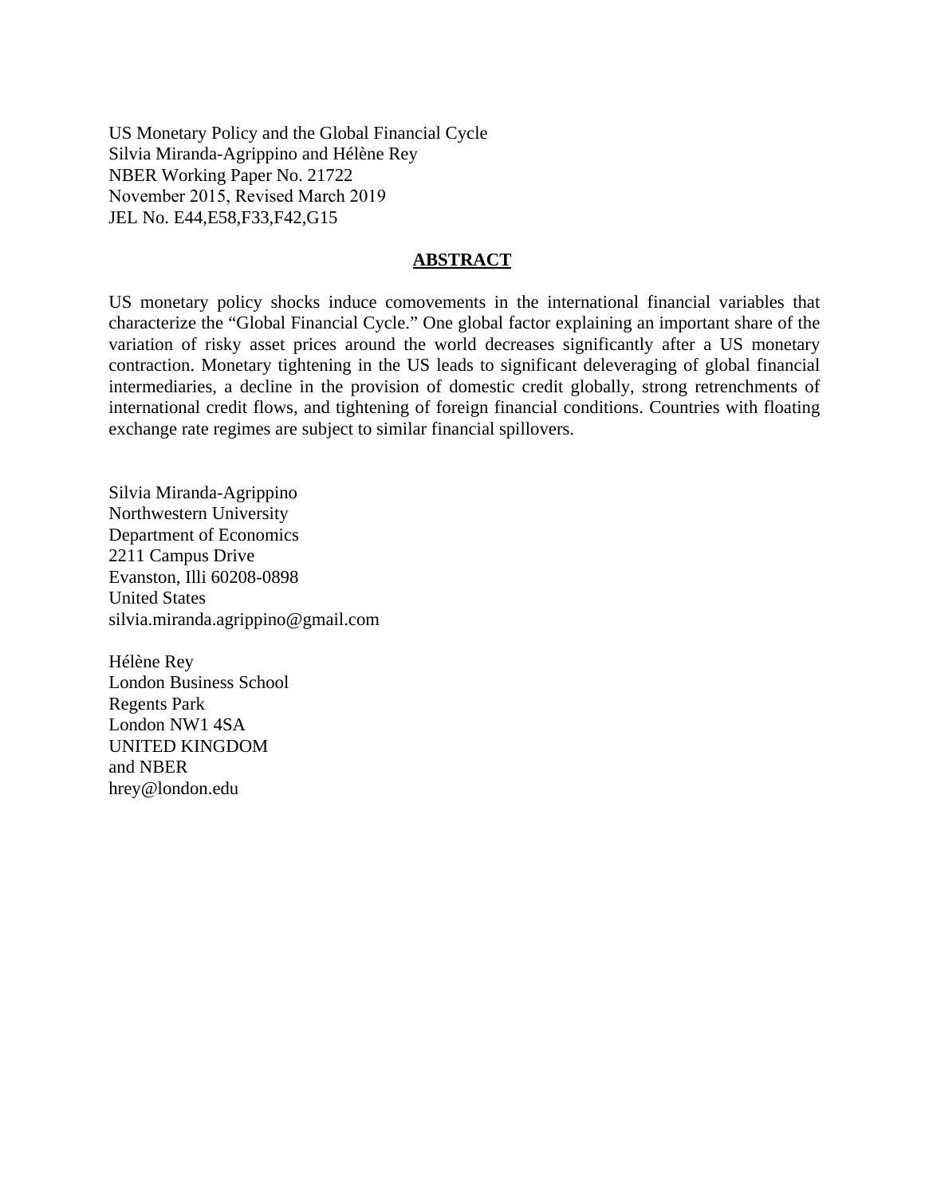US Monetary Policy and the Global Financial Cycle
Silvia Miranda-Agrippino and Hélène Rey
NBER Working Paper No. 21722
November 2015, Revised March 2019
JEL No. E44,E58,F33,F42,G15

## ABSTRACT

US monetary policy shocks induce comovements in the international financial variables that characterize the "Global Financial Cycle." One global factor explaining an important share of the variation of risky asset prices around the world decreases significantly after a US monetary contraction. Monetary tightening in the US leads to significant deleveraging of global financial intermediaries, a decline in the provision of domestic credit globally, strong retrenchments of international credit flows, and tightening of foreign financial conditions. Countries with floating exchange rate regimes are subject to similar financial spillovers.

Silvia Miranda-Agrippino
Northwestern University
Department of Economics
2211 Campus Drive
Evanston, Illi 60208-0898
United States
silvia.miranda.agrippino@gmail.com

Hélène Rey
London Business School
Regents Park
London NW1 4SA
UNITED KINGDOM
and NBER
hrey@london.edu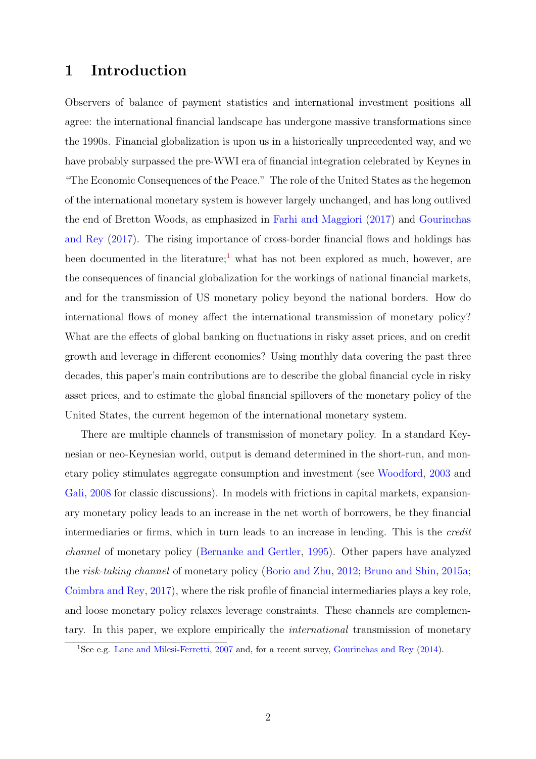# 1 Introduction

Observers of balance of payment statistics and international investment positions all agree: the international financial landscape has undergone massive transformations since the 1990s. Financial globalization is upon us in a historically unprecedented way, and we have probably surpassed the pre-WWI era of financial integration celebrated by Keynes in "The Economic Consequences of the Peace." The role of the United States as the hegemon of the international monetary system is however largely unchanged, and has long outlived the end of Bretton Woods, as emphasized in Farhi and Maggiori (2017) and Gourinchas and Rey (2017). The rising importance of cross-border financial flows and holdings has been documented in the literature;[1] what has not been explored as much, however, are the consequences of financial globalization for the workings of national financial markets, and for the transmission of US monetary policy beyond the national borders. How do international flows of money affect the international transmission of monetary policy? What are the effects of global banking on fluctuations in risky asset prices, and on credit growth and leverage in different economies? Using monthly data covering the past three decades, this paper's main contributions are to describe the global financial cycle in risky asset prices, and to estimate the global financial spillovers of the monetary policy of the United States, the current hegemon of the international monetary system.

There are multiple channels of transmission of monetary policy. In a standard Keynesian or neo-Keynesian world, output is demand determined in the short-run, and monetary policy stimulates aggregate consumption and investment (see Woodford, 2003 and Gali, 2008 for classic discussions). In models with frictions in capital markets, expansionary monetary policy leads to an increase in the net worth of borrowers, be they financial intermediaries or firms, which in turn leads to an increase in lending. This is the *credit channel* of monetary policy (Bernanke and Gertler, 1995). Other papers have analyzed the *risk-taking channel* of monetary policy (Borio and Zhu, 2012; Bruno and Shin, 2015a; Coimbra and Rey, 2017), where the risk profile of financial intermediaries plays a key role, and loose monetary policy relaxes leverage constraints. These channels are complementary. In this paper, we explore empirically the *international* transmission of monetary

[1] See e.g. Lane and Milesi-Ferretti, 2007 and, for a recent survey, Gourinchas and Rey (2014).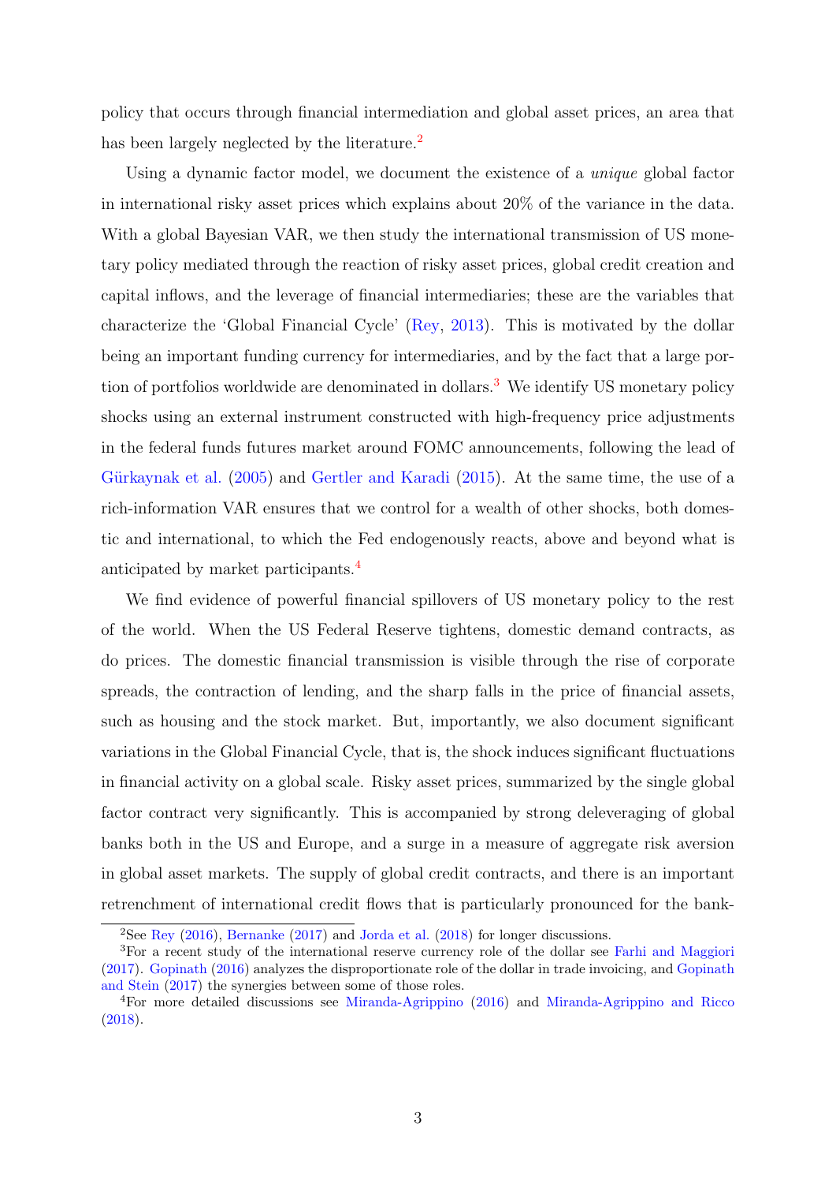policy that occurs through financial intermediation and global asset prices, an area that has been largely neglected by the literature.[2]

Using a dynamic factor model, we document the existence of a *unique* global factor in international risky asset prices which explains about 20% of the variance in the data. With a global Bayesian VAR, we then study the international transmission of US monetary policy mediated through the reaction of risky asset prices, global credit creation and capital inflows, and the leverage of financial intermediaries; these are the variables that characterize the 'Global Financial Cycle' (Rey, 2013). This is motivated by the dollar being an important funding currency for intermediaries, and by the fact that a large portion of portfolios worldwide are denominated in dollars.[3] We identify US monetary policy shocks using an external instrument constructed with high-frequency price adjustments in the federal funds futures market around FOMC announcements, following the lead of Gürkaynak et al. (2005) and Gertler and Karadi (2015). At the same time, the use of a rich-information VAR ensures that we control for a wealth of other shocks, both domestic and international, to which the Fed endogenously reacts, above and beyond what is anticipated by market participants.[4]

We find evidence of powerful financial spillovers of US monetary policy to the rest of the world. When the US Federal Reserve tightens, domestic demand contracts, as do prices. The domestic financial transmission is visible through the rise of corporate spreads, the contraction of lending, and the sharp falls in the price of financial assets, such as housing and the stock market. But, importantly, we also document significant variations in the Global Financial Cycle, that is, the shock induces significant fluctuations in financial activity on a global scale. Risky asset prices, summarized by the single global factor contract very significantly. This is accompanied by strong deleveraging of global banks both in the US and Europe, and a surge in a measure of aggregate risk aversion in global asset markets. The supply of global credit contracts, and there is an important retrenchment of international credit flows that is particularly pronounced for the bank-

[2] See Rey (2016), Bernanke (2017) and Jorda et al. (2018) for longer discussions.

[3] For a recent study of the international reserve currency role of the dollar see Farhi and Maggiori (2017). Gopinath (2016) analyzes the disproportionate role of the dollar in trade invoicing, and Gopinath and Stein (2017) the synergies between some of those roles.

[4] For more detailed discussions see Miranda-Agrippino (2016) and Miranda-Agrippino and Ricco (2018).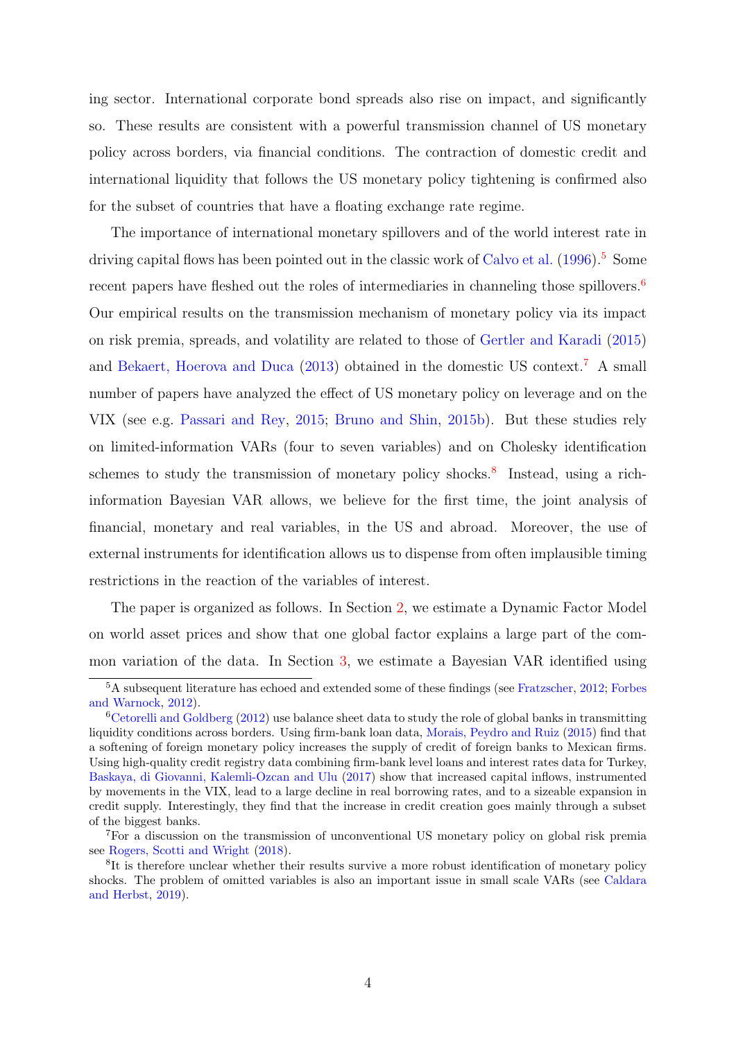ing sector. International corporate bond spreads also rise on impact, and significantly so. These results are consistent with a powerful transmission channel of US monetary policy across borders, via financial conditions. The contraction of domestic credit and international liquidity that follows the US monetary policy tightening is confirmed also for the subset of countries that have a floating exchange rate regime.

The importance of international monetary spillovers and of the world interest rate in driving capital flows has been pointed out in the classic work of Calvo et al. (1996).[5] Some recent papers have fleshed out the roles of intermediaries in channeling those spillovers.[6] Our empirical results on the transmission mechanism of monetary policy via its impact on risk premia, spreads, and volatility are related to those of Gertler and Karadi (2015) and Bekaert, Hoerova and Duca (2013) obtained in the domestic US context.[7] A small number of papers have analyzed the effect of US monetary policy on leverage and on the VIX (see e.g. Passari and Rey, 2015; Bruno and Shin, 2015b). But these studies rely on limited-information VARs (four to seven variables) and on Cholesky identification schemes to study the transmission of monetary policy shocks.[8] Instead, using a rich-information Bayesian VAR allows, we believe for the first time, the joint analysis of financial, monetary and real variables, in the US and abroad. Moreover, the use of external instruments for identification allows us to dispense from often implausible timing restrictions in the reaction of the variables of interest.

The paper is organized as follows. In Section 2, we estimate a Dynamic Factor Model on world asset prices and show that one global factor explains a large part of the common variation of the data. In Section 3, we estimate a Bayesian VAR identified using

[5] A subsequent literature has echoed and extended some of these findings (see Fratzscher, 2012; Forbes and Warnock, 2012).

[6] Cetorelli and Goldberg (2012) use balance sheet data to study the role of global banks in transmitting liquidity conditions across borders. Using firm-bank loan data, Morais, Peydro and Ruiz (2015) find that a softening of foreign monetary policy increases the supply of credit of foreign banks to Mexican firms. Using high-quality credit registry data combining firm-bank level loans and interest rates data for Turkey, Baskaya, di Giovanni, Kalemli-Ozcan and Ulu (2017) show that increased capital inflows, instrumented by movements in the VIX, lead to a large decline in real borrowing rates, and to a sizeable expansion in credit supply. Interestingly, they find that the increase in credit creation goes mainly through a subset of the biggest banks.

[7] For a discussion on the transmission of unconventional US monetary policy on global risk premia see Rogers, Scotti and Wright (2018).

[8] It is therefore unclear whether their results survive a more robust identification of monetary policy shocks. The problem of omitted variables is also an important issue in small scale VARs (see Caldara and Herbst, 2019).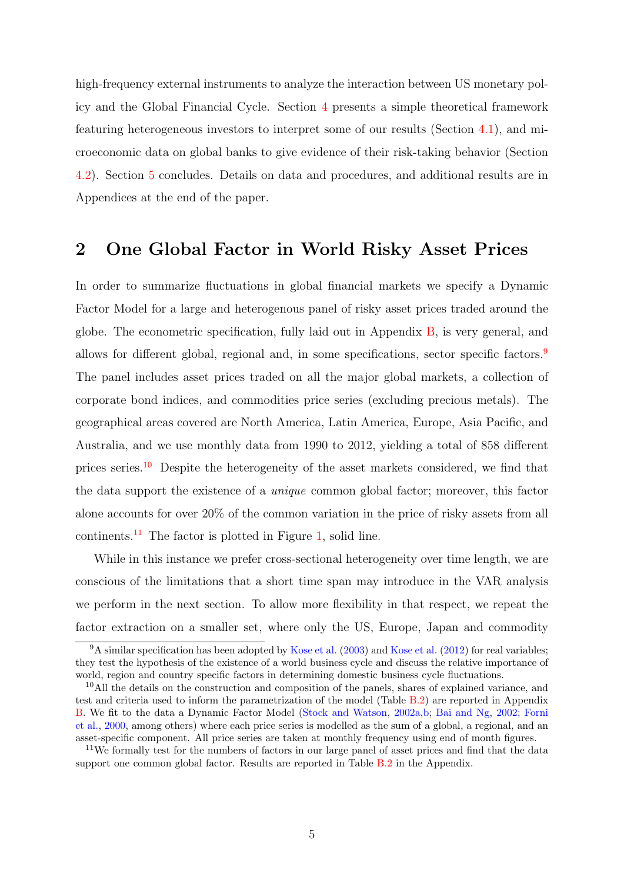high-frequency external instruments to analyze the interaction between US monetary policy and the Global Financial Cycle. Section 4 presents a simple theoretical framework featuring heterogeneous investors to interpret some of our results (Section 4.1), and microeconomic data on global banks to give evidence of their risk-taking behavior (Section 4.2). Section 5 concludes. Details on data and procedures, and additional results are in Appendices at the end of the paper.

## 2 One Global Factor in World Risky Asset Prices

In order to summarize fluctuations in global financial markets we specify a Dynamic Factor Model for a large and heterogenous panel of risky asset prices traded around the globe. The econometric specification, fully laid out in Appendix B, is very general, and allows for different global, regional and, in some specifications, sector specific factors.[9] The panel includes asset prices traded on all the major global markets, a collection of corporate bond indices, and commodities price series (excluding precious metals). The geographical areas covered are North America, Latin America, Europe, Asia Pacific, and Australia, and we use monthly data from 1990 to 2012, yielding a total of 858 different prices series.[10] Despite the heterogeneity of the asset markets considered, we find that the data support the existence of a *unique* common global factor; moreover, this factor alone accounts for over 20% of the common variation in the price of risky assets from all continents.[11] The factor is plotted in Figure 1, solid line.

While in this instance we prefer cross-sectional heterogeneity over time length, we are conscious of the limitations that a short time span may introduce in the VAR analysis we perform in the next section. To allow more flexibility in that respect, we repeat the factor extraction on a smaller set, where only the US, Europe, Japan and commodity

---

[9] A similar specification has been adopted by Kose et al. (2003) and Kose et al. (2012) for real variables; they test the hypothesis of the existence of a world business cycle and discuss the relative importance of world, region and country specific factors in determining domestic business cycle fluctuations.

[10] All the details on the construction and composition of the panels, shares of explained variance, and test and criteria used to inform the parametrization of the model (Table B.2) are reported in Appendix B. We fit to the data a Dynamic Factor Model (Stock and Watson, 2002a,b; Bai and Ng, 2002; Forni et al., 2000, among others) where each price series is modelled as the sum of a global, a regional, and an asset-specific component. All price series are taken at monthly frequency using end of month figures.

[11] We formally test for the numbers of factors in our large panel of asset prices and find that the data support one common global factor. Results are reported in Table B.2 in the Appendix.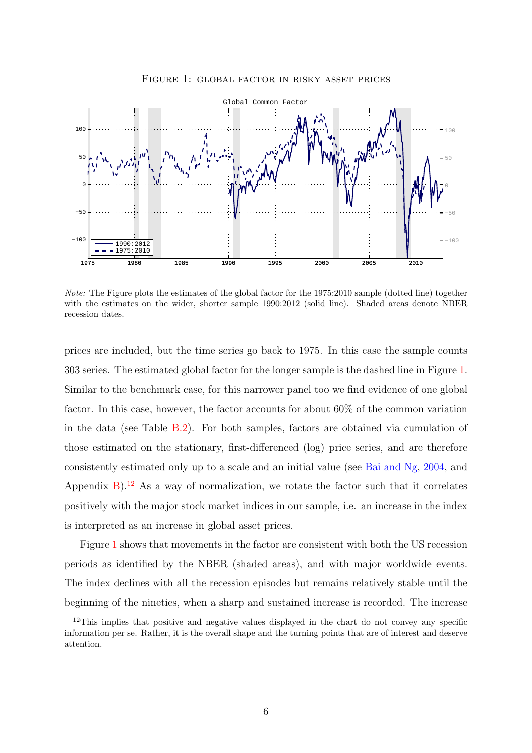Figure 1: global factor in risky asset prices

*Note:* The Figure plots the estimates of the global factor for the 1975:2010 sample (dotted line) together with the estimates on the wider, shorter sample 1990:2012 (solid line). Shaded areas denote NBER recession dates.

prices are included, but the time series go back to 1975. In this case the sample counts 303 series. The estimated global factor for the longer sample is the dashed line in Figure 1. Similar to the benchmark case, for this narrower panel too we find evidence of one global factor. In this case, however, the factor accounts for about 60% of the common variation in the data (see Table B.2). For both samples, factors are obtained via cumulation of those estimated on the stationary, first-differenced (log) price series, and are therefore consistently estimated only up to a scale and an initial value (see Bai and Ng, 2004, and Appendix B).[12] As a way of normalization, we rotate the factor such that it correlates positively with the major stock market indices in our sample, i.e. an increase in the index is interpreted as an increase in global asset prices.

Figure 1 shows that movements in the factor are consistent with both the US recession periods as identified by the NBER (shaded areas), and with major worldwide events. The index declines with all the recession episodes but remains relatively stable until the beginning of the nineties, when a sharp and sustained increase is recorded. The increase

[12] This implies that positive and negative values displayed in the chart do not convey any specific information per se. Rather, it is the overall shape and the turning points that are of interest and deserve attention.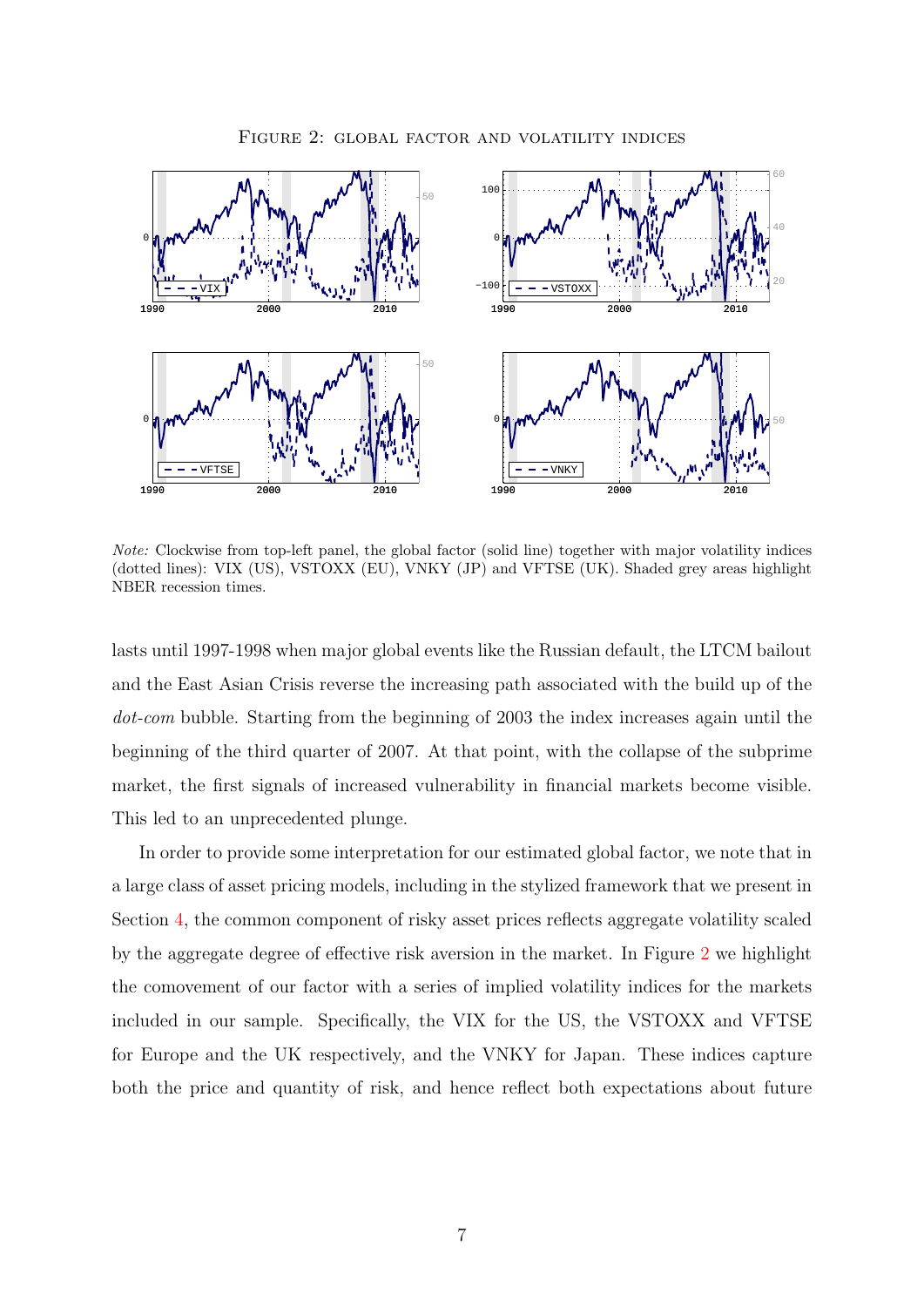FIGURE 2: GLOBAL FACTOR AND VOLATILITY INDICES

*Note:* Clockwise from top-left panel, the global factor (solid line) together with major volatility indices (dotted lines): VIX (US), VSTOXX (EU), VNKY (JP) and VFTSE (UK). Shaded grey areas highlight NBER recession times.

lasts until 1997-1998 when major global events like the Russian default, the LTCM bailout and the East Asian Crisis reverse the increasing path associated with the build up of the *dot-com* bubble. Starting from the beginning of 2003 the index increases again until the beginning of the third quarter of 2007. At that point, with the collapse of the subprime market, the first signals of increased vulnerability in financial markets become visible. This led to an unprecedented plunge.

In order to provide some interpretation for our estimated global factor, we note that in a large class of asset pricing models, including in the stylized framework that we present in Section 4, the common component of risky asset prices reflects aggregate volatility scaled by the aggregate degree of effective risk aversion in the market. In Figure 2 we highlight the comovement of our factor with a series of implied volatility indices for the markets included in our sample. Specifically, the VIX for the US, the VSTOXX and VFTSE for Europe and the UK respectively, and the VNKY for Japan. These indices capture both the price and quantity of risk, and hence reflect both expectations about future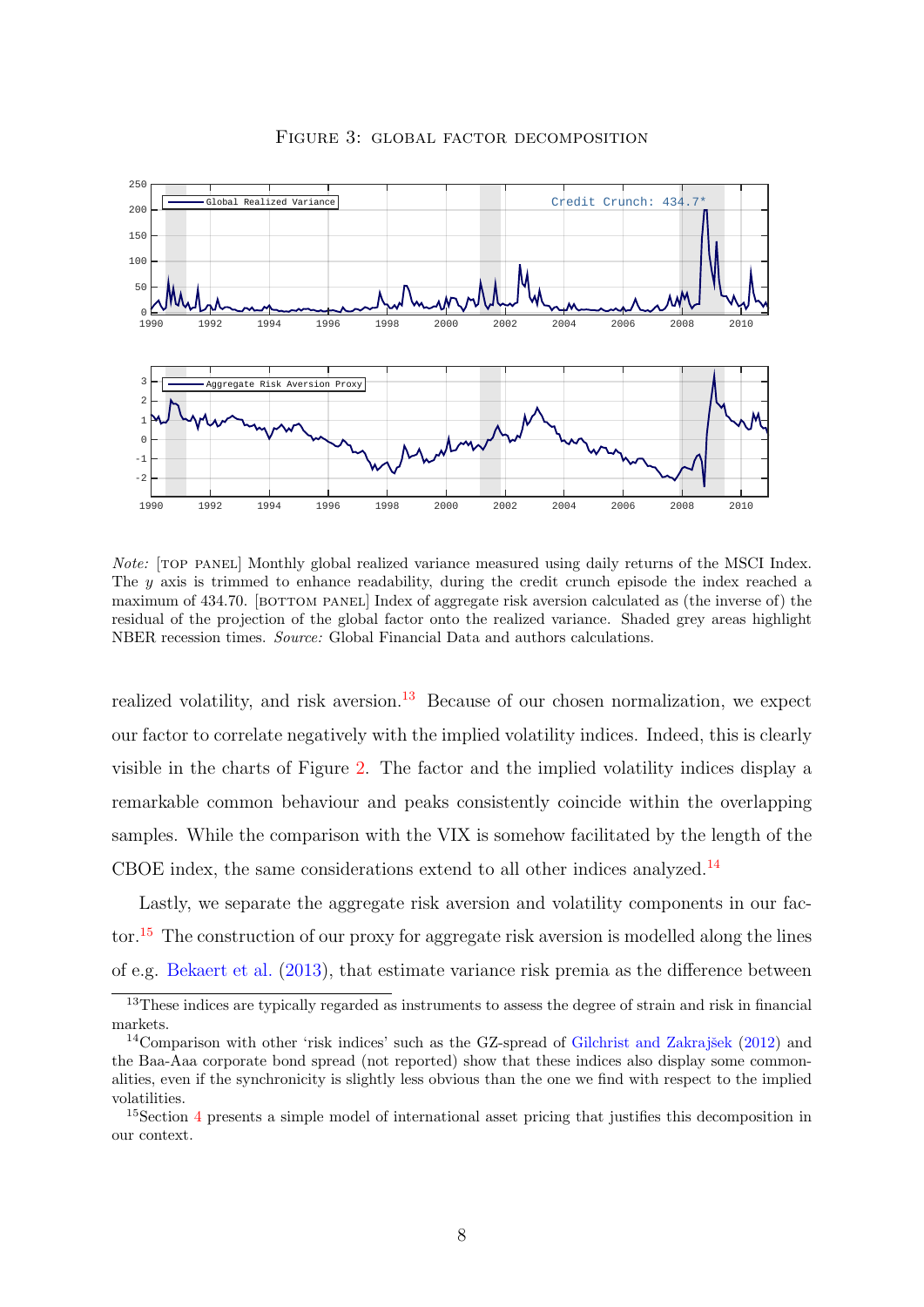Figure 3: global factor decomposition

*Note:* [top panel] Monthly global realized variance measured using daily returns of the MSCI Index. The $y$ axis is trimmed to enhance readability, during the credit crunch episode the index reached a maximum of 434.70. [bottom panel] Index of aggregate risk aversion calculated as (the inverse of) the residual of the projection of the global factor onto the realized variance. Shaded grey areas highlight NBER recession times. *Source:* Global Financial Data and authors calculations.

realized volatility, and risk aversion.[13] Because of our chosen normalization, we expect our factor to correlate negatively with the implied volatility indices. Indeed, this is clearly visible in the charts of Figure 2. The factor and the implied volatility indices display a remarkable common behaviour and peaks consistently coincide within the overlapping samples. While the comparison with the VIX is somehow facilitated by the length of the CBOE index, the same considerations extend to all other indices analyzed.[14]

Lastly, we separate the aggregate risk aversion and volatility components in our factor.[15] The construction of our proxy for aggregate risk aversion is modelled along the lines of e.g. Bekaert et al. (2013), that estimate variance risk premia as the difference between

[13] These indices are typically regarded as instruments to assess the degree of strain and risk in financial markets.

[14] Comparison with other 'risk indices' such as the GZ-spread of Gilchrist and Zakrajšek (2012) and the Baa-Aaa corporate bond spread (not reported) show that these indices also display some commonalities, even if the synchronicity is slightly less obvious than the one we find with respect to the implied volatilities.

[15] Section 4 presents a simple model of international asset pricing that justifies this decomposition in our context.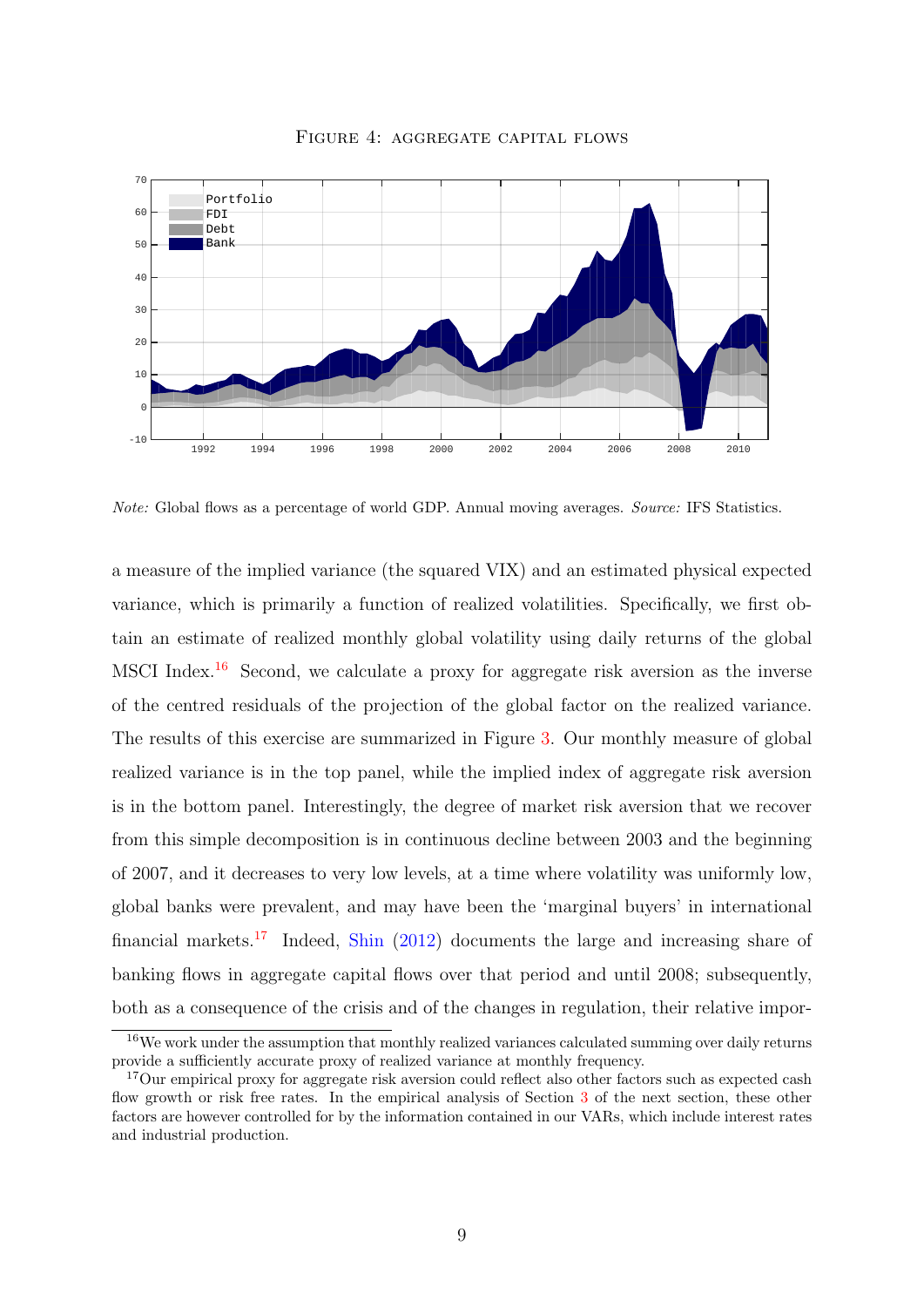Figure 4: aggregate capital flows

*Note:* Global flows as a percentage of world GDP. Annual moving averages. *Source:* IFS Statistics.

a measure of the implied variance (the squared VIX) and an estimated physical expected variance, which is primarily a function of realized volatilities. Specifically, we first obtain an estimate of realized monthly global volatility using daily returns of the global MSCI Index.[16] Second, we calculate a proxy for aggregate risk aversion as the inverse of the centred residuals of the projection of the global factor on the realized variance. The results of this exercise are summarized in Figure 3. Our monthly measure of global realized variance is in the top panel, while the implied index of aggregate risk aversion is in the bottom panel. Interestingly, the degree of market risk aversion that we recover from this simple decomposition is in continuous decline between 2003 and the beginning of 2007, and it decreases to very low levels, at a time where volatility was uniformly low, global banks were prevalent, and may have been the 'marginal buyers' in international financial markets.[17] Indeed, Shin (2012) documents the large and increasing share of banking flows in aggregate capital flows over that period and until 2008; subsequently, both as a consequence of the crisis and of the changes in regulation, their relative impor-

[16] We work under the assumption that monthly realized variances calculated summing over daily returns provide a sufficiently accurate proxy of realized variance at monthly frequency.

[17] Our empirical proxy for aggregate risk aversion could reflect also other factors such as expected cash flow growth or risk free rates. In the empirical analysis of Section 3 of the next section, these other factors are however controlled for by the information contained in our VARs, which include interest rates and industrial production.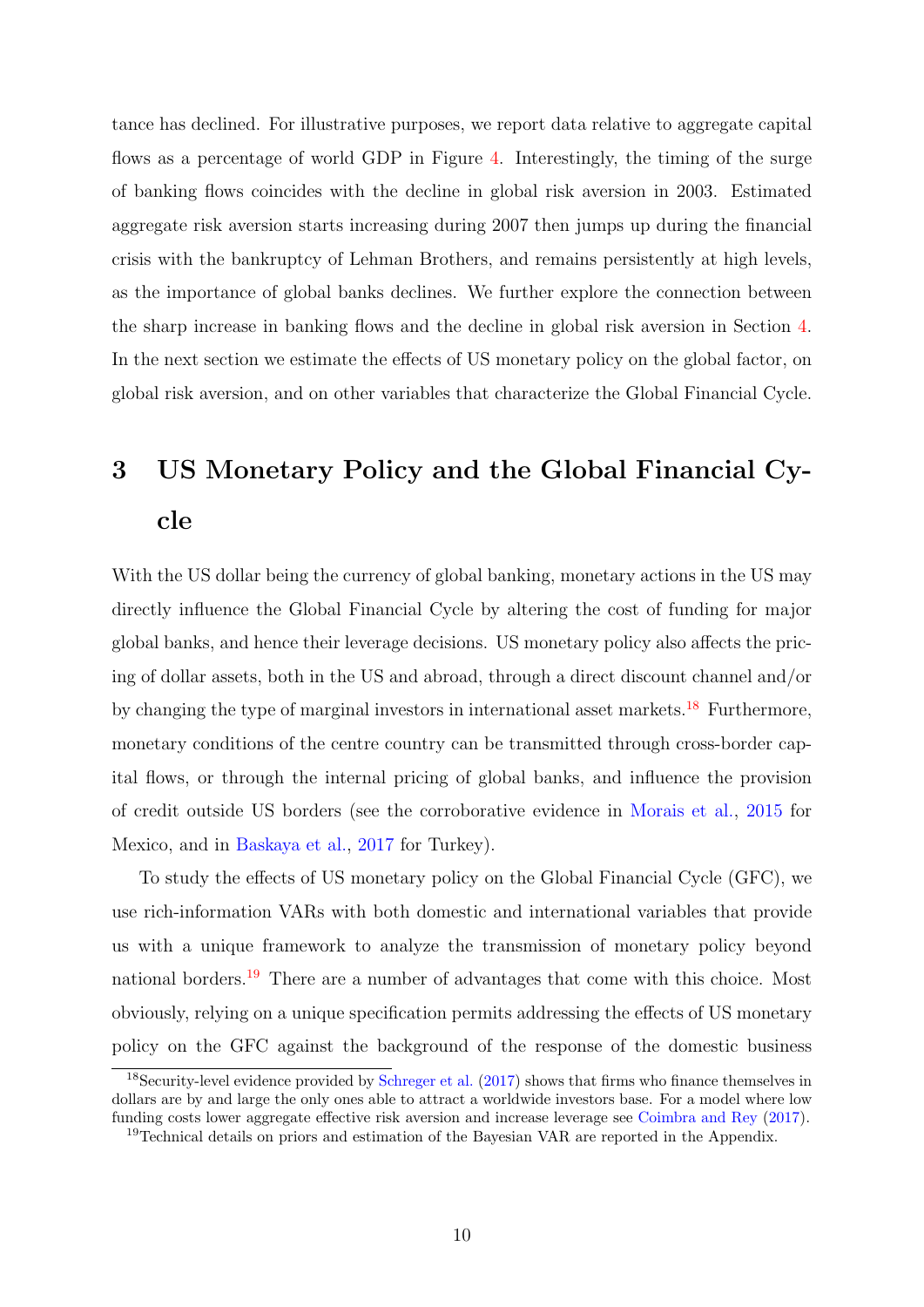tance has declined. For illustrative purposes, we report data relative to aggregate capital flows as a percentage of world GDP in Figure 4. Interestingly, the timing of the surge of banking flows coincides with the decline in global risk aversion in 2003. Estimated aggregate risk aversion starts increasing during 2007 then jumps up during the financial crisis with the bankruptcy of Lehman Brothers, and remains persistently at high levels, as the importance of global banks declines. We further explore the connection between the sharp increase in banking flows and the decline in global risk aversion in Section 4. In the next section we estimate the effects of US monetary policy on the global factor, on global risk aversion, and on other variables that characterize the Global Financial Cycle.

# 3 US Monetary Policy and the Global Financial Cycle

With the US dollar being the currency of global banking, monetary actions in the US may directly influence the Global Financial Cycle by altering the cost of funding for major global banks, and hence their leverage decisions. US monetary policy also affects the pricing of dollar assets, both in the US and abroad, through a direct discount channel and/or by changing the type of marginal investors in international asset markets.[18] Furthermore, monetary conditions of the centre country can be transmitted through cross-border capital flows, or through the internal pricing of global banks, and influence the provision of credit outside US borders (see the corroborative evidence in Morais et al., 2015 for Mexico, and in Baskaya et al., 2017 for Turkey).

To study the effects of US monetary policy on the Global Financial Cycle (GFC), we use rich-information VARs with both domestic and international variables that provide us with a unique framework to analyze the transmission of monetary policy beyond national borders.[19] There are a number of advantages that come with this choice. Most obviously, relying on a unique specification permits addressing the effects of US monetary policy on the GFC against the background of the response of the domestic business

[18] Security-level evidence provided by Schreger et al. (2017) shows that firms who finance themselves in dollars are by and large the only ones able to attract a worldwide investors base. For a model where low funding costs lower aggregate effective risk aversion and increase leverage see Coimbra and Rey (2017).

[19] Technical details on priors and estimation of the Bayesian VAR are reported in the Appendix.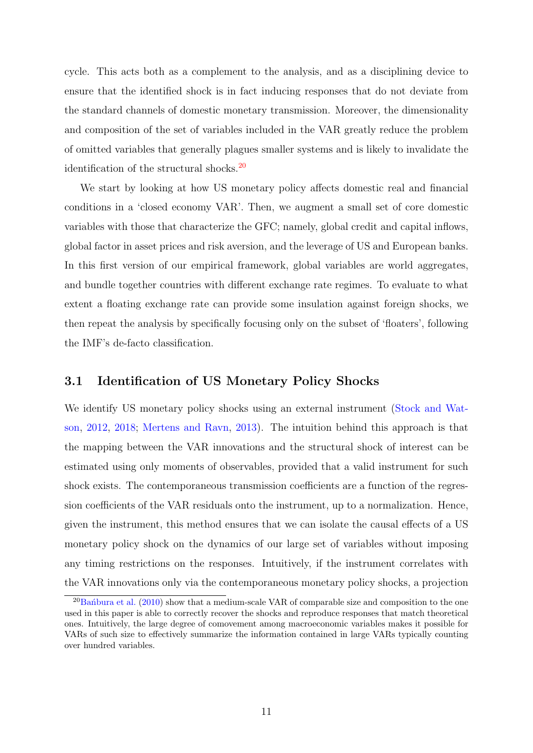cycle. This acts both as a complement to the analysis, and as a disciplining device to ensure that the identified shock is in fact inducing responses that do not deviate from the standard channels of domestic monetary transmission. Moreover, the dimensionality and composition of the set of variables included in the VAR greatly reduce the problem of omitted variables that generally plagues smaller systems and is likely to invalidate the identification of the structural shocks.[20]

We start by looking at how US monetary policy affects domestic real and financial conditions in a 'closed economy VAR'. Then, we augment a small set of core domestic variables with those that characterize the GFC; namely, global credit and capital inflows, global factor in asset prices and risk aversion, and the leverage of US and European banks. In this first version of our empirical framework, global variables are world aggregates, and bundle together countries with different exchange rate regimes. To evaluate to what extent a floating exchange rate can provide some insulation against foreign shocks, we then repeat the analysis by specifically focusing only on the subset of 'floaters', following the IMF's de-facto classification.

## 3.1 Identification of US Monetary Policy Shocks

We identify US monetary policy shocks using an external instrument (Stock and Watson, 2012, 2018; Mertens and Ravn, 2013). The intuition behind this approach is that the mapping between the VAR innovations and the structural shock of interest can be estimated using only moments of observables, provided that a valid instrument for such shock exists. The contemporaneous transmission coefficients are a function of the regression coefficients of the VAR residuals onto the instrument, up to a normalization. Hence, given the instrument, this method ensures that we can isolate the causal effects of a US monetary policy shock on the dynamics of our large set of variables without imposing any timing restrictions on the responses. Intuitively, if the instrument correlates with the VAR innovations only via the contemporaneous monetary policy shocks, a projection

[20] Bańbura et al. (2010) show that a medium-scale VAR of comparable size and composition to the one used in this paper is able to correctly recover the shocks and reproduce responses that match theoretical ones. Intuitively, the large degree of comovement among macroeconomic variables makes it possible for VARs of such size to effectively summarize the information contained in large VARs typically counting over hundred variables.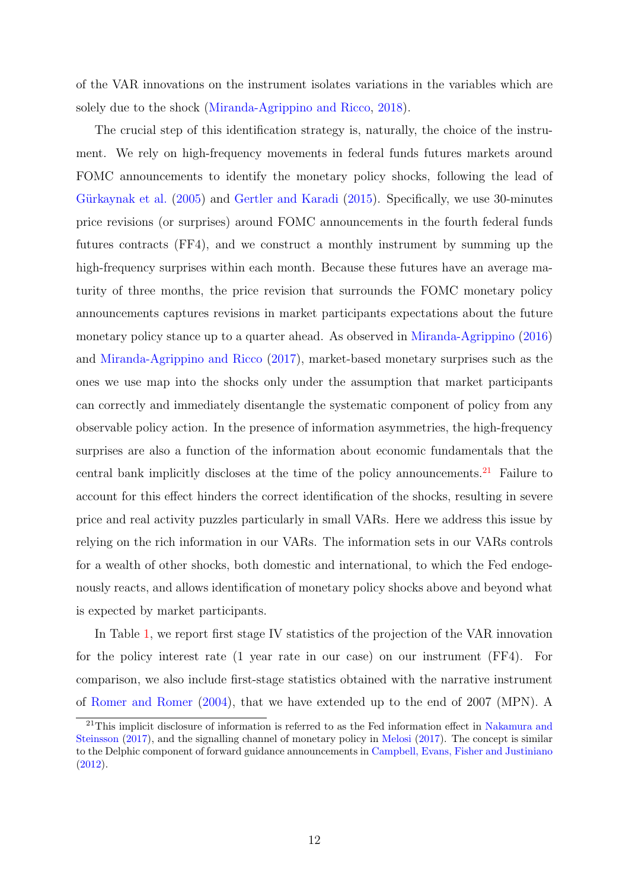of the VAR innovations on the instrument isolates variations in the variables which are solely due to the shock (Miranda-Agrippino and Ricco, 2018).

The crucial step of this identification strategy is, naturally, the choice of the instrument. We rely on high-frequency movements in federal funds futures markets around FOMC announcements to identify the monetary policy shocks, following the lead of Gürkaynak et al. (2005) and Gertler and Karadi (2015). Specifically, we use 30-minutes price revisions (or surprises) around FOMC announcements in the fourth federal funds futures contracts (FF4), and we construct a monthly instrument by summing up the high-frequency surprises within each month. Because these futures have an average maturity of three months, the price revision that surrounds the FOMC monetary policy announcements captures revisions in market participants expectations about the future monetary policy stance up to a quarter ahead. As observed in Miranda-Agrippino (2016) and Miranda-Agrippino and Ricco (2017), market-based monetary surprises such as the ones we use map into the shocks only under the assumption that market participants can correctly and immediately disentangle the systematic component of policy from any observable policy action. In the presence of information asymmetries, the high-frequency surprises are also a function of the information about economic fundamentals that the central bank implicitly discloses at the time of the policy announcements.[21] Failure to account for this effect hinders the correct identification of the shocks, resulting in severe price and real activity puzzles particularly in small VARs. Here we address this issue by relying on the rich information in our VARs. The information sets in our VARs controls for a wealth of other shocks, both domestic and international, to which the Fed endogenously reacts, and allows identification of monetary policy shocks above and beyond what is expected by market participants.

In Table 1, we report first stage IV statistics of the projection of the VAR innovation for the policy interest rate (1 year rate in our case) on our instrument (FF4). For comparison, we also include first-stage statistics obtained with the narrative instrument of Romer and Romer (2004), that we have extended up to the end of 2007 (MPN). A

[21] This implicit disclosure of information is referred to as the Fed information effect in Nakamura and Steinsson (2017), and the signalling channel of monetary policy in Melosi (2017). The concept is similar to the Delphic component of forward guidance announcements in Campbell, Evans, Fisher and Justiniano (2012).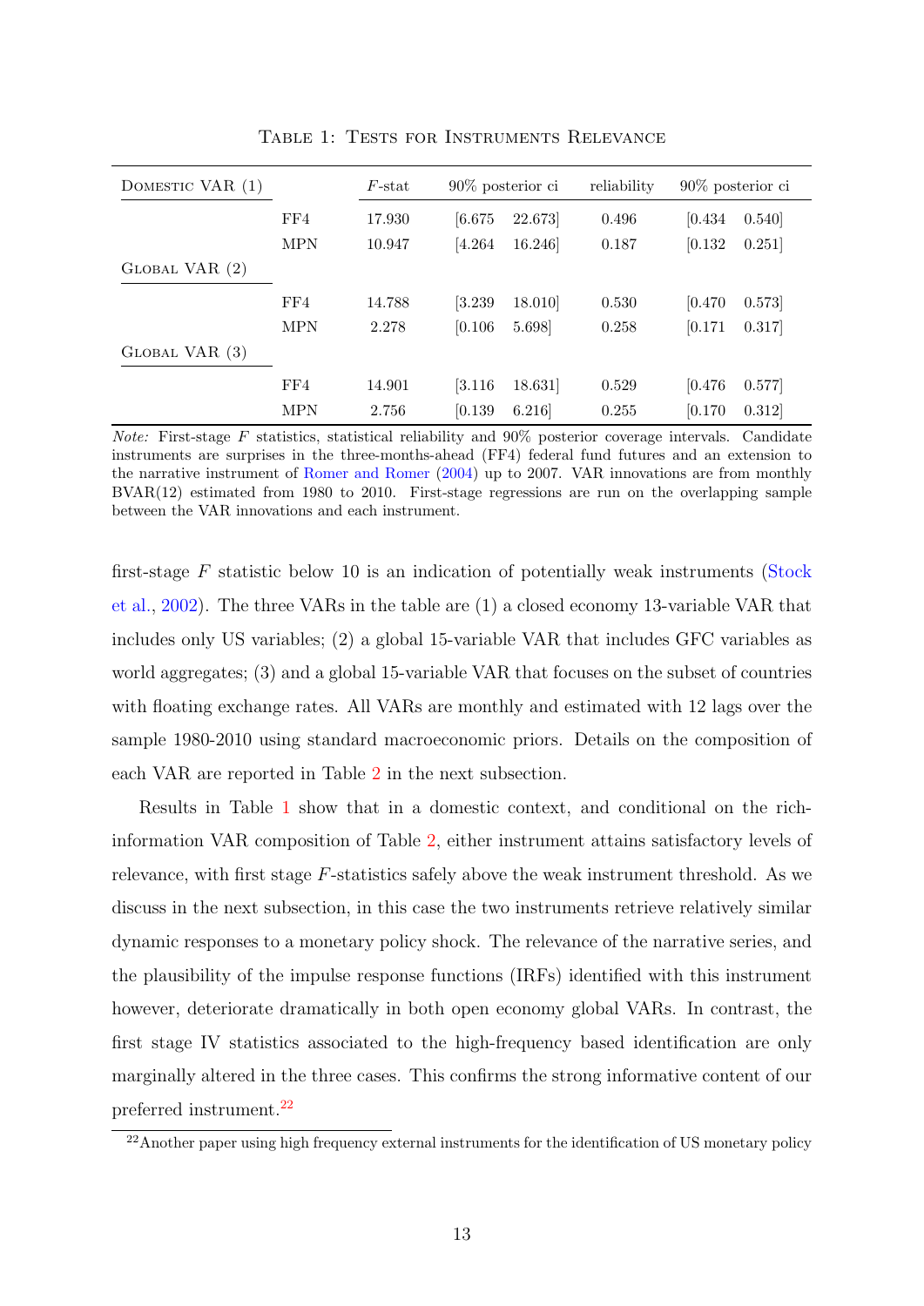Table 1: Tests for Instruments Relevance

| Domestic VAR (1) | | $F$-stat | 90% posterior ci | | reliability | 90% posterior ci | |
|---|---|---|---|---|---|---|---|
| | FF4 | 17.930 | [6.675 | 22.673] | 0.496 | [0.434 | 0.540] |
| | MPN | 10.947 | [4.264 | 16.246] | 0.187 | [0.132 | 0.251] |
| Global VAR (2) | | | | | | | |
| | FF4 | 14.788 | [3.239 | 18.010] | 0.530 | [0.470 | 0.573] |
| | MPN | 2.278 | [0.106 | 5.698] | 0.258 | [0.171 | 0.317] |
| Global VAR (3) | | | | | | | |
| | FF4 | 14.901 | [3.116 | 18.631] | 0.529 | [0.476 | 0.577] |
| | MPN | 2.756 | [0.139 | 6.216] | 0.255 | [0.170 | 0.312] |

*Note:* First-stage $F$ statistics, statistical reliability and 90% posterior coverage intervals. Candidate instruments are surprises in the three-months-ahead (FF4) federal fund futures and an extension to the narrative instrument of Romer and Romer (2004) up to 2007. VAR innovations are from monthly BVAR(12) estimated from 1980 to 2010. First-stage regressions are run on the overlapping sample between the VAR innovations and each instrument.

first-stage $F$ statistic below 10 is an indication of potentially weak instruments (Stock et al., 2002). The three VARs in the table are (1) a closed economy 13-variable VAR that includes only US variables; (2) a global 15-variable VAR that includes GFC variables as world aggregates; (3) and a global 15-variable VAR that focuses on the subset of countries with floating exchange rates. All VARs are monthly and estimated with 12 lags over the sample 1980-2010 using standard macroeconomic priors. Details on the composition of each VAR are reported in Table 2 in the next subsection.

Results in Table 1 show that in a domestic context, and conditional on the rich-information VAR composition of Table 2, either instrument attains satisfactory levels of relevance, with first stage $F$-statistics safely above the weak instrument threshold. As we discuss in the next subsection, in this case the two instruments retrieve relatively similar dynamic responses to a monetary policy shock. The relevance of the narrative series, and the plausibility of the impulse response functions (IRFs) identified with this instrument however, deteriorate dramatically in both open economy global VARs. In contrast, the first stage IV statistics associated to the high-frequency based identification are only marginally altered in the three cases. This confirms the strong informative content of our preferred instrument.[22]

[22] Another paper using high frequency external instruments for the identification of US monetary policy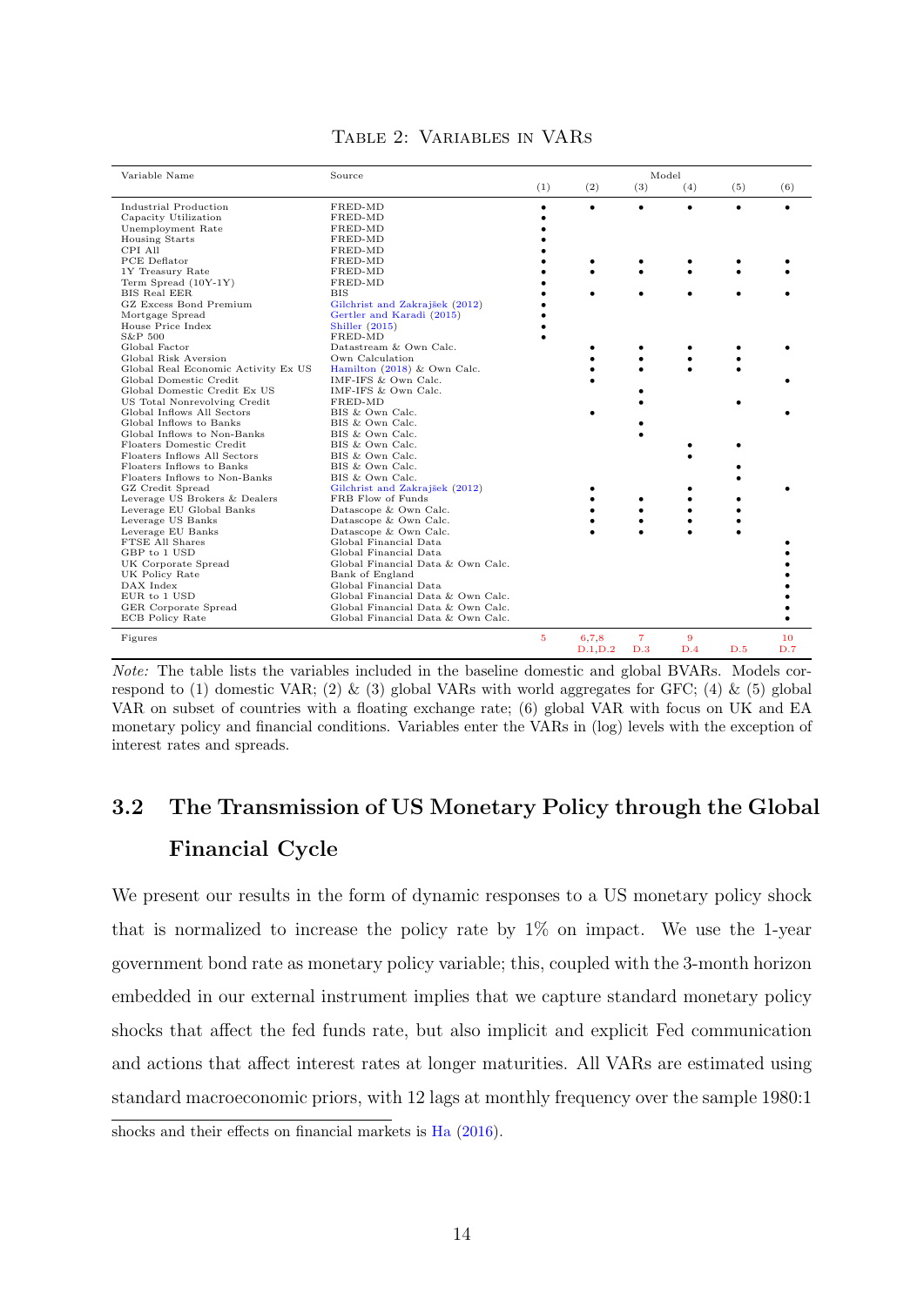Table 2: Variables in VARs

| Variable Name | Source | Model (1) | (2) | (3) | (4) | (5) | (6) |
|---|---|---|---|---|---|---|---|
| Industrial Production | FRED-MD | • | • | • | • | • | • |
| Capacity Utilization | FRED-MD | • | | | | | |
| Unemployment Rate | FRED-MD | • | | | | | |
| Housing Starts | FRED-MD | • | | | | | |
| CPI All | FRED-MD | • | | | | | |
| PCE Deflator | FRED-MD | • | • | • | • | • | • |
| 1Y Treasury Rate | FRED-MD | • | • | • | • | • | • |
| Term Spread (10Y-1Y) | FRED-MD | • | | | | | |
| BIS Real EER | BIS | • | • | • | • | • | • |
| GZ Excess Bond Premium | Gilchrist and Zakrajšek (2012) | • | | | | | |
| Mortgage Spread | Gertler and Karadi (2015) | • | | | | | |
| House Price Index | Shiller (2015) | • | | | | | |
| S&P 500 | FRED-MD | • | | | | | |
| Global Factor | Datastream & Own Calc. | | • | • | • | • | • |
| Global Risk Aversion | Own Calculation | | • | • | • | • | |
| Global Real Economic Activity Ex US | Hamilton (2018) & Own Calc. | | • | • | • | • | |
| Global Domestic Credit | IMF-IFS & Own Calc. | | • | | | | • |
| Global Domestic Credit Ex US | IMF-IFS & Own Calc. | | | • | | | |
| US Total Nonrevolving Credit | FRED-MD | | | • | | • | |
| Global Inflows All Sectors | BIS & Own Calc. | | • | | | | • |
| Global Inflows to Banks | BIS & Own Calc. | | | • | | | |
| Global Inflows to Non-Banks | BIS & Own Calc. | | | • | | | |
| Floaters Domestic Credit | BIS & Own Calc. | | | | • | • | |
| Floaters Inflows All Sectors | BIS & Own Calc. | | | | • | | |
| Floaters Inflows to Banks | BIS & Own Calc. | | | | | • | |
| Floaters Inflows to Non-Banks | BIS & Own Calc. | | | | | • | |
| GZ Credit Spread | Gilchrist and Zakrajšek (2012) | | • | | • | | • |
| Leverage US Brokers & Dealers | FRB Flow of Funds | | • | • | • | • | |
| Leverage EU Global Banks | Datascope & Own Calc. | | • | • | • | • | |
| Leverage US Banks | Datascope & Own Calc. | | • | • | • | • | |
| Leverage EU Banks | Datascope & Own Calc. | | • | • | • | • | |
| FTSE All Shares | Global Financial Data | | | | | | • |
| GBP to 1 USD | Global Financial Data | | | | | | • |
| UK Corporate Spread | Global Financial Data & Own Calc. | | | | | | • |
| UK Policy Rate | Bank of England | | | | | | • |
| DAX Index | Global Financial Data | | | | | | • |
| EUR to 1 USD | Global Financial Data & Own Calc. | | | | | | • |
| GER Corporate Spread | Global Financial Data & Own Calc. | | | | | | • |
| ECB Policy Rate | Global Financial Data & Own Calc. | | | | | | • |
| Figures | | 5 | 6,7,8 D.1,D.2 | 7 D.3 | 9 D.4 | D.5 | 10 D.7 |

*Note:* The table lists the variables included in the baseline domestic and global BVARs. Models correspond to (1) domestic VAR; (2) & (3) global VARs with world aggregates for GFC; (4) & (5) global VAR on subset of countries with a floating exchange rate; (6) global VAR with focus on UK and EA monetary policy and financial conditions. Variables enter the VARs in (log) levels with the exception of interest rates and spreads.

## 3.2 The Transmission of US Monetary Policy through the Global Financial Cycle

We present our results in the form of dynamic responses to a US monetary policy shock that is normalized to increase the policy rate by 1% on impact. We use the 1-year government bond rate as monetary policy variable; this, coupled with the 3-month horizon embedded in our external instrument implies that we capture standard monetary policy shocks that affect the fed funds rate, but also implicit and explicit Fed communication and actions that affect interest rates at longer maturities. All VARs are estimated using standard macroeconomic priors, with 12 lags at monthly frequency over the sample 1980:1

shocks and their effects on financial markets is Ha (2016).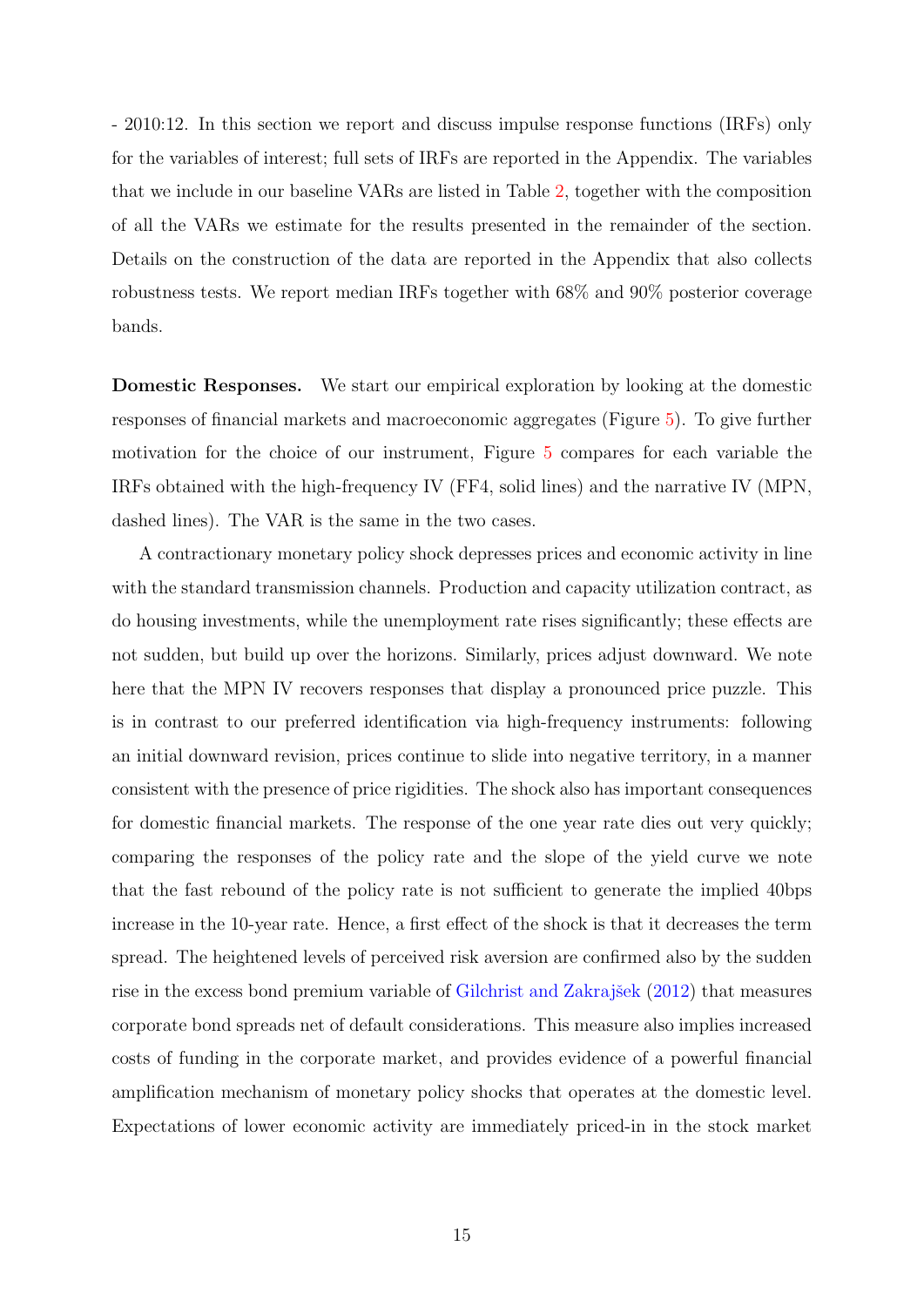- 2010:12. In this section we report and discuss impulse response functions (IRFs) only for the variables of interest; full sets of IRFs are reported in the Appendix. The variables that we include in our baseline VARs are listed in Table 2, together with the composition of all the VARs we estimate for the results presented in the remainder of the section. Details on the construction of the data are reported in the Appendix that also collects robustness tests. We report median IRFs together with 68% and 90% posterior coverage bands.

**Domestic Responses.** We start our empirical exploration by looking at the domestic responses of financial markets and macroeconomic aggregates (Figure 5). To give further motivation for the choice of our instrument, Figure 5 compares for each variable the IRFs obtained with the high-frequency IV (FF4, solid lines) and the narrative IV (MPN, dashed lines). The VAR is the same in the two cases.

A contractionary monetary policy shock depresses prices and economic activity in line with the standard transmission channels. Production and capacity utilization contract, as do housing investments, while the unemployment rate rises significantly; these effects are not sudden, but build up over the horizons. Similarly, prices adjust downward. We note here that the MPN IV recovers responses that display a pronounced price puzzle. This is in contrast to our preferred identification via high-frequency instruments: following an initial downward revision, prices continue to slide into negative territory, in a manner consistent with the presence of price rigidities. The shock also has important consequences for domestic financial markets. The response of the one year rate dies out very quickly; comparing the responses of the policy rate and the slope of the yield curve we note that the fast rebound of the policy rate is not sufficient to generate the implied 40bps increase in the 10-year rate. Hence, a first effect of the shock is that it decreases the term spread. The heightened levels of perceived risk aversion are confirmed also by the sudden rise in the excess bond premium variable of Gilchrist and Zakrajšek (2012) that measures corporate bond spreads net of default considerations. This measure also implies increased costs of funding in the corporate market, and provides evidence of a powerful financial amplification mechanism of monetary policy shocks that operates at the domestic level. Expectations of lower economic activity are immediately priced-in in the stock market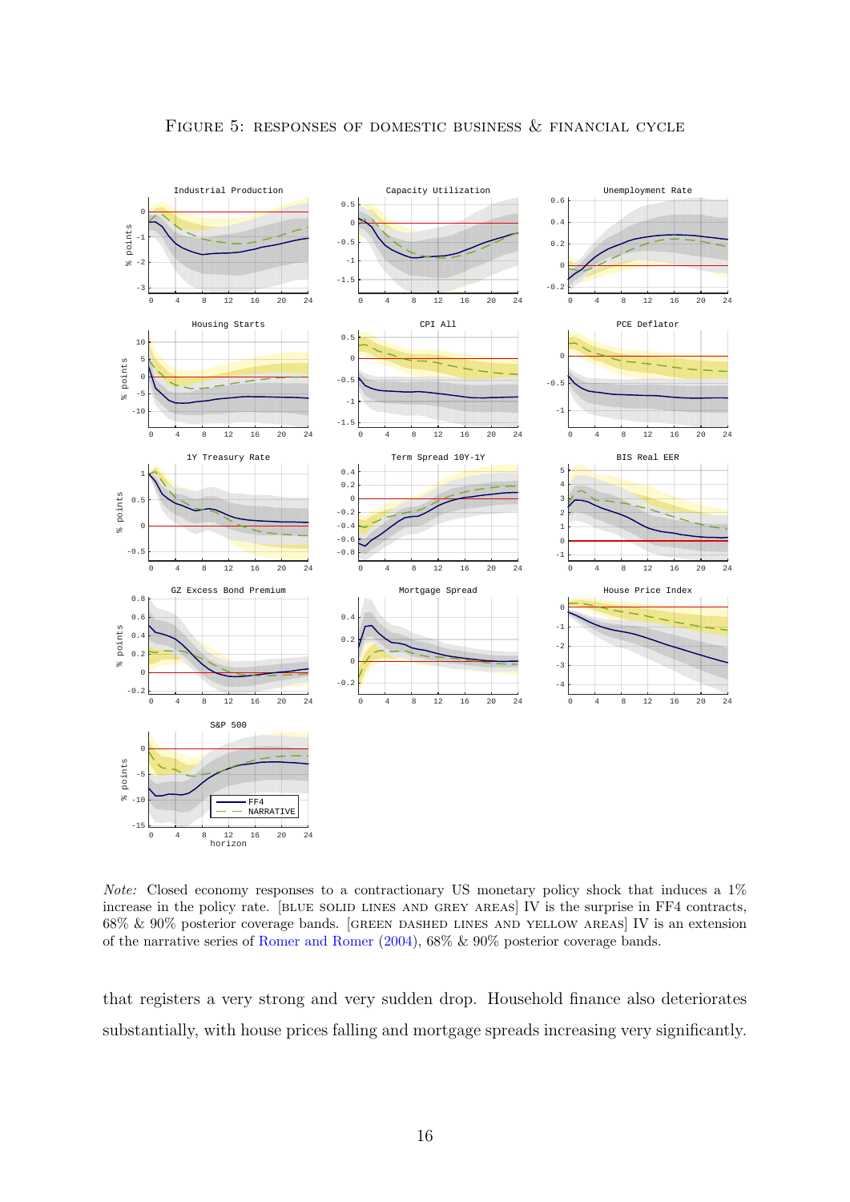Figure 5: responses of domestic business & financial cycle

*Note:* Closed economy responses to a contractionary US monetary policy shock that induces a 1% increase in the policy rate. [blue solid lines and grey areas] IV is the surprise in FF4 contracts, 68% & 90% posterior coverage bands. [green dashed lines and yellow areas] IV is an extension of the narrative series of Romer and Romer (2004), 68% & 90% posterior coverage bands.

that registers a very strong and very sudden drop. Household finance also deteriorates substantially, with house prices falling and mortgage spreads increasing very significantly.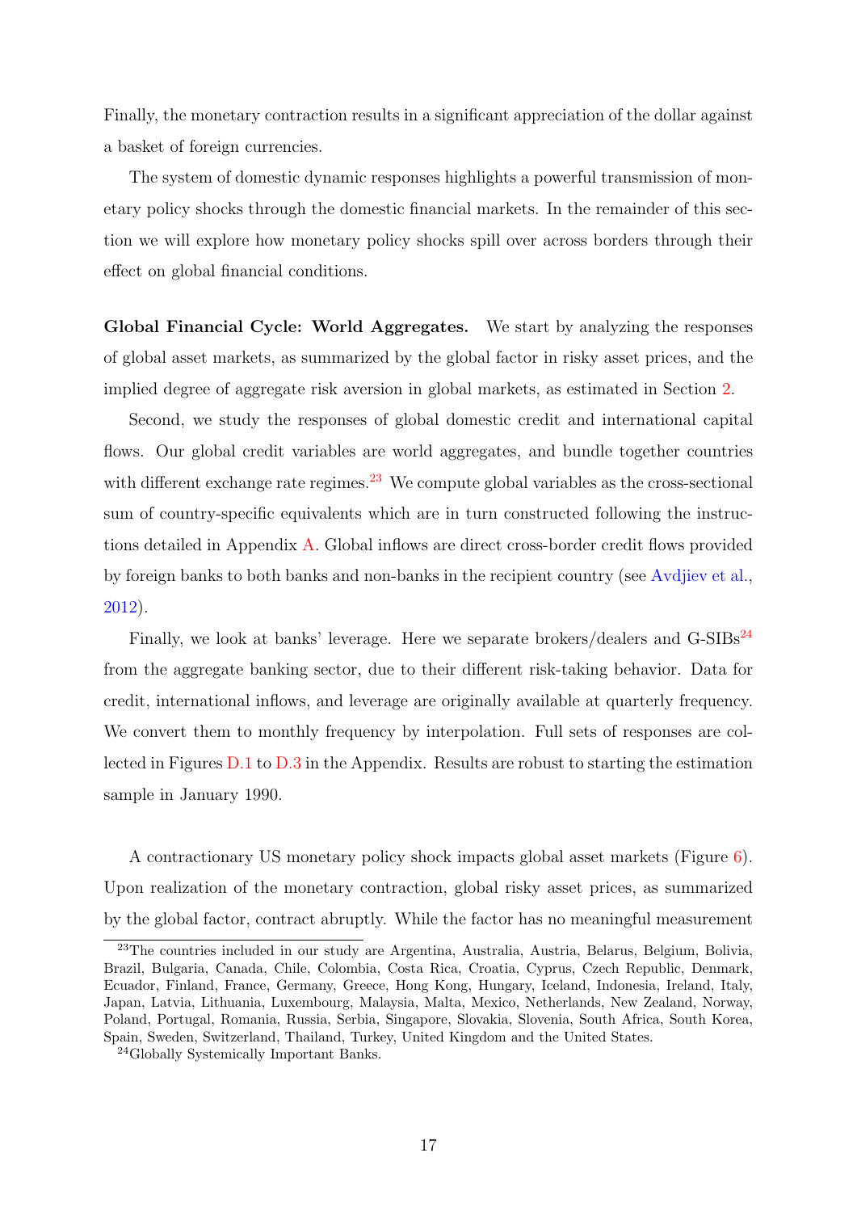Finally, the monetary contraction results in a significant appreciation of the dollar against a basket of foreign currencies.

The system of domestic dynamic responses highlights a powerful transmission of monetary policy shocks through the domestic financial markets. In the remainder of this section we will explore how monetary policy shocks spill over across borders through their effect on global financial conditions.

**Global Financial Cycle: World Aggregates.** We start by analyzing the responses of global asset markets, as summarized by the global factor in risky asset prices, and the implied degree of aggregate risk aversion in global markets, as estimated in Section 2.

Second, we study the responses of global domestic credit and international capital flows. Our global credit variables are world aggregates, and bundle together countries with different exchange rate regimes.[23] We compute global variables as the cross-sectional sum of country-specific equivalents which are in turn constructed following the instructions detailed in Appendix A. Global inflows are direct cross-border credit flows provided by foreign banks to both banks and non-banks in the recipient country (see Avdjiev et al., 2012).

Finally, we look at banks' leverage. Here we separate brokers/dealers and G-SIBs[24] from the aggregate banking sector, due to their different risk-taking behavior. Data for credit, international inflows, and leverage are originally available at quarterly frequency. We convert them to monthly frequency by interpolation. Full sets of responses are collected in Figures D.1 to D.3 in the Appendix. Results are robust to starting the estimation sample in January 1990.

A contractionary US monetary policy shock impacts global asset markets (Figure 6). Upon realization of the monetary contraction, global risky asset prices, as summarized by the global factor, contract abruptly. While the factor has no meaningful measurement

[23] The countries included in our study are Argentina, Australia, Austria, Belarus, Belgium, Bolivia, Brazil, Bulgaria, Canada, Chile, Colombia, Costa Rica, Croatia, Cyprus, Czech Republic, Denmark, Ecuador, Finland, France, Germany, Greece, Hong Kong, Hungary, Iceland, Indonesia, Ireland, Italy, Japan, Latvia, Lithuania, Luxembourg, Malaysia, Malta, Mexico, Netherlands, New Zealand, Norway, Poland, Portugal, Romania, Russia, Serbia, Singapore, Slovakia, Slovenia, South Africa, South Korea, Spain, Sweden, Switzerland, Thailand, Turkey, United Kingdom and the United States.

[24] Globally Systemically Important Banks.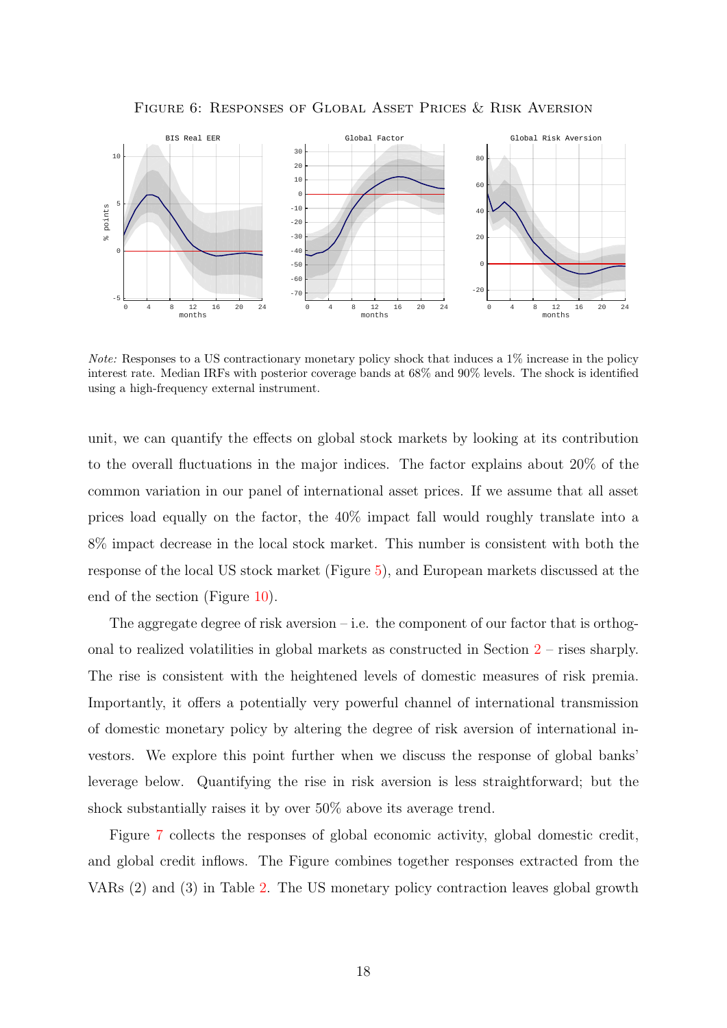Figure 6: Responses of Global Asset Prices & Risk Aversion

*Note:* Responses to a US contractionary monetary policy shock that induces a 1% increase in the policy interest rate. Median IRFs with posterior coverage bands at 68% and 90% levels. The shock is identified using a high-frequency external instrument.

unit, we can quantify the effects on global stock markets by looking at its contribution to the overall fluctuations in the major indices. The factor explains about 20% of the common variation in our panel of international asset prices. If we assume that all asset prices load equally on the factor, the 40% impact fall would roughly translate into a 8% impact decrease in the local stock market. This number is consistent with both the response of the local US stock market (Figure 5), and European markets discussed at the end of the section (Figure 10).

The aggregate degree of risk aversion – i.e. the component of our factor that is orthogonal to realized volatilities in global markets as constructed in Section 2 – rises sharply. The rise is consistent with the heightened levels of domestic measures of risk premia. Importantly, it offers a potentially very powerful channel of international transmission of domestic monetary policy by altering the degree of risk aversion of international investors. We explore this point further when we discuss the response of global banks' leverage below. Quantifying the rise in risk aversion is less straightforward; but the shock substantially raises it by over 50% above its average trend.

Figure 7 collects the responses of global economic activity, global domestic credit, and global credit inflows. The Figure combines together responses extracted from the VARs (2) and (3) in Table 2. The US monetary policy contraction leaves global growth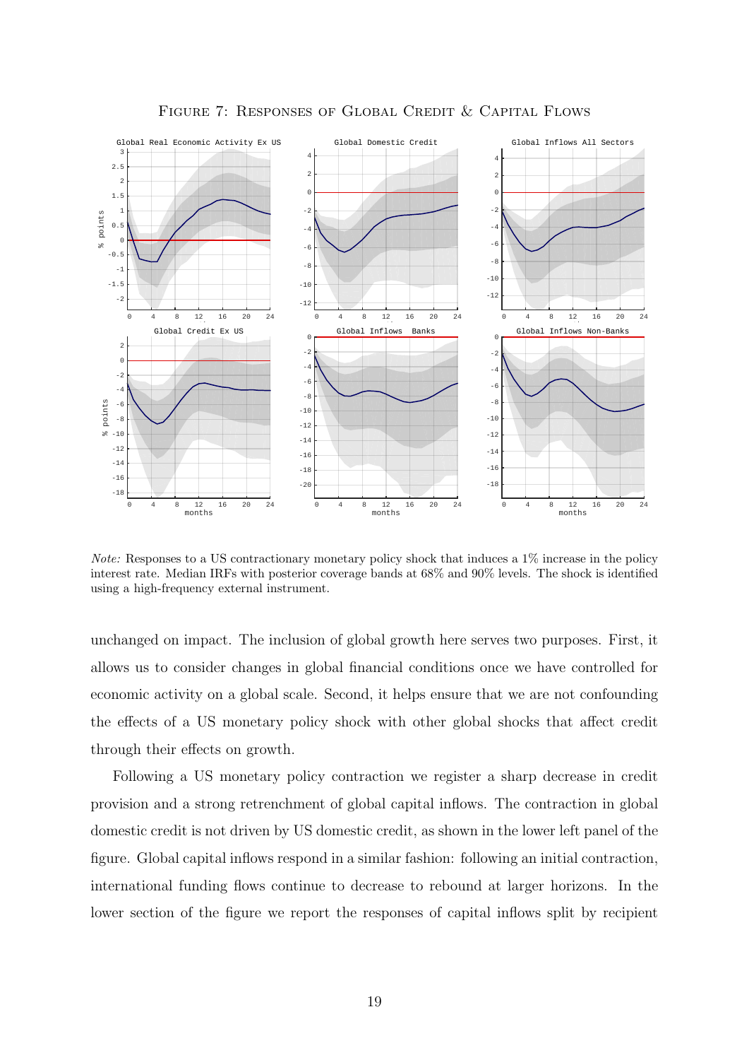Figure 7: Responses of Global Credit & Capital Flows

*Note:* Responses to a US contractionary monetary policy shock that induces a 1% increase in the policy interest rate. Median IRFs with posterior coverage bands at 68% and 90% levels. The shock is identified using a high-frequency external instrument.

unchanged on impact. The inclusion of global growth here serves two purposes. First, it allows us to consider changes in global financial conditions once we have controlled for economic activity on a global scale. Second, it helps ensure that we are not confounding the effects of a US monetary policy shock with other global shocks that affect credit through their effects on growth.

Following a US monetary policy contraction we register a sharp decrease in credit provision and a strong retrenchment of global capital inflows. The contraction in global domestic credit is not driven by US domestic credit, as shown in the lower left panel of the figure. Global capital inflows respond in a similar fashion: following an initial contraction, international funding flows continue to decrease to rebound at larger horizons. In the lower section of the figure we report the responses of capital inflows split by recipient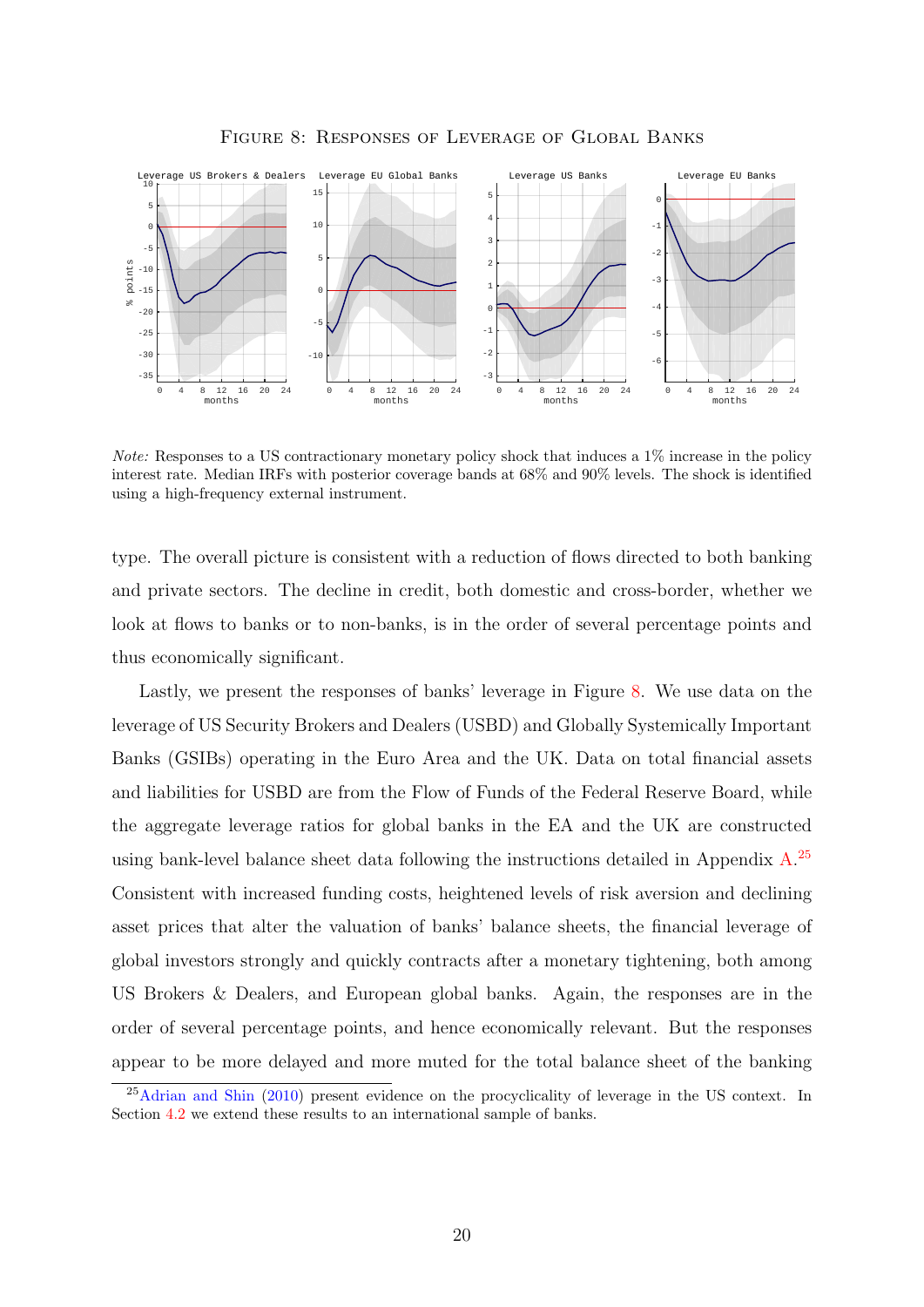Figure 8: Responses of Leverage of Global Banks

*Note:* Responses to a US contractionary monetary policy shock that induces a 1% increase in the policy interest rate. Median IRFs with posterior coverage bands at 68% and 90% levels. The shock is identified using a high-frequency external instrument.

type. The overall picture is consistent with a reduction of flows directed to both banking and private sectors. The decline in credit, both domestic and cross-border, whether we look at flows to banks or to non-banks, is in the order of several percentage points and thus economically significant.

Lastly, we present the responses of banks' leverage in Figure 8. We use data on the leverage of US Security Brokers and Dealers (USBD) and Globally Systemically Important Banks (GSIBs) operating in the Euro Area and the UK. Data on total financial assets and liabilities for USBD are from the Flow of Funds of the Federal Reserve Board, while the aggregate leverage ratios for global banks in the EA and the UK are constructed using bank-level balance sheet data following the instructions detailed in Appendix A.[25] Consistent with increased funding costs, heightened levels of risk aversion and declining asset prices that alter the valuation of banks' balance sheets, the financial leverage of global investors strongly and quickly contracts after a monetary tightening, both among US Brokers & Dealers, and European global banks. Again, the responses are in the order of several percentage points, and hence economically relevant. But the responses appear to be more delayed and more muted for the total balance sheet of the banking

[25] Adrian and Shin (2010) present evidence on the procyclicality of leverage in the US context. In Section 4.2 we extend these results to an international sample of banks.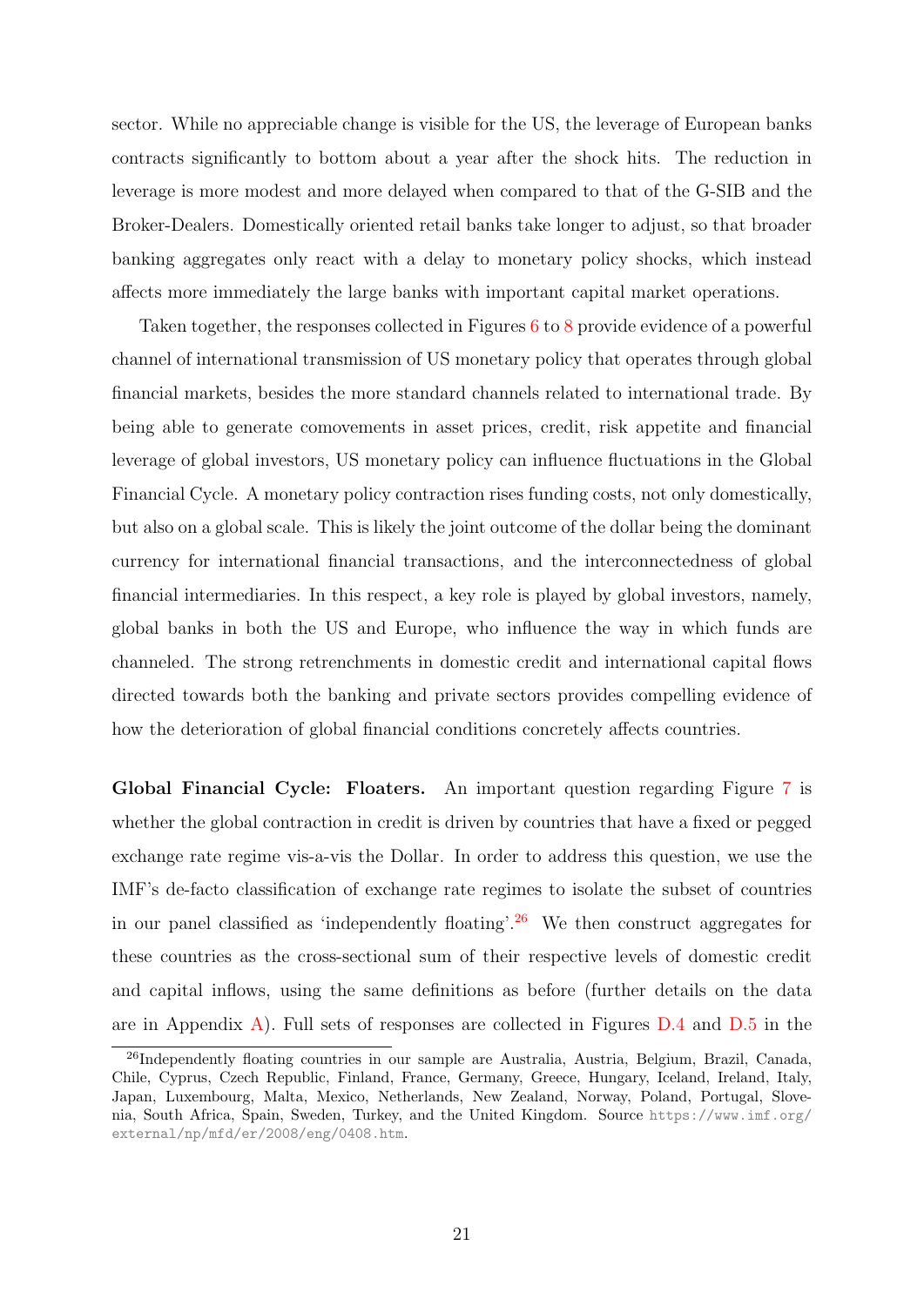sector. While no appreciable change is visible for the US, the leverage of European banks contracts significantly to bottom about a year after the shock hits. The reduction in leverage is more modest and more delayed when compared to that of the G-SIB and the Broker-Dealers. Domestically oriented retail banks take longer to adjust, so that broader banking aggregates only react with a delay to monetary policy shocks, which instead affects more immediately the large banks with important capital market operations.

Taken together, the responses collected in Figures 6 to 8 provide evidence of a powerful channel of international transmission of US monetary policy that operates through global financial markets, besides the more standard channels related to international trade. By being able to generate comovements in asset prices, credit, risk appetite and financial leverage of global investors, US monetary policy can influence fluctuations in the Global Financial Cycle. A monetary policy contraction rises funding costs, not only domestically, but also on a global scale. This is likely the joint outcome of the dollar being the dominant currency for international financial transactions, and the interconnectedness of global financial intermediaries. In this respect, a key role is played by global investors, namely, global banks in both the US and Europe, who influence the way in which funds are channeled. The strong retrenchments in domestic credit and international capital flows directed towards both the banking and private sectors provides compelling evidence of how the deterioration of global financial conditions concretely affects countries.

**Global Financial Cycle: Floaters.** An important question regarding Figure 7 is whether the global contraction in credit is driven by countries that have a fixed or pegged exchange rate regime vis-a-vis the Dollar. In order to address this question, we use the IMF's de-facto classification of exchange rate regimes to isolate the subset of countries in our panel classified as 'independently floating'.[26] We then construct aggregates for these countries as the cross-sectional sum of their respective levels of domestic credit and capital inflows, using the same definitions as before (further details on the data are in Appendix A). Full sets of responses are collected in Figures D.4 and D.5 in the

[26]Independently floating countries in our sample are Australia, Austria, Belgium, Brazil, Canada, Chile, Cyprus, Czech Republic, Finland, France, Germany, Greece, Hungary, Iceland, Ireland, Italy, Japan, Luxembourg, Malta, Mexico, Netherlands, New Zealand, Norway, Poland, Portugal, Slovenia, South Africa, Spain, Sweden, Turkey, and the United Kingdom. Source https://www.imf.org/external/np/mfd/er/2008/eng/0408.htm.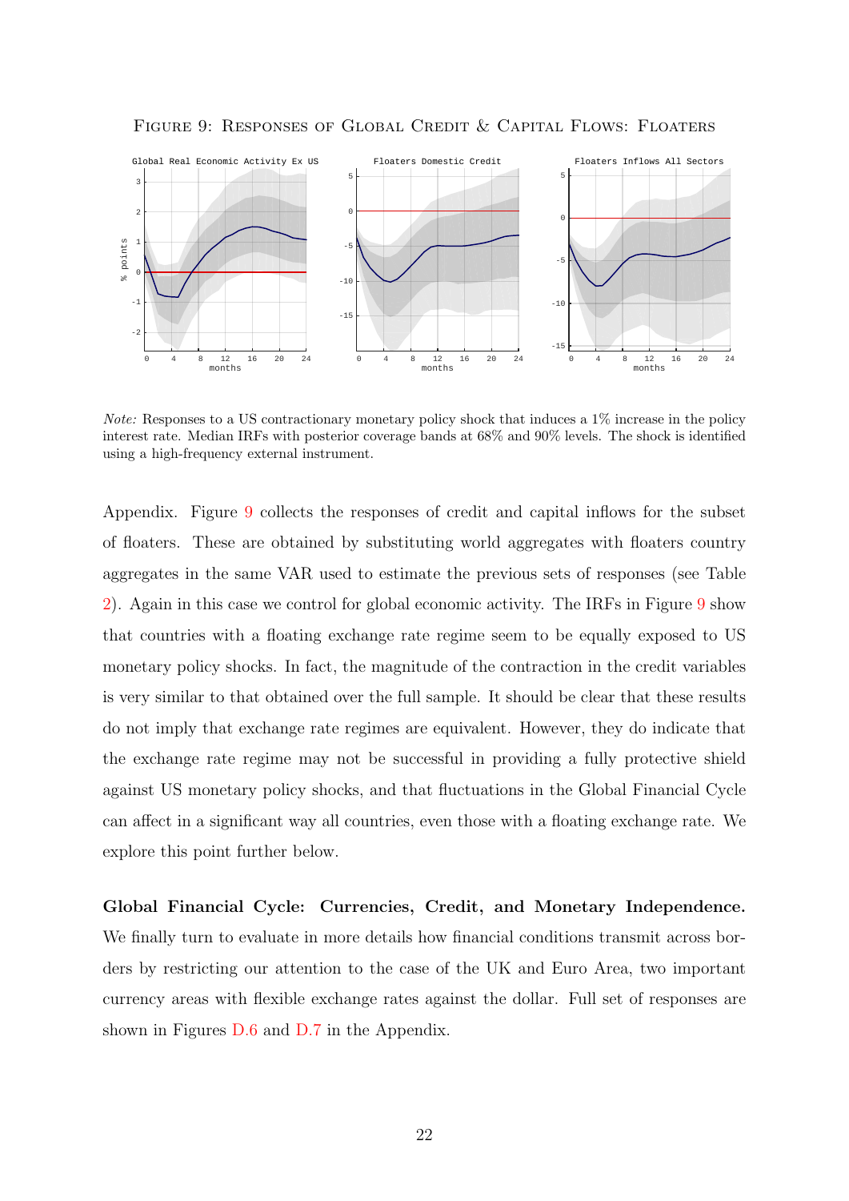Figure 9: Responses of Global Credit & Capital Flows: Floaters

*Note:* Responses to a US contractionary monetary policy shock that induces a 1% increase in the policy interest rate. Median IRFs with posterior coverage bands at 68% and 90% levels. The shock is identified using a high-frequency external instrument.

Appendix. Figure 9 collects the responses of credit and capital inflows for the subset of floaters. These are obtained by substituting world aggregates with floaters country aggregates in the same VAR used to estimate the previous sets of responses (see Table 2). Again in this case we control for global economic activity. The IRFs in Figure 9 show that countries with a floating exchange rate regime seem to be equally exposed to US monetary policy shocks. In fact, the magnitude of the contraction in the credit variables is very similar to that obtained over the full sample. It should be clear that these results do not imply that exchange rate regimes are equivalent. However, they do indicate that the exchange rate regime may not be successful in providing a fully protective shield against US monetary policy shocks, and that fluctuations in the Global Financial Cycle can affect in a significant way all countries, even those with a floating exchange rate. We explore this point further below.

**Global Financial Cycle: Currencies, Credit, and Monetary Independence.** We finally turn to evaluate in more details how financial conditions transmit across borders by restricting our attention to the case of the UK and Euro Area, two important currency areas with flexible exchange rates against the dollar. Full set of responses are shown in Figures D.6 and D.7 in the Appendix.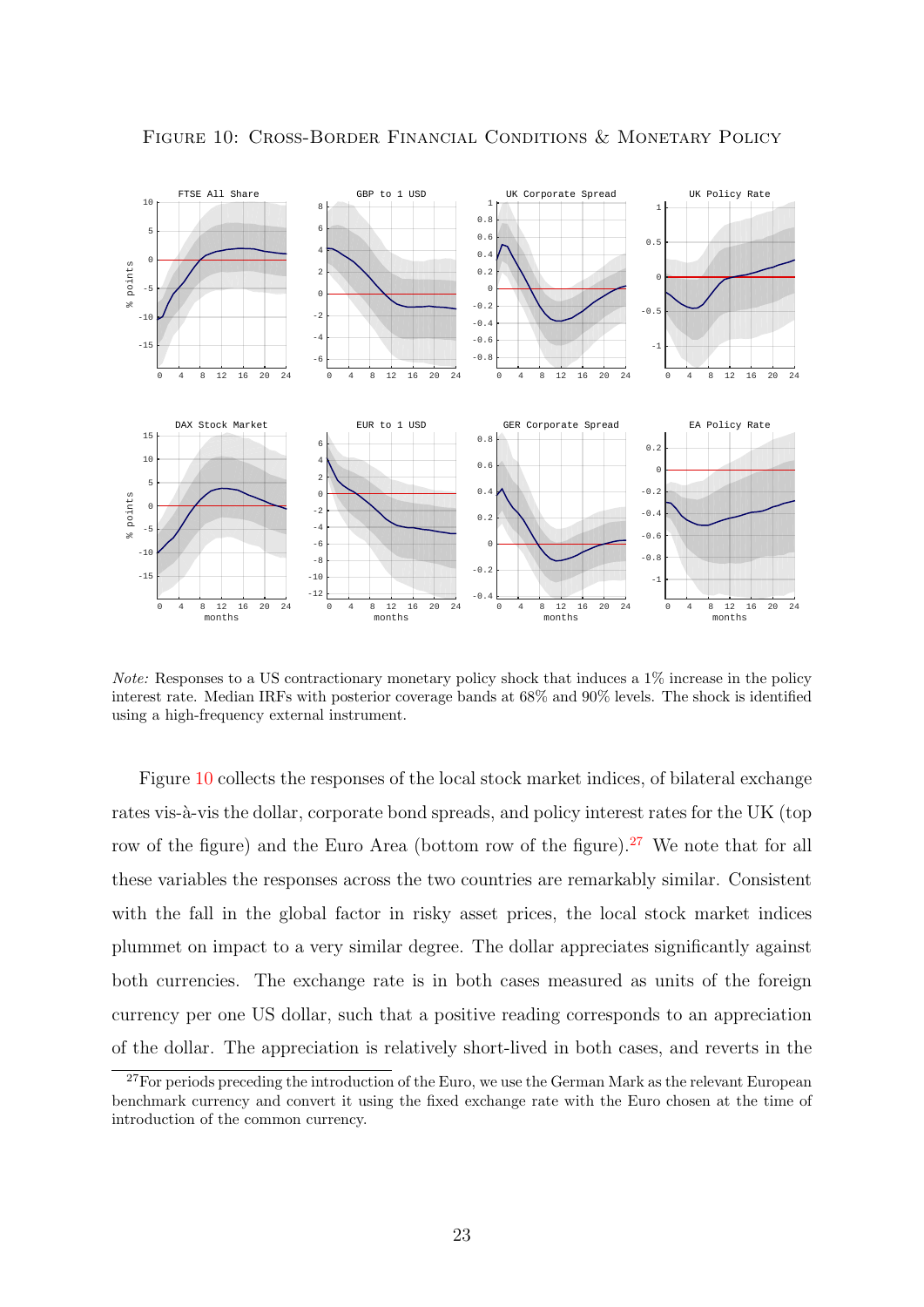Figure 10: Cross-Border Financial Conditions & Monetary Policy

*Note:* Responses to a US contractionary monetary policy shock that induces a 1% increase in the policy interest rate. Median IRFs with posterior coverage bands at 68% and 90% levels. The shock is identified using a high-frequency external instrument.

Figure 10 collects the responses of the local stock market indices, of bilateral exchange rates vis-à-vis the dollar, corporate bond spreads, and policy interest rates for the UK (top row of the figure) and the Euro Area (bottom row of the figure).[27] We note that for all these variables the responses across the two countries are remarkably similar. Consistent with the fall in the global factor in risky asset prices, the local stock market indices plummet on impact to a very similar degree. The dollar appreciates significantly against both currencies. The exchange rate is in both cases measured as units of the foreign currency per one US dollar, such that a positive reading corresponds to an appreciation of the dollar. The appreciation is relatively short-lived in both cases, and reverts in the

[27] For periods preceding the introduction of the Euro, we use the German Mark as the relevant European benchmark currency and convert it using the fixed exchange rate with the Euro chosen at the time of introduction of the common currency.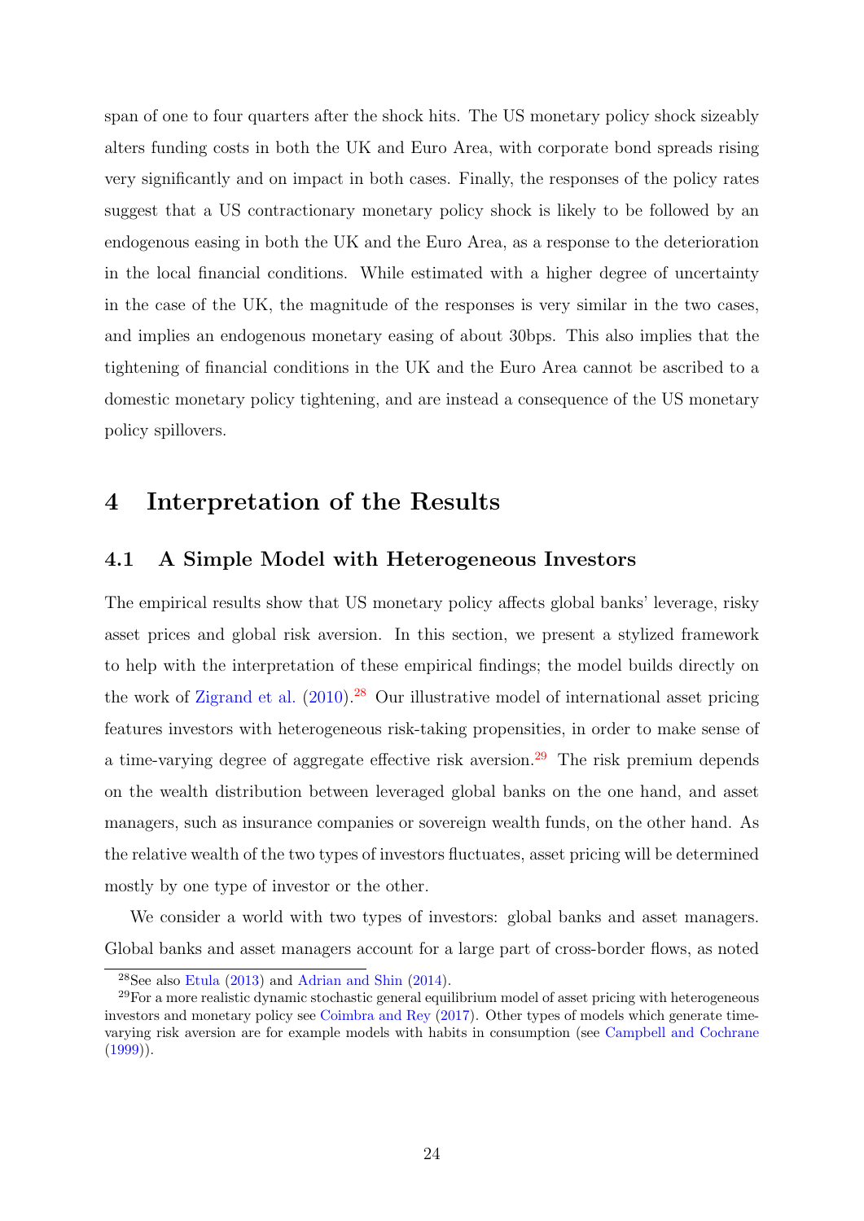span of one to four quarters after the shock hits. The US monetary policy shock sizeably alters funding costs in both the UK and Euro Area, with corporate bond spreads rising very significantly and on impact in both cases. Finally, the responses of the policy rates suggest that a US contractionary monetary policy shock is likely to be followed by an endogenous easing in both the UK and the Euro Area, as a response to the deterioration in the local financial conditions. While estimated with a higher degree of uncertainty in the case of the UK, the magnitude of the responses is very similar in the two cases, and implies an endogenous monetary easing of about 30bps. This also implies that the tightening of financial conditions in the UK and the Euro Area cannot be ascribed to a domestic monetary policy tightening, and are instead a consequence of the US monetary policy spillovers.

# 4 Interpretation of the Results

## 4.1 A Simple Model with Heterogeneous Investors

The empirical results show that US monetary policy affects global banks' leverage, risky asset prices and global risk aversion. In this section, we present a stylized framework to help with the interpretation of these empirical findings; the model builds directly on the work of Zigrand et al. (2010).[28] Our illustrative model of international asset pricing features investors with heterogeneous risk-taking propensities, in order to make sense of a time-varying degree of aggregate effective risk aversion.[29] The risk premium depends on the wealth distribution between leveraged global banks on the one hand, and asset managers, such as insurance companies or sovereign wealth funds, on the other hand. As the relative wealth of the two types of investors fluctuates, asset pricing will be determined mostly by one type of investor or the other.

We consider a world with two types of investors: global banks and asset managers. Global banks and asset managers account for a large part of cross-border flows, as noted

[28] See also Etula (2013) and Adrian and Shin (2014).

[29] For a more realistic dynamic stochastic general equilibrium model of asset pricing with heterogeneous investors and monetary policy see Coimbra and Rey (2017). Other types of models which generate time-varying risk aversion are for example models with habits in consumption (see Campbell and Cochrane (1999)).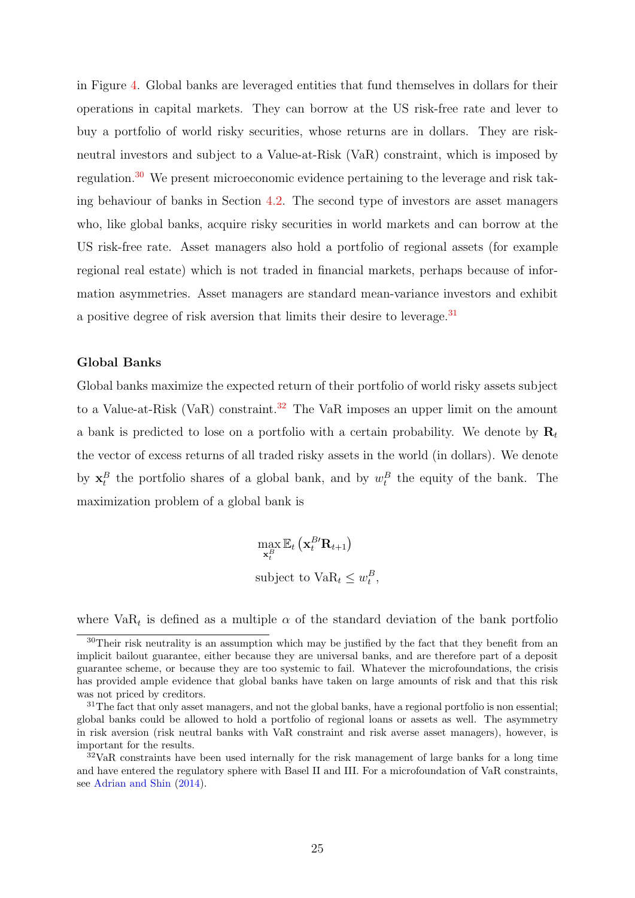in Figure 4. Global banks are leveraged entities that fund themselves in dollars for their operations in capital markets. They can borrow at the US risk-free rate and lever to buy a portfolio of world risky securities, whose returns are in dollars. They are risk-neutral investors and subject to a Value-at-Risk (VaR) constraint, which is imposed by regulation.[30] We present microeconomic evidence pertaining to the leverage and risk taking behaviour of banks in Section 4.2. The second type of investors are asset managers who, like global banks, acquire risky securities in world markets and can borrow at the US risk-free rate. Asset managers also hold a portfolio of regional assets (for example regional real estate) which is not traded in financial markets, perhaps because of information asymmetries. Asset managers are standard mean-variance investors and exhibit a positive degree of risk aversion that limits their desire to leverage.[31]

**Global Banks**

Global banks maximize the expected return of their portfolio of world risky assets subject to a Value-at-Risk (VaR) constraint.[32] The VaR imposes an upper limit on the amount a bank is predicted to lose on a portfolio with a certain probability. We denote by $\mathbf{R}_t$ the vector of excess returns of all traded risky assets in the world (in dollars). We denote by $\mathbf{x}_t^B$ the portfolio shares of a global bank, and by $w_t^B$ the equity of the bank. The maximization problem of a global bank is

$$\max_{\mathbf{x}_t^B} \mathbb{E}_t \left( \mathbf{x}_t^{B\prime} \mathbf{R}_{t+1} \right)$$
$$\text{subject to } \text{VaR}_t \leq w_t^B,$$

where $\text{VaR}_t$ is defined as a multiple $\alpha$ of the standard deviation of the bank portfolio

[30] Their risk neutrality is an assumption which may be justified by the fact that they benefit from an implicit bailout guarantee, either because they are universal banks, and are therefore part of a deposit guarantee scheme, or because they are too systemic to fail. Whatever the microfoundations, the crisis has provided ample evidence that global banks have taken on large amounts of risk and that this risk was not priced by creditors.

[31] The fact that only asset managers, and not the global banks, have a regional portfolio is non essential; global banks could be allowed to hold a portfolio of regional loans or assets as well. The asymmetry in risk aversion (risk neutral banks with VaR constraint and risk averse asset managers), however, is important for the results.

[32] VaR constraints have been used internally for the risk management of large banks for a long time and have entered the regulatory sphere with Basel II and III. For a microfoundation of VaR constraints, see Adrian and Shin (2014).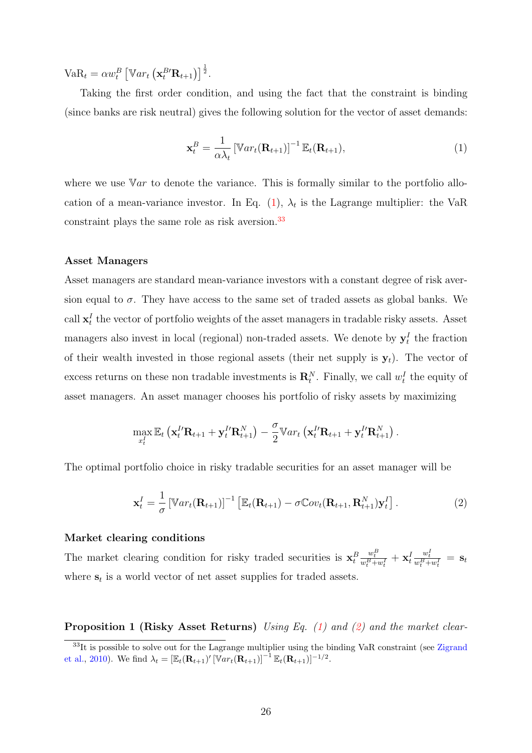$\text{VaR}_t = \alpha w_t^B \left[\mathbb{V}ar_t\left(\mathbf{x}_t^{B\prime}\mathbf{R}_{t+1}\right)\right]^{\frac{1}{2}}$.

Taking the first order condition, and using the fact that the constraint is binding (since banks are risk neutral) gives the following solution for the vector of asset demands:

$$\mathbf{x}_t^B = \frac{1}{\alpha\lambda_t}\left[\mathbb{V}ar_t(\mathbf{R}_{t+1})\right]^{-1}\mathbb{E}_t(\mathbf{R}_{t+1}), \tag{1}$$

where we use $\mathbb{V}ar$ to denote the variance. This is formally similar to the portfolio allocation of a mean-variance investor. In Eq. (1), $\lambda_t$ is the Lagrange multiplier: the VaR constraint plays the same role as risk aversion.[33]

**Asset Managers**

Asset managers are standard mean-variance investors with a constant degree of risk aversion equal to $\sigma$. They have access to the same set of traded assets as global banks. We call $\mathbf{x}_t^I$ the vector of portfolio weights of the asset managers in tradable risky assets. Asset managers also invest in local (regional) non-traded assets. We denote by $\mathbf{y}_t^I$ the fraction of their wealth invested in those regional assets (their net supply is $\mathbf{y}_t$). The vector of excess returns on these non tradable investments is $\mathbf{R}_t^N$. Finally, we call $w_t^I$ the equity of asset managers. An asset manager chooses his portfolio of risky assets by maximizing

$$\max_{x_t^I} \mathbb{E}_t\left(\mathbf{x}_t^{I\prime}\mathbf{R}_{t+1} + \mathbf{y}_t^{I\prime}\mathbf{R}_{t+1}^N\right) - \frac{\sigma}{2}\mathbb{V}ar_t\left(\mathbf{x}_t^{I\prime}\mathbf{R}_{t+1} + \mathbf{y}_t^{I\prime}\mathbf{R}_{t+1}^N\right).$$

The optimal portfolio choice in risky tradable securities for an asset manager will be

$$\mathbf{x}_t^I = \frac{1}{\sigma}\left[\mathbb{V}ar_t(\mathbf{R}_{t+1})\right]^{-1}\left[\mathbb{E}_t(\mathbf{R}_{t+1}) - \sigma\mathbb{C}ov_t(\mathbf{R}_{t+1}, \mathbf{R}_{t+1}^N)\mathbf{y}_t^I\right]. \tag{2}$$

**Market clearing conditions**

The market clearing condition for risky traded securities is $\mathbf{x}_t^B\frac{w_t^B}{w_t^B+w_t^I} + \mathbf{x}_t^I\frac{w_t^I}{w_t^B+w_t^I} = \mathbf{s}_t$ where $\mathbf{s}_t$ is a world vector of net asset supplies for traded assets.

**Proposition 1 (Risky Asset Returns)** *Using Eq. (1) and (2) and the market clear-*

[33] It is possible to solve out for the Lagrange multiplier using the binding VaR constraint (see Zigrand et al., 2010). We find $\lambda_t = \left[\mathbb{E}_t(\mathbf{R}_{t+1})'\left[\mathbb{V}ar_t(\mathbf{R}_{t+1})\right]^{-1}\mathbb{E}_t(\mathbf{R}_{t+1})\right]^{-1/2}$.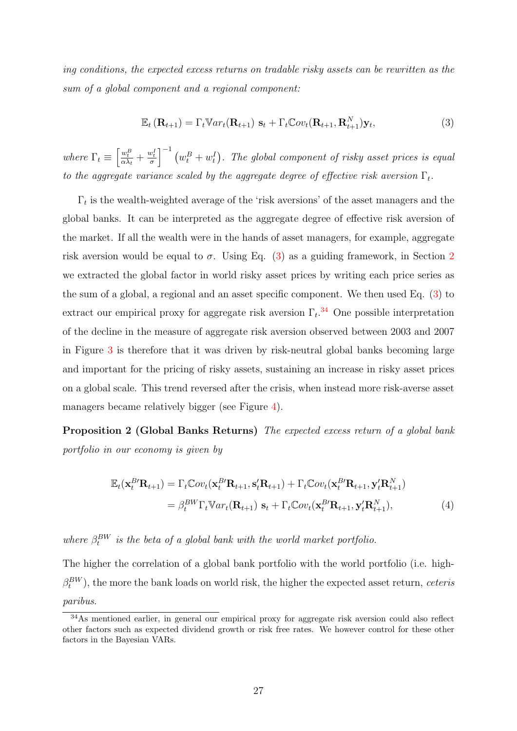*ing conditions, the expected excess returns on tradable risky assets can be rewritten as the sum of a global component and a regional component:*

$$\mathbb{E}_t\left(\mathbf{R}_{t+1}\right) = \Gamma_t \mathbb{V}ar_t(\mathbf{R}_{t+1})\ \mathbf{s}_t + \Gamma_t \mathbb{C}ov_t(\mathbf{R}_{t+1}, \mathbf{R}^N_{t+1})\mathbf{y}_t, \tag{3}$$

*where* $\Gamma_t \equiv \left[\frac{w^B_t}{\alpha\lambda_t} + \frac{w^I_t}{\sigma}\right]^{-1}\left(w^B_t + w^I_t\right)$*. The global component of risky asset prices is equal to the aggregate variance scaled by the aggregate degree of effective risk aversion* $\Gamma_t$*.*

$\Gamma_t$ is the wealth-weighted average of the 'risk aversions' of the asset managers and the global banks. It can be interpreted as the aggregate degree of effective risk aversion of the market. If all the wealth were in the hands of asset managers, for example, aggregate risk aversion would be equal to $\sigma$. Using Eq. (3) as a guiding framework, in Section 2 we extracted the global factor in world risky asset prices by writing each price series as the sum of a global, a regional and an asset specific component. We then used Eq. (3) to extract our empirical proxy for aggregate risk aversion $\Gamma_t$.[34] One possible interpretation of the decline in the measure of aggregate risk aversion observed between 2003 and 2007 in Figure 3 is therefore that it was driven by risk-neutral global banks becoming large and important for the pricing of risky assets, sustaining an increase in risky asset prices on a global scale. This trend reversed after the crisis, when instead more risk-averse asset managers became relatively bigger (see Figure 4).

**Proposition 2 (Global Banks Returns)** *The expected excess return of a global bank portfolio in our economy is given by*

$$\begin{aligned}\mathbb{E}_t(\mathbf{x}^{B\prime}_t\mathbf{R}_{t+1}) &= \Gamma_t \mathbb{C}ov_t(\mathbf{x}^{B\prime}_t\mathbf{R}_{t+1}, \mathbf{s}'_t\mathbf{R}_{t+1}) + \Gamma_t \mathbb{C}ov_t(\mathbf{x}^{B\prime}_t\mathbf{R}_{t+1}, \mathbf{y}'_t\mathbf{R}^N_{t+1}) \\ &= \beta^{BW}_t \Gamma_t \mathbb{V}ar_t(\mathbf{R}_{t+1})\ \mathbf{s}_t + \Gamma_t \mathbb{C}ov_t(\mathbf{x}^{B\prime}_t\mathbf{R}_{t+1}, \mathbf{y}'_t\mathbf{R}^N_{t+1}),\end{aligned} \tag{4}$$

*where* $\beta^{BW}_t$ *is the beta of a global bank with the world market portfolio.*

The higher the correlation of a global bank portfolio with the world portfolio (i.e. high-$\beta^{BW}_t$), the more the bank loads on world risk, the higher the expected asset return, *ceteris paribus*.

[34] As mentioned earlier, in general our empirical proxy for aggregate risk aversion could also reflect other factors such as expected dividend growth or risk free rates. We however control for these other factors in the Bayesian VARs.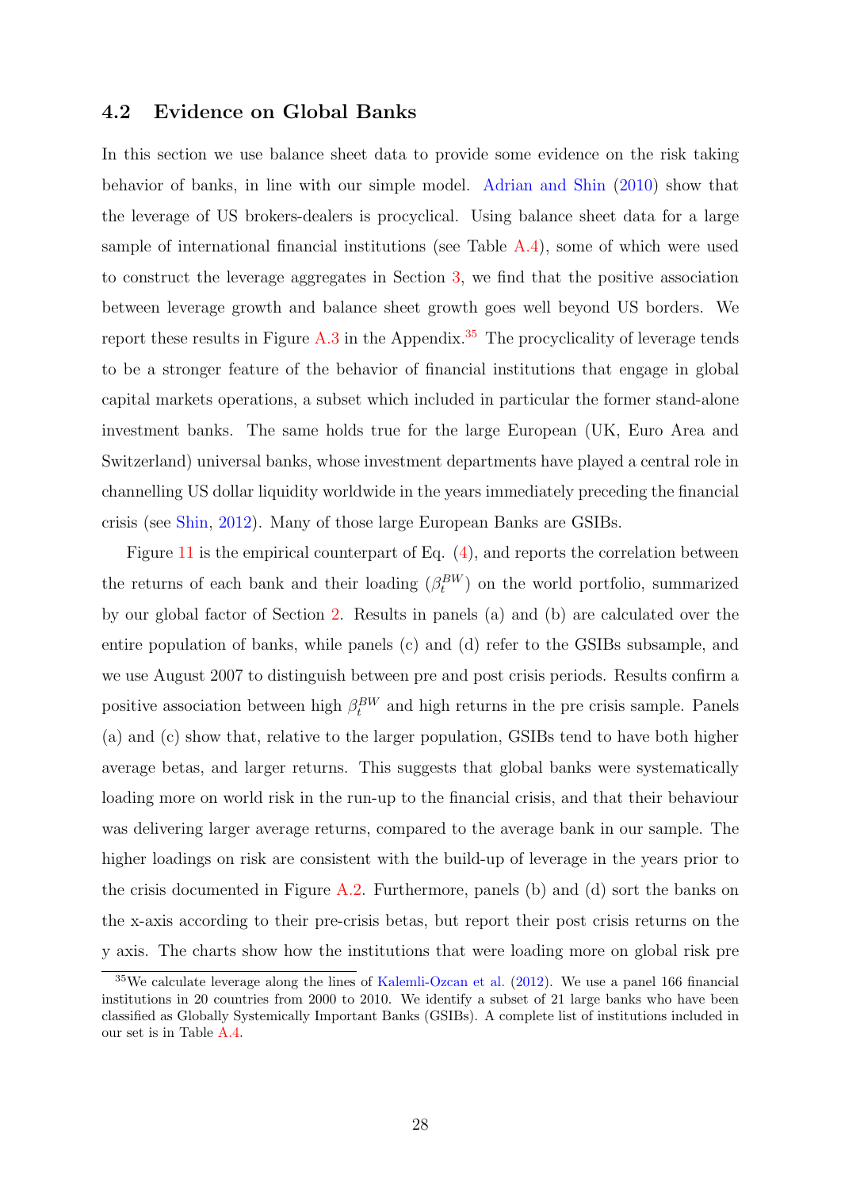## 4.2 Evidence on Global Banks

In this section we use balance sheet data to provide some evidence on the risk taking behavior of banks, in line with our simple model. Adrian and Shin (2010) show that the leverage of US brokers-dealers is procyclical. Using balance sheet data for a large sample of international financial institutions (see Table A.4), some of which were used to construct the leverage aggregates in Section 3, we find that the positive association between leverage growth and balance sheet growth goes well beyond US borders. We report these results in Figure A.3 in the Appendix.[35] The procyclicality of leverage tends to be a stronger feature of the behavior of financial institutions that engage in global capital markets operations, a subset which included in particular the former stand-alone investment banks. The same holds true for the large European (UK, Euro Area and Switzerland) universal banks, whose investment departments have played a central role in channelling US dollar liquidity worldwide in the years immediately preceding the financial crisis (see Shin, 2012). Many of those large European Banks are GSIBs.

Figure 11 is the empirical counterpart of Eq. (4), and reports the correlation between the returns of each bank and their loading ($\beta_t^{BW}$) on the world portfolio, summarized by our global factor of Section 2. Results in panels (a) and (b) are calculated over the entire population of banks, while panels (c) and (d) refer to the GSIBs subsample, and we use August 2007 to distinguish between pre and post crisis periods. Results confirm a positive association between high $\beta_t^{BW}$ and high returns in the pre crisis sample. Panels (a) and (c) show that, relative to the larger population, GSIBs tend to have both higher average betas, and larger returns. This suggests that global banks were systematically loading more on world risk in the run-up to the financial crisis, and that their behaviour was delivering larger average returns, compared to the average bank in our sample. The higher loadings on risk are consistent with the build-up of leverage in the years prior to the crisis documented in Figure A.2. Furthermore, panels (b) and (d) sort the banks on the x-axis according to their pre-crisis betas, but report their post crisis returns on the y axis. The charts show how the institutions that were loading more on global risk pre

[35] We calculate leverage along the lines of Kalemli-Ozcan et al. (2012). We use a panel 166 financial institutions in 20 countries from 2000 to 2010. We identify a subset of 21 large banks who have been classified as Globally Systemically Important Banks (GSIBs). A complete list of institutions included in our set is in Table A.4.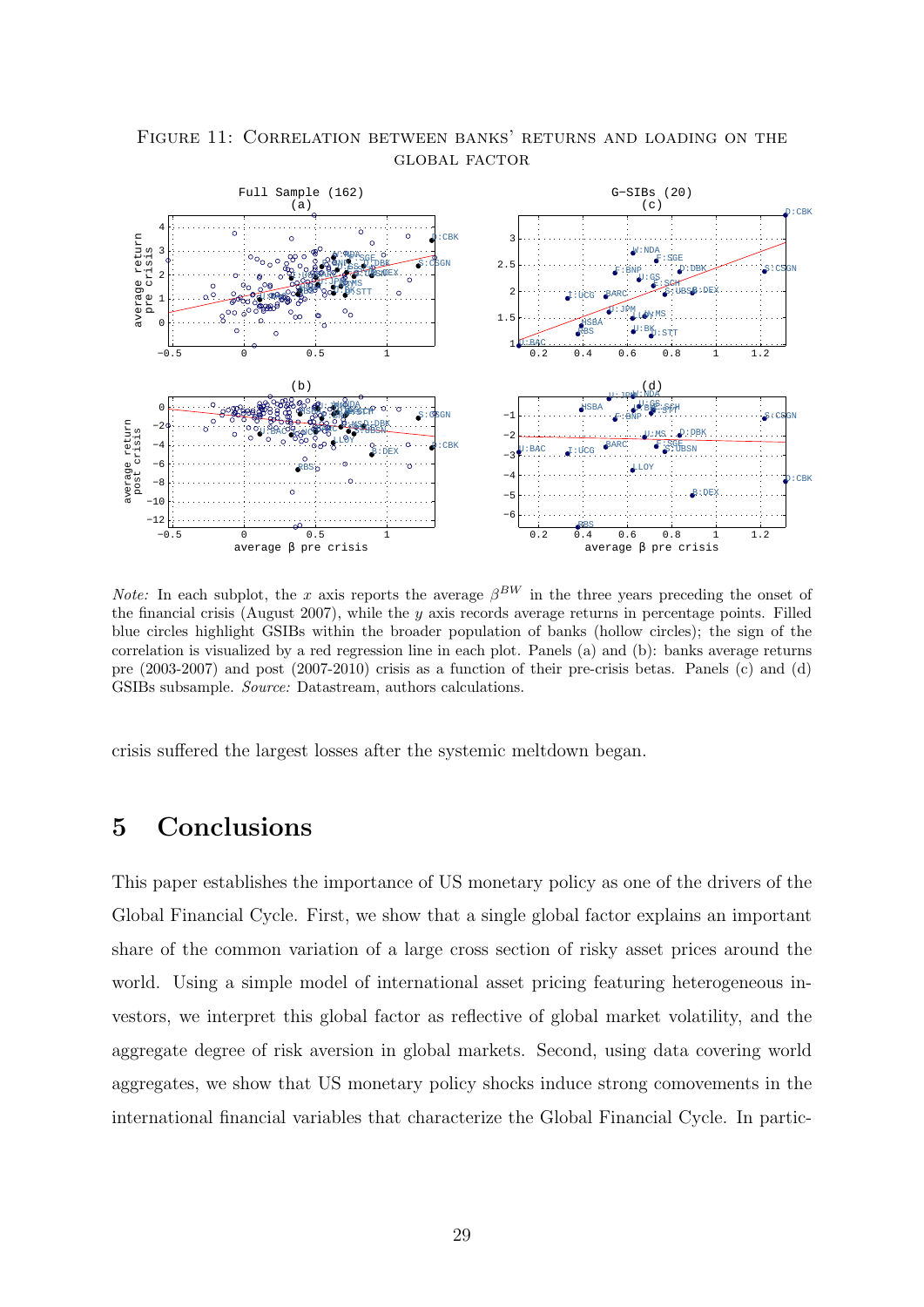FIGURE 11: CORRELATION BETWEEN BANKS' RETURNS AND LOADING ON THE GLOBAL FACTOR

*Note:* In each subplot, the $x$ axis reports the average $\beta^{BW}$ in the three years preceding the onset of the financial crisis (August 2007), while the $y$ axis records average returns in percentage points. Filled blue circles highlight GSIBs within the broader population of banks (hollow circles); the sign of the correlation is visualized by a red regression line in each plot. Panels (a) and (b): banks average returns pre (2003-2007) and post (2007-2010) crisis as a function of their pre-crisis betas. Panels (c) and (d) GSIBs subsample. *Source:* Datastream, authors calculations.

crisis suffered the largest losses after the systemic meltdown began.

# 5 Conclusions

This paper establishes the importance of US monetary policy as one of the drivers of the Global Financial Cycle. First, we show that a single global factor explains an important share of the common variation of a large cross section of risky asset prices around the world. Using a simple model of international asset pricing featuring heterogeneous investors, we interpret this global factor as reflective of global market volatility, and the aggregate degree of risk aversion in global markets. Second, using data covering world aggregates, we show that US monetary policy shocks induce strong comovements in the international financial variables that characterize the Global Financial Cycle. In partic-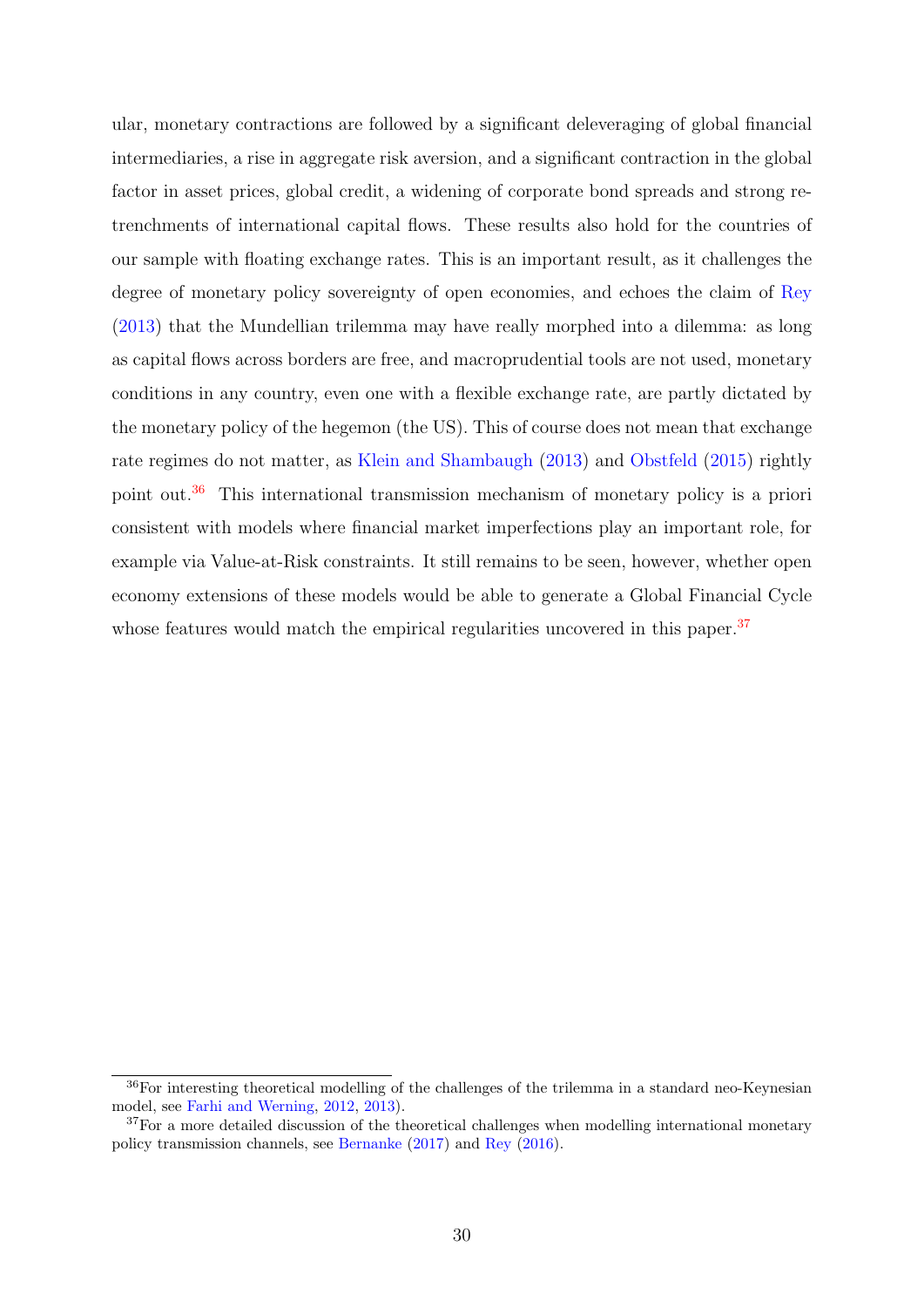ular, monetary contractions are followed by a significant deleveraging of global financial intermediaries, a rise in aggregate risk aversion, and a significant contraction in the global factor in asset prices, global credit, a widening of corporate bond spreads and strong retrenchments of international capital flows. These results also hold for the countries of our sample with floating exchange rates. This is an important result, as it challenges the degree of monetary policy sovereignty of open economies, and echoes the claim of Rey (2013) that the Mundellian trilemma may have really morphed into a dilemma: as long as capital flows across borders are free, and macroprudential tools are not used, monetary conditions in any country, even one with a flexible exchange rate, are partly dictated by the monetary policy of the hegemon (the US). This of course does not mean that exchange rate regimes do not matter, as Klein and Shambaugh (2013) and Obstfeld (2015) rightly point out.[36] This international transmission mechanism of monetary policy is a priori consistent with models where financial market imperfections play an important role, for example via Value-at-Risk constraints. It still remains to be seen, however, whether open economy extensions of these models would be able to generate a Global Financial Cycle whose features would match the empirical regularities uncovered in this paper.[37]

[36] For interesting theoretical modelling of the challenges of the trilemma in a standard neo-Keynesian model, see Farhi and Werning, 2012, 2013).

[37] For a more detailed discussion of the theoretical challenges when modelling international monetary policy transmission channels, see Bernanke (2017) and Rey (2016).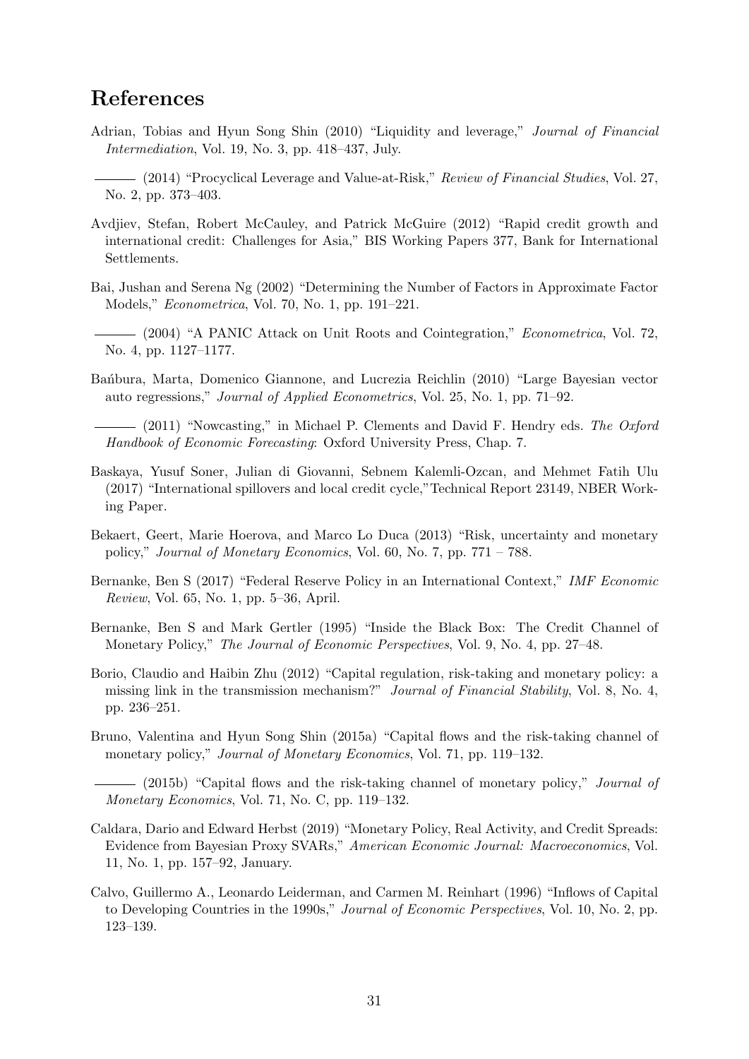# References

Adrian, Tobias and Hyun Song Shin (2010) "Liquidity and leverage," *Journal of Financial Intermediation*, Vol. 19, No. 3, pp. 418–437, July.

——— (2014) "Procyclical Leverage and Value-at-Risk," *Review of Financial Studies*, Vol. 27, No. 2, pp. 373–403.

Avdjiev, Stefan, Robert McCauley, and Patrick McGuire (2012) "Rapid credit growth and international credit: Challenges for Asia," BIS Working Papers 377, Bank for International Settlements.

Bai, Jushan and Serena Ng (2002) "Determining the Number of Factors in Approximate Factor Models," *Econometrica*, Vol. 70, No. 1, pp. 191–221.

——— (2004) "A PANIC Attack on Unit Roots and Cointegration," *Econometrica*, Vol. 72, No. 4, pp. 1127–1177.

Bańbura, Marta, Domenico Giannone, and Lucrezia Reichlin (2010) "Large Bayesian vector auto regressions," *Journal of Applied Econometrics*, Vol. 25, No. 1, pp. 71–92.

——— (2011) "Nowcasting," in Michael P. Clements and David F. Hendry eds. *The Oxford Handbook of Economic Forecasting*: Oxford University Press, Chap. 7.

Baskaya, Yusuf Soner, Julian di Giovanni, Sebnem Kalemli-Ozcan, and Mehmet Fatih Ulu (2017) "International spillovers and local credit cycle,"Technical Report 23149, NBER Working Paper.

Bekaert, Geert, Marie Hoerova, and Marco Lo Duca (2013) "Risk, uncertainty and monetary policy," *Journal of Monetary Economics*, Vol. 60, No. 7, pp. 771 – 788.

Bernanke, Ben S (2017) "Federal Reserve Policy in an International Context," *IMF Economic Review*, Vol. 65, No. 1, pp. 5–36, April.

Bernanke, Ben S and Mark Gertler (1995) "Inside the Black Box: The Credit Channel of Monetary Policy," *The Journal of Economic Perspectives*, Vol. 9, No. 4, pp. 27–48.

Borio, Claudio and Haibin Zhu (2012) "Capital regulation, risk-taking and monetary policy: a missing link in the transmission mechanism?" *Journal of Financial Stability*, Vol. 8, No. 4, pp. 236–251.

Bruno, Valentina and Hyun Song Shin (2015a) "Capital flows and the risk-taking channel of monetary policy," *Journal of Monetary Economics*, Vol. 71, pp. 119–132.

——— (2015b) "Capital flows and the risk-taking channel of monetary policy," *Journal of Monetary Economics*, Vol. 71, No. C, pp. 119–132.

Caldara, Dario and Edward Herbst (2019) "Monetary Policy, Real Activity, and Credit Spreads: Evidence from Bayesian Proxy SVARs," *American Economic Journal: Macroeconomics*, Vol. 11, No. 1, pp. 157–92, January.

Calvo, Guillermo A., Leonardo Leiderman, and Carmen M. Reinhart (1996) "Inflows of Capital to Developing Countries in the 1990s," *Journal of Economic Perspectives*, Vol. 10, No. 2, pp. 123–139.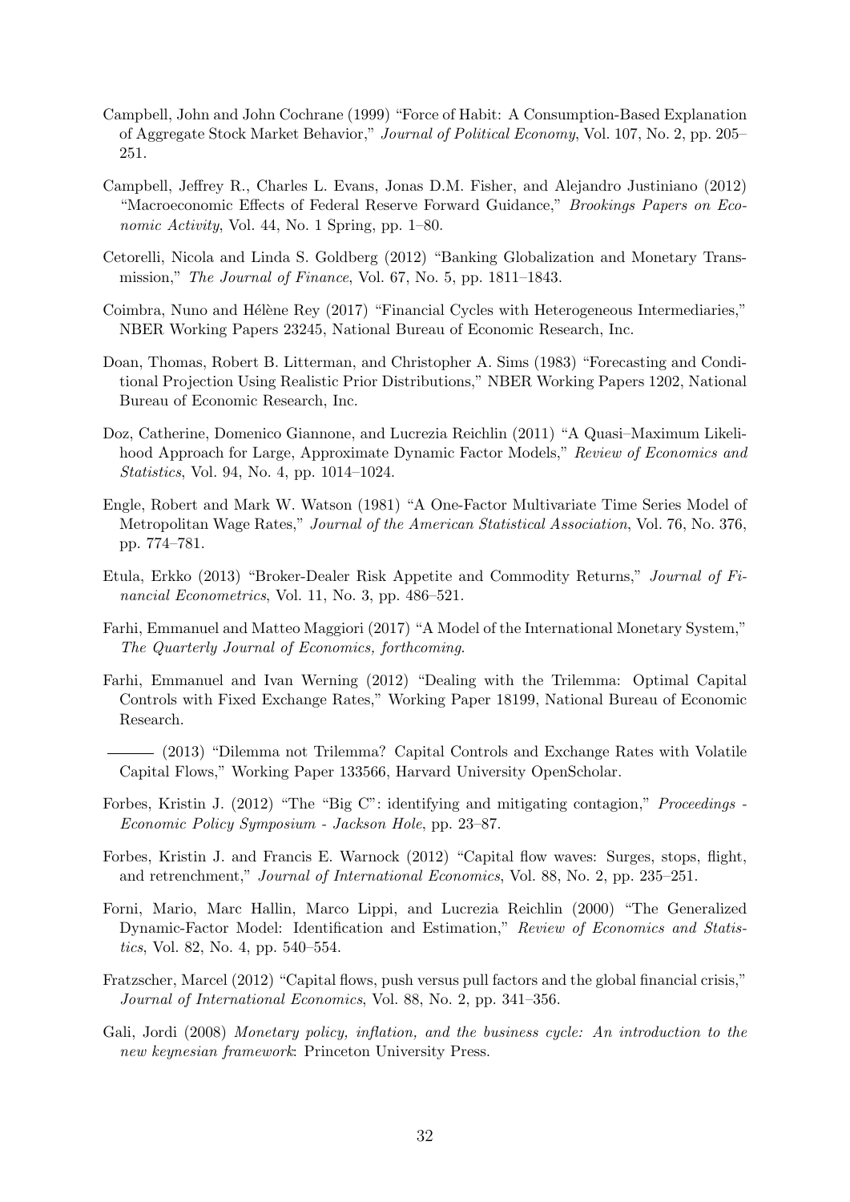Campbell, John and John Cochrane (1999) "Force of Habit: A Consumption-Based Explanation of Aggregate Stock Market Behavior," *Journal of Political Economy*, Vol. 107, No. 2, pp. 205–251.

Campbell, Jeffrey R., Charles L. Evans, Jonas D.M. Fisher, and Alejandro Justiniano (2012) "Macroeconomic Effects of Federal Reserve Forward Guidance," *Brookings Papers on Economic Activity*, Vol. 44, No. 1 Spring, pp. 1–80.

Cetorelli, Nicola and Linda S. Goldberg (2012) "Banking Globalization and Monetary Transmission," *The Journal of Finance*, Vol. 67, No. 5, pp. 1811–1843.

Coimbra, Nuno and Hélène Rey (2017) "Financial Cycles with Heterogeneous Intermediaries," NBER Working Papers 23245, National Bureau of Economic Research, Inc.

Doan, Thomas, Robert B. Litterman, and Christopher A. Sims (1983) "Forecasting and Conditional Projection Using Realistic Prior Distributions," NBER Working Papers 1202, National Bureau of Economic Research, Inc.

Doz, Catherine, Domenico Giannone, and Lucrezia Reichlin (2011) "A Quasi–Maximum Likelihood Approach for Large, Approximate Dynamic Factor Models," *Review of Economics and Statistics*, Vol. 94, No. 4, pp. 1014–1024.

Engle, Robert and Mark W. Watson (1981) "A One-Factor Multivariate Time Series Model of Metropolitan Wage Rates," *Journal of the American Statistical Association*, Vol. 76, No. 376, pp. 774–781.

Etula, Erkko (2013) "Broker-Dealer Risk Appetite and Commodity Returns," *Journal of Financial Econometrics*, Vol. 11, No. 3, pp. 486–521.

Farhi, Emmanuel and Matteo Maggiori (2017) "A Model of the International Monetary System," *The Quarterly Journal of Economics, forthcoming*.

Farhi, Emmanuel and Ivan Werning (2012) "Dealing with the Trilemma: Optimal Capital Controls with Fixed Exchange Rates," Working Paper 18199, National Bureau of Economic Research.

——— (2013) "Dilemma not Trilemma? Capital Controls and Exchange Rates with Volatile Capital Flows," Working Paper 133566, Harvard University OpenScholar.

Forbes, Kristin J. (2012) "The "Big C": identifying and mitigating contagion," *Proceedings - Economic Policy Symposium - Jackson Hole*, pp. 23–87.

Forbes, Kristin J. and Francis E. Warnock (2012) "Capital flow waves: Surges, stops, flight, and retrenchment," *Journal of International Economics*, Vol. 88, No. 2, pp. 235–251.

Forni, Mario, Marc Hallin, Marco Lippi, and Lucrezia Reichlin (2000) "The Generalized Dynamic-Factor Model: Identification and Estimation," *Review of Economics and Statistics*, Vol. 82, No. 4, pp. 540–554.

Fratzscher, Marcel (2012) "Capital flows, push versus pull factors and the global financial crisis," *Journal of International Economics*, Vol. 88, No. 2, pp. 341–356.

Gali, Jordi (2008) *Monetary policy, inflation, and the business cycle: An introduction to the new keynesian framework*: Princeton University Press.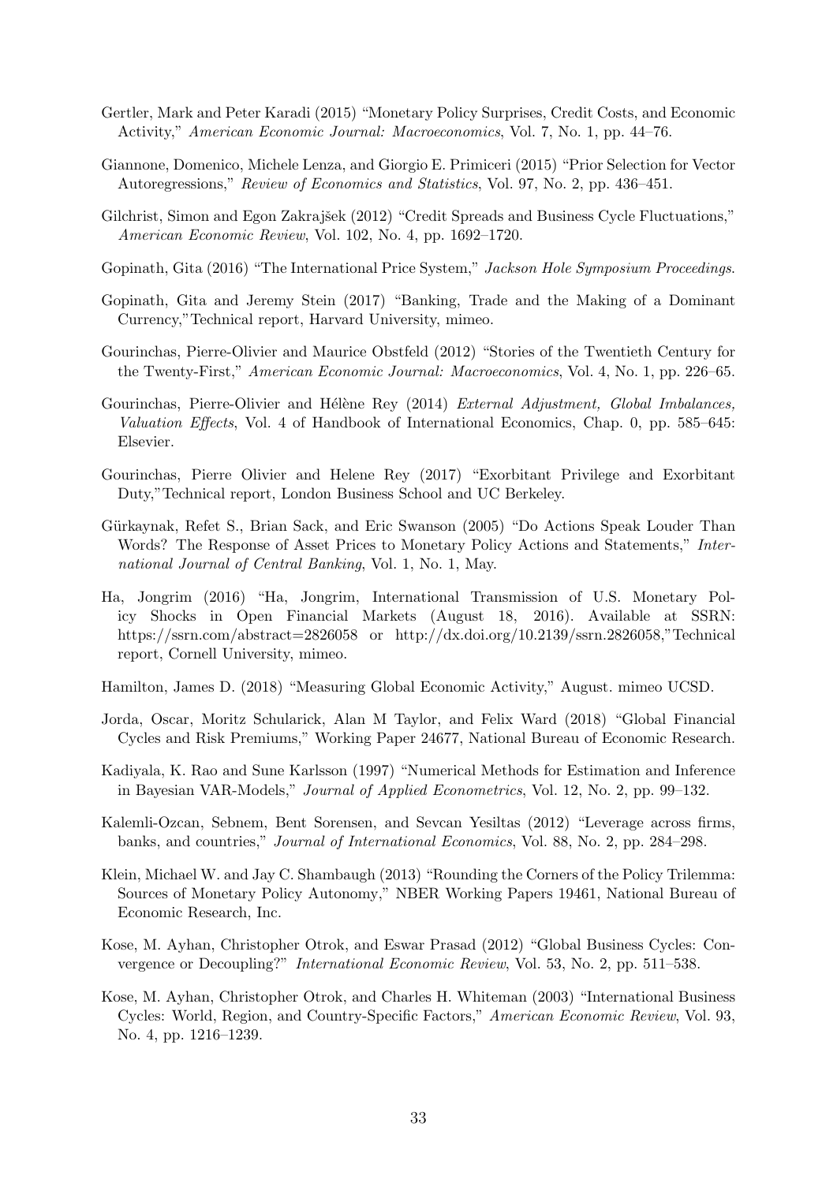Gertler, Mark and Peter Karadi (2015) "Monetary Policy Surprises, Credit Costs, and Economic Activity," *American Economic Journal: Macroeconomics*, Vol. 7, No. 1, pp. 44–76.

Giannone, Domenico, Michele Lenza, and Giorgio E. Primiceri (2015) "Prior Selection for Vector Autoregressions," *Review of Economics and Statistics*, Vol. 97, No. 2, pp. 436–451.

Gilchrist, Simon and Egon Zakrajšek (2012) "Credit Spreads and Business Cycle Fluctuations," *American Economic Review*, Vol. 102, No. 4, pp. 1692–1720.

Gopinath, Gita (2016) "The International Price System," *Jackson Hole Symposium Proceedings*.

Gopinath, Gita and Jeremy Stein (2017) "Banking, Trade and the Making of a Dominant Currency,"Technical report, Harvard University, mimeo.

Gourinchas, Pierre-Olivier and Maurice Obstfeld (2012) "Stories of the Twentieth Century for the Twenty-First," *American Economic Journal: Macroeconomics*, Vol. 4, No. 1, pp. 226–65.

Gourinchas, Pierre-Olivier and Hélène Rey (2014) *External Adjustment, Global Imbalances, Valuation Effects*, Vol. 4 of Handbook of International Economics, Chap. 0, pp. 585–645: Elsevier.

Gourinchas, Pierre Olivier and Helene Rey (2017) "Exorbitant Privilege and Exorbitant Duty,"Technical report, London Business School and UC Berkeley.

Gürkaynak, Refet S., Brian Sack, and Eric Swanson (2005) "Do Actions Speak Louder Than Words? The Response of Asset Prices to Monetary Policy Actions and Statements," *International Journal of Central Banking*, Vol. 1, No. 1, May.

Ha, Jongrim (2016) "Ha, Jongrim, International Transmission of U.S. Monetary Policy Shocks in Open Financial Markets (August 18, 2016). Available at SSRN: https://ssrn.com/abstract=2826058 or http://dx.doi.org/10.2139/ssrn.2826058,"Technical report, Cornell University, mimeo.

Hamilton, James D. (2018) "Measuring Global Economic Activity," August. mimeo UCSD.

Jorda, Oscar, Moritz Schularick, Alan M Taylor, and Felix Ward (2018) "Global Financial Cycles and Risk Premiums," Working Paper 24677, National Bureau of Economic Research.

Kadiyala, K. Rao and Sune Karlsson (1997) "Numerical Methods for Estimation and Inference in Bayesian VAR-Models," *Journal of Applied Econometrics*, Vol. 12, No. 2, pp. 99–132.

Kalemli-Ozcan, Sebnem, Bent Sorensen, and Sevcan Yesiltas (2012) "Leverage across firms, banks, and countries," *Journal of International Economics*, Vol. 88, No. 2, pp. 284–298.

Klein, Michael W. and Jay C. Shambaugh (2013) "Rounding the Corners of the Policy Trilemma: Sources of Monetary Policy Autonomy," NBER Working Papers 19461, National Bureau of Economic Research, Inc.

Kose, M. Ayhan, Christopher Otrok, and Eswar Prasad (2012) "Global Business Cycles: Convergence or Decoupling?" *International Economic Review*, Vol. 53, No. 2, pp. 511–538.

Kose, M. Ayhan, Christopher Otrok, and Charles H. Whiteman (2003) "International Business Cycles: World, Region, and Country-Specific Factors," *American Economic Review*, Vol. 93, No. 4, pp. 1216–1239.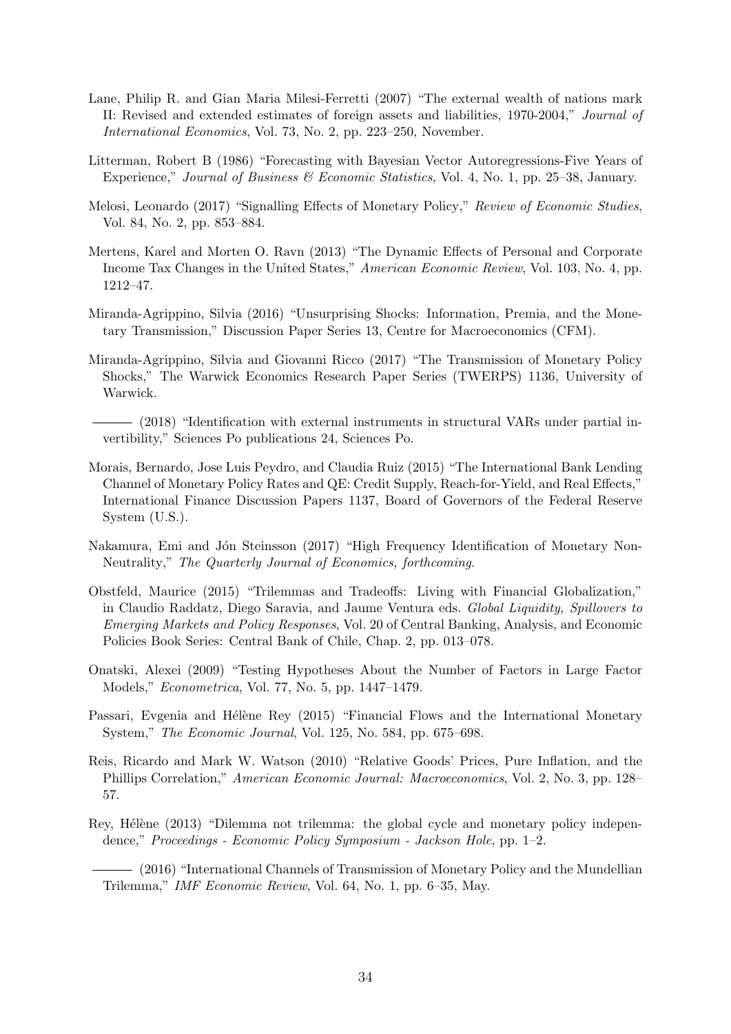Lane, Philip R. and Gian Maria Milesi-Ferretti (2007) "The external wealth of nations mark II: Revised and extended estimates of foreign assets and liabilities, 1970-2004," *Journal of International Economics*, Vol. 73, No. 2, pp. 223–250, November.

Litterman, Robert B (1986) "Forecasting with Bayesian Vector Autoregressions-Five Years of Experience," *Journal of Business & Economic Statistics*, Vol. 4, No. 1, pp. 25–38, January.

Melosi, Leonardo (2017) "Signalling Effects of Monetary Policy," *Review of Economic Studies*, Vol. 84, No. 2, pp. 853–884.

Mertens, Karel and Morten O. Ravn (2013) "The Dynamic Effects of Personal and Corporate Income Tax Changes in the United States," *American Economic Review*, Vol. 103, No. 4, pp. 1212–47.

Miranda-Agrippino, Silvia (2016) "Unsurprising Shocks: Information, Premia, and the Monetary Transmission," Discussion Paper Series 13, Centre for Macroeconomics (CFM).

Miranda-Agrippino, Silvia and Giovanni Ricco (2017) "The Transmission of Monetary Policy Shocks," The Warwick Economics Research Paper Series (TWERPS) 1136, University of Warwick.

——— (2018) "Identification with external instruments in structural VARs under partial invertibility," Sciences Po publications 24, Sciences Po.

Morais, Bernardo, Jose Luis Peydro, and Claudia Ruiz (2015) "The International Bank Lending Channel of Monetary Policy Rates and QE: Credit Supply, Reach-for-Yield, and Real Effects," International Finance Discussion Papers 1137, Board of Governors of the Federal Reserve System (U.S.).

Nakamura, Emi and Jón Steinsson (2017) "High Frequency Identification of Monetary Non-Neutrality," *The Quarterly Journal of Economics, forthcoming*.

Obstfeld, Maurice (2015) "Trilemmas and Tradeoffs: Living with Financial Globalization," in Claudio Raddatz, Diego Saravia, and Jaume Ventura eds. *Global Liquidity, Spillovers to Emerging Markets and Policy Responses*, Vol. 20 of Central Banking, Analysis, and Economic Policies Book Series: Central Bank of Chile, Chap. 2, pp. 013–078.

Onatski, Alexei (2009) "Testing Hypotheses About the Number of Factors in Large Factor Models," *Econometrica*, Vol. 77, No. 5, pp. 1447–1479.

Passari, Evgenia and Hélène Rey (2015) "Financial Flows and the International Monetary System," *The Economic Journal*, Vol. 125, No. 584, pp. 675–698.

Reis, Ricardo and Mark W. Watson (2010) "Relative Goods' Prices, Pure Inflation, and the Phillips Correlation," *American Economic Journal: Macroeconomics*, Vol. 2, No. 3, pp. 128–57.

Rey, Hélène (2013) "Dilemma not trilemma: the global cycle and monetary policy independence," *Proceedings - Economic Policy Symposium - Jackson Hole*, pp. 1–2.

——— (2016) "International Channels of Transmission of Monetary Policy and the Mundellian Trilemma," *IMF Economic Review*, Vol. 64, No. 1, pp. 6–35, May.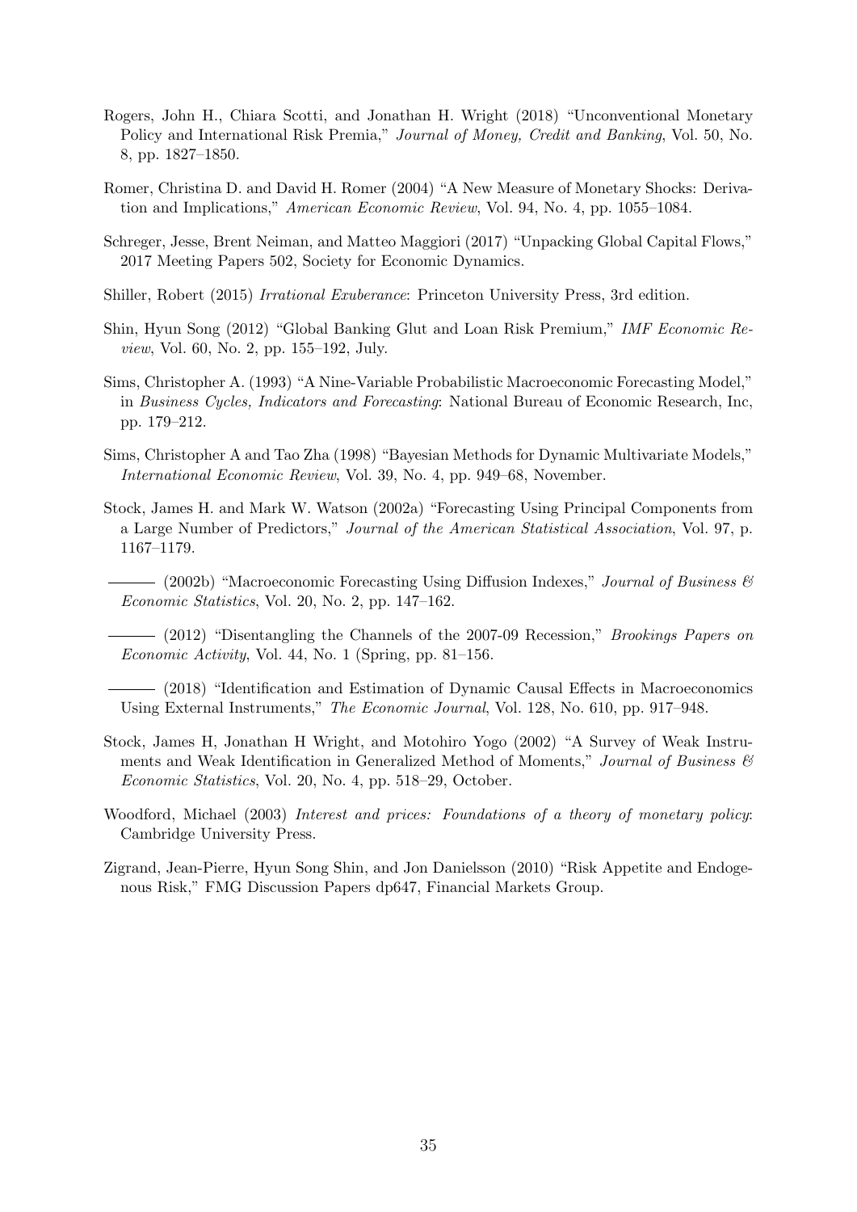Rogers, John H., Chiara Scotti, and Jonathan H. Wright (2018) "Unconventional Monetary Policy and International Risk Premia," *Journal of Money, Credit and Banking*, Vol. 50, No. 8, pp. 1827–1850.

Romer, Christina D. and David H. Romer (2004) "A New Measure of Monetary Shocks: Derivation and Implications," *American Economic Review*, Vol. 94, No. 4, pp. 1055–1084.

Schreger, Jesse, Brent Neiman, and Matteo Maggiori (2017) "Unpacking Global Capital Flows," 2017 Meeting Papers 502, Society for Economic Dynamics.

Shiller, Robert (2015) *Irrational Exuberance*: Princeton University Press, 3rd edition.

Shin, Hyun Song (2012) "Global Banking Glut and Loan Risk Premium," *IMF Economic Review*, Vol. 60, No. 2, pp. 155–192, July.

Sims, Christopher A. (1993) "A Nine-Variable Probabilistic Macroeconomic Forecasting Model," in *Business Cycles, Indicators and Forecasting*: National Bureau of Economic Research, Inc, pp. 179–212.

Sims, Christopher A and Tao Zha (1998) "Bayesian Methods for Dynamic Multivariate Models," *International Economic Review*, Vol. 39, No. 4, pp. 949–68, November.

Stock, James H. and Mark W. Watson (2002a) "Forecasting Using Principal Components from a Large Number of Predictors," *Journal of the American Statistical Association*, Vol. 97, p. 1167–1179.

——— (2002b) "Macroeconomic Forecasting Using Diffusion Indexes," *Journal of Business & Economic Statistics*, Vol. 20, No. 2, pp. 147–162.

——— (2012) "Disentangling the Channels of the 2007-09 Recession," *Brookings Papers on Economic Activity*, Vol. 44, No. 1 (Spring, pp. 81–156.

——— (2018) "Identification and Estimation of Dynamic Causal Effects in Macroeconomics Using External Instruments," *The Economic Journal*, Vol. 128, No. 610, pp. 917–948.

Stock, James H, Jonathan H Wright, and Motohiro Yogo (2002) "A Survey of Weak Instruments and Weak Identification in Generalized Method of Moments," *Journal of Business & Economic Statistics*, Vol. 20, No. 4, pp. 518–29, October.

Woodford, Michael (2003) *Interest and prices: Foundations of a theory of monetary policy*: Cambridge University Press.

Zigrand, Jean-Pierre, Hyun Song Shin, and Jon Danielsson (2010) "Risk Appetite and Endogenous Risk," FMG Discussion Papers dp647, Financial Markets Group.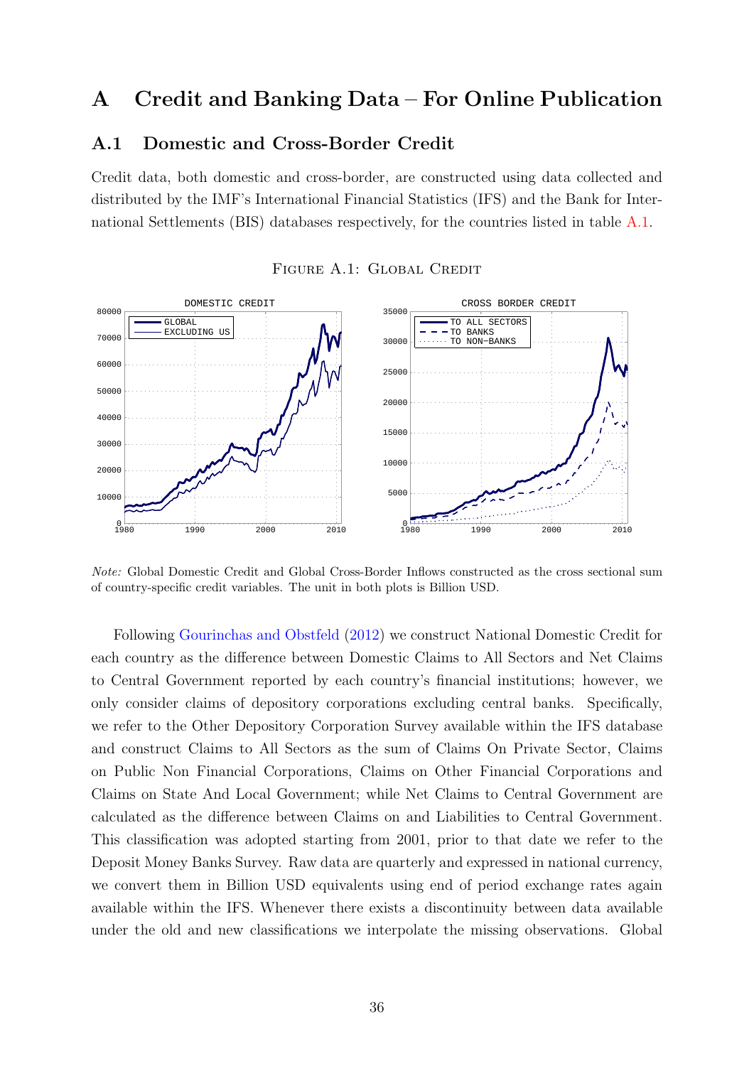# A Credit and Banking Data – For Online Publication

## A.1 Domestic and Cross-Border Credit

Credit data, both domestic and cross-border, are constructed using data collected and distributed by the IMF's International Financial Statistics (IFS) and the Bank for International Settlements (BIS) databases respectively, for the countries listed in table A.1.

FIGURE A.1: GLOBAL CREDIT

*Note:* Global Domestic Credit and Global Cross-Border Inflows constructed as the cross sectional sum of country-specific credit variables. The unit in both plots is Billion USD.

Following Gourinchas and Obstfeld (2012) we construct National Domestic Credit for each country as the difference between Domestic Claims to All Sectors and Net Claims to Central Government reported by each country's financial institutions; however, we only consider claims of depository corporations excluding central banks. Specifically, we refer to the Other Depository Corporation Survey available within the IFS database and construct Claims to All Sectors as the sum of Claims On Private Sector, Claims on Public Non Financial Corporations, Claims on Other Financial Corporations and Claims on State And Local Government; while Net Claims to Central Government are calculated as the difference between Claims on and Liabilities to Central Government. This classification was adopted starting from 2001, prior to that date we refer to the Deposit Money Banks Survey. Raw data are quarterly and expressed in national currency, we convert them in Billion USD equivalents using end of period exchange rates again available within the IFS. Whenever there exists a discontinuity between data available under the old and new classifications we interpolate the missing observations. Global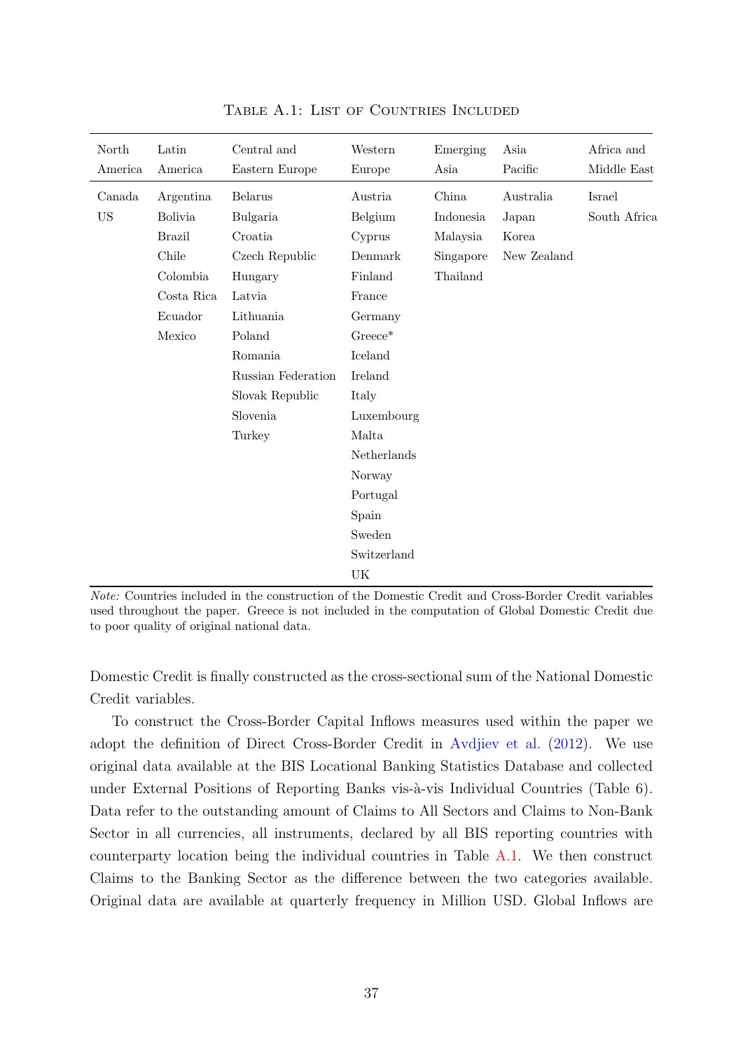Table A.1: List of Countries Included

| North America | Latin America | Central and Eastern Europe | Western Europe | Emerging Asia | Asia Pacific | Africa and Middle East |
|---|---|---|---|---|---|---|
| Canada | Argentina | Belarus | Austria | China | Australia | Israel |
| US | Bolivia | Bulgaria | Belgium | Indonesia | Japan | South Africa |
| | Brazil | Croatia | Cyprus | Malaysia | Korea | |
| | Chile | Czech Republic | Denmark | Singapore | New Zealand | |
| | Colombia | Hungary | Finland | Thailand | | |
| | Costa Rica | Latvia | France | | | |
| | Ecuador | Lithuania | Germany | | | |
| | Mexico | Poland | Greece* | | | |
| | | Romania | Iceland | | | |
| | | Russian Federation | Ireland | | | |
| | | Slovak Republic | Italy | | | |
| | | Slovenia | Luxembourg | | | |
| | | Turkey | Malta | | | |
| | | | Netherlands | | | |
| | | | Norway | | | |
| | | | Portugal | | | |
| | | | Spain | | | |
| | | | Sweden | | | |
| | | | Switzerland | | | |
| | | | UK | | | |

*Note:* Countries included in the construction of the Domestic Credit and Cross-Border Credit variables used throughout the paper. Greece is not included in the computation of Global Domestic Credit due to poor quality of original national data.

Domestic Credit is finally constructed as the cross-sectional sum of the National Domestic Credit variables.

To construct the Cross-Border Capital Inflows measures used within the paper we adopt the definition of Direct Cross-Border Credit in Avdjiev et al. (2012). We use original data available at the BIS Locational Banking Statistics Database and collected under External Positions of Reporting Banks vis-à-vis Individual Countries (Table 6). Data refer to the outstanding amount of Claims to All Sectors and Claims to Non-Bank Sector in all currencies, all instruments, declared by all BIS reporting countries with counterparty location being the individual countries in Table A.1. We then construct Claims to the Banking Sector as the difference between the two categories available. Original data are available at quarterly frequency in Million USD. Global Inflows are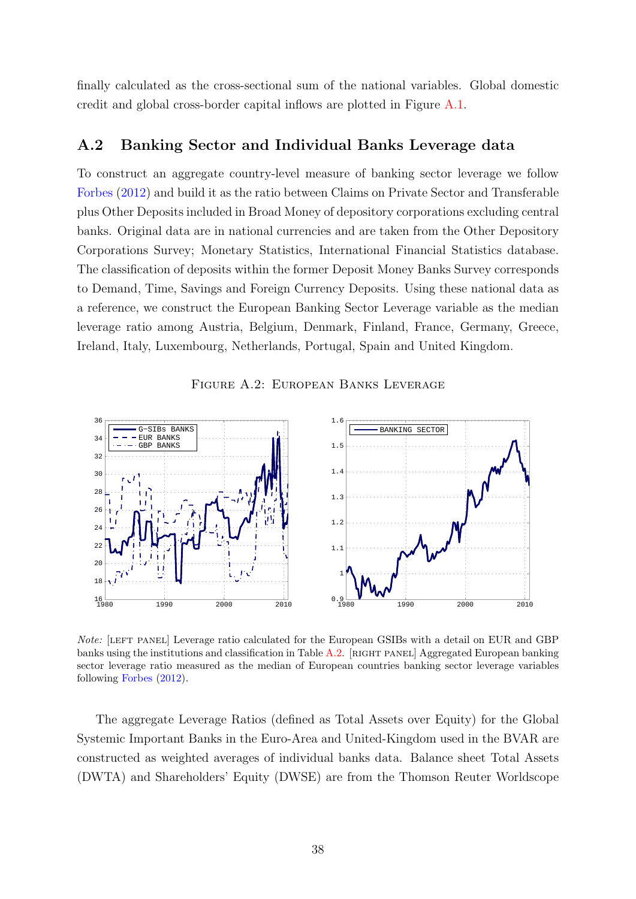finally calculated as the cross-sectional sum of the national variables. Global domestic credit and global cross-border capital inflows are plotted in Figure A.1.

## A.2 Banking Sector and Individual Banks Leverage data

To construct an aggregate country-level measure of banking sector leverage we follow Forbes (2012) and build it as the ratio between Claims on Private Sector and Transferable plus Other Deposits included in Broad Money of depository corporations excluding central banks. Original data are in national currencies and are taken from the Other Depository Corporations Survey; Monetary Statistics, International Financial Statistics database. The classification of deposits within the former Deposit Money Banks Survey corresponds to Demand, Time, Savings and Foreign Currency Deposits. Using these national data as a reference, we construct the European Banking Sector Leverage variable as the median leverage ratio among Austria, Belgium, Denmark, Finland, France, Germany, Greece, Ireland, Italy, Luxembourg, Netherlands, Portugal, Spain and United Kingdom.

FIGURE A.2: EUROPEAN BANKS LEVERAGE

*Note:* [LEFT PANEL] Leverage ratio calculated for the European GSIBs with a detail on EUR and GBP banks using the institutions and classification in Table A.2. [RIGHT PANEL] Aggregated European banking sector leverage ratio measured as the median of European countries banking sector leverage variables following Forbes (2012).

The aggregate Leverage Ratios (defined as Total Assets over Equity) for the Global Systemic Important Banks in the Euro-Area and United-Kingdom used in the BVAR are constructed as weighted averages of individual banks data. Balance sheet Total Assets (DWTA) and Shareholders' Equity (DWSE) are from the Thomson Reuter Worldscope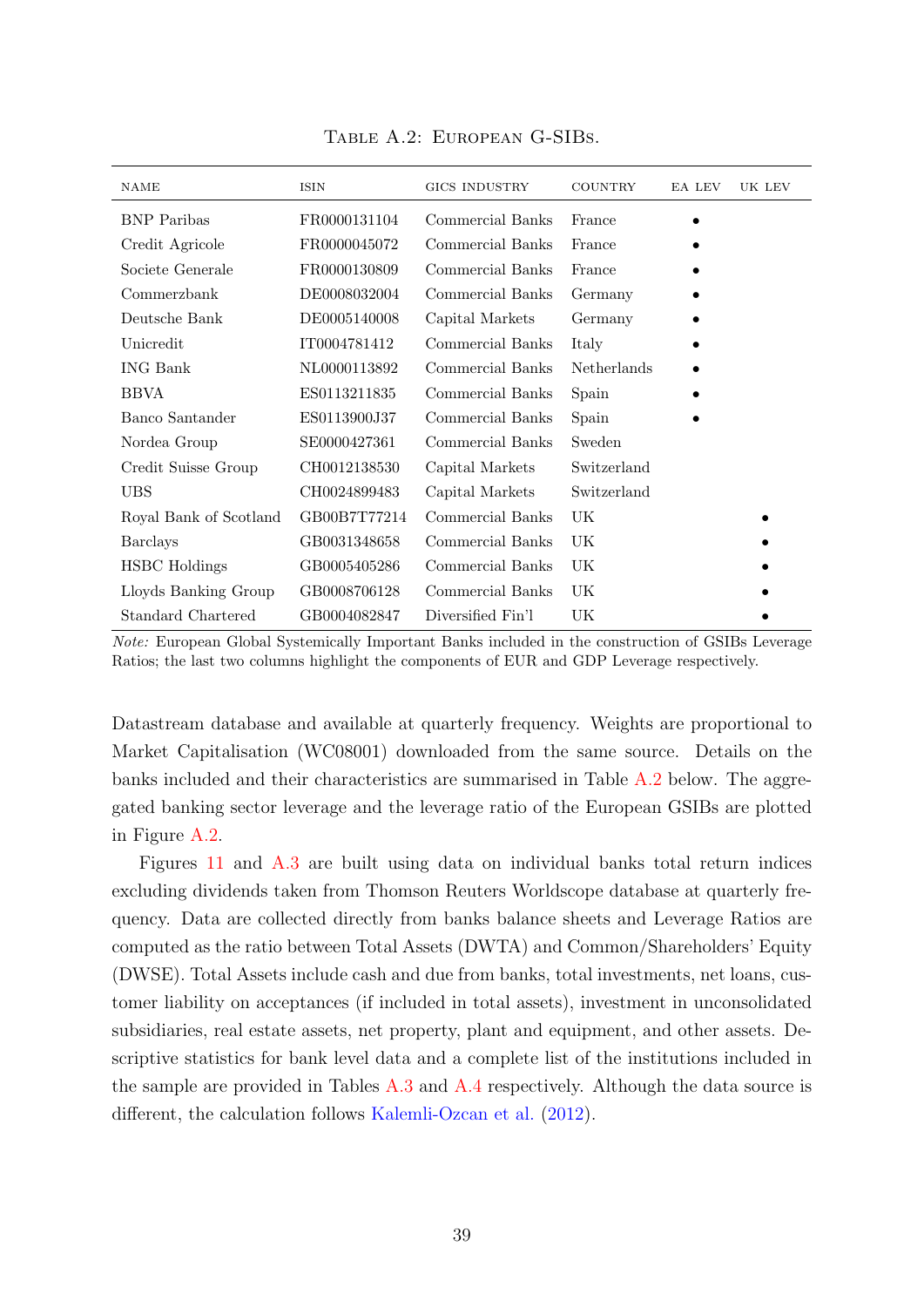Table A.2: European G-SIBs.

| NAME | ISIN | GICS INDUSTRY | COUNTRY | EA LEV | UK LEV |
|---|---|---|---|---|---|
| BNP Paribas | FR0000131104 | Commercial Banks | France | • | |
| Credit Agricole | FR0000045072 | Commercial Banks | France | • | |
| Societe Generale | FR0000130809 | Commercial Banks | France | • | |
| Commerzbank | DE0008032004 | Commercial Banks | Germany | • | |
| Deutsche Bank | DE0005140008 | Capital Markets | Germany | • | |
| Unicredit | IT0004781412 | Commercial Banks | Italy | • | |
| ING Bank | NL0000113892 | Commercial Banks | Netherlands | • | |
| BBVA | ES0113211835 | Commercial Banks | Spain | • | |
| Banco Santander | ES0113900J37 | Commercial Banks | Spain | • | |
| Nordea Group | SE0000427361 | Commercial Banks | Sweden | | |
| Credit Suisse Group | CH0012138530 | Capital Markets | Switzerland | | |
| UBS | CH0024899483 | Capital Markets | Switzerland | | |
| Royal Bank of Scotland | GB00B7T77214 | Commercial Banks | UK | | • |
| Barclays | GB0031348658 | Commercial Banks | UK | | • |
| HSBC Holdings | GB0005405286 | Commercial Banks | UK | | • |
| Lloyds Banking Group | GB0008706128 | Commercial Banks | UK | | • |
| Standard Chartered | GB0004082847 | Diversified Fin'l | UK | | • |

*Note:* European Global Systemically Important Banks included in the construction of GSIBs Leverage Ratios; the last two columns highlight the components of EUR and GDP Leverage respectively.

Datastream database and available at quarterly frequency. Weights are proportional to Market Capitalisation (WC08001) downloaded from the same source. Details on the banks included and their characteristics are summarised in Table A.2 below. The aggregated banking sector leverage and the leverage ratio of the European GSIBs are plotted in Figure A.2.

Figures 11 and A.3 are built using data on individual banks total return indices excluding dividends taken from Thomson Reuters Worldscope database at quarterly frequency. Data are collected directly from banks balance sheets and Leverage Ratios are computed as the ratio between Total Assets (DWTA) and Common/Shareholders' Equity (DWSE). Total Assets include cash and due from banks, total investments, net loans, customer liability on acceptances (if included in total assets), investment in unconsolidated subsidiaries, real estate assets, net property, plant and equipment, and other assets. Descriptive statistics for bank level data and a complete list of the institutions included in the sample are provided in Tables A.3 and A.4 respectively. Although the data source is different, the calculation follows Kalemli-Ozcan et al. (2012).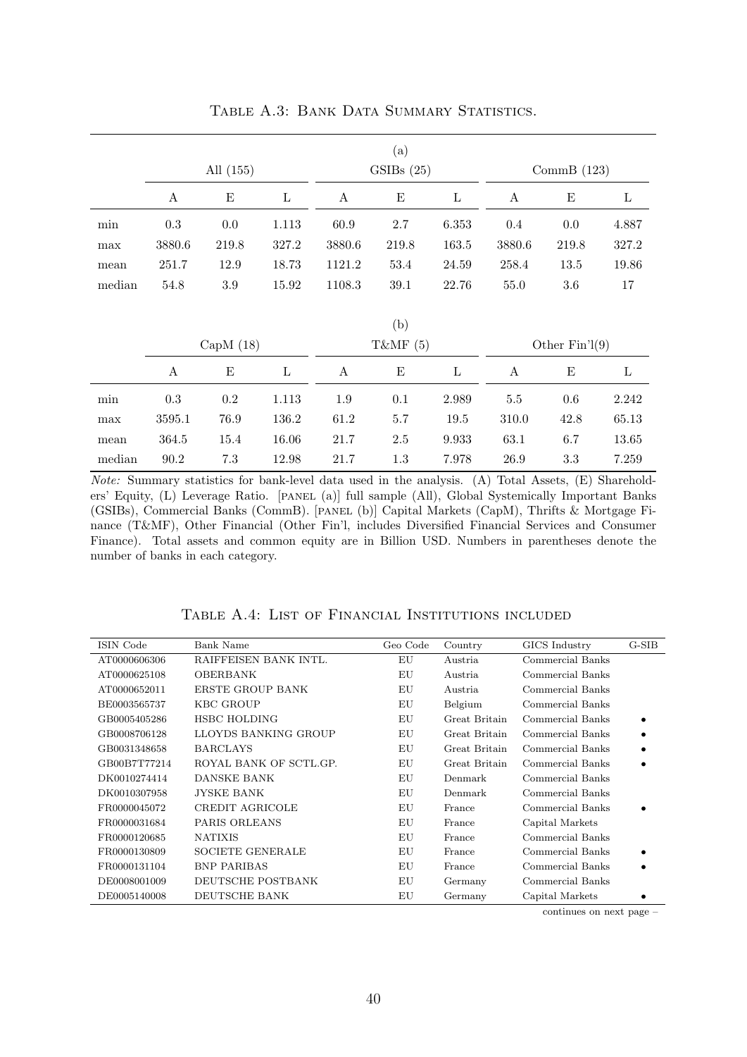Table A.3: Bank Data Summary Statistics.

(a)

| | All (155) | | | GSIBs (25) | | | CommB (123) | | |
|---|---|---|---|---|---|---|---|---|---|
| | A | E | L | A | E | L | A | E | L |
| min | 0.3 | 0.0 | 1.113 | 60.9 | 2.7 | 6.353 | 0.4 | 0.0 | 4.887 |
| max | 3880.6 | 219.8 | 327.2 | 3880.6 | 219.8 | 163.5 | 3880.6 | 219.8 | 327.2 |
| mean | 251.7 | 12.9 | 18.73 | 1121.2 | 53.4 | 24.59 | 258.4 | 13.5 | 19.86 |
| median | 54.8 | 3.9 | 15.92 | 1108.3 | 39.1 | 22.76 | 55.0 | 3.6 | 17 |

(b)

| | CapM (18) | | | T&MF (5) | | | Other Fin'l(9) | | |
|---|---|---|---|---|---|---|---|---|---|
| | A | E | L | A | E | L | A | E | L |
| min | 0.3 | 0.2 | 1.113 | 1.9 | 0.1 | 2.989 | 5.5 | 0.6 | 2.242 |
| max | 3595.1 | 76.9 | 136.2 | 61.2 | 5.7 | 19.5 | 310.0 | 42.8 | 65.13 |
| mean | 364.5 | 15.4 | 16.06 | 21.7 | 2.5 | 9.933 | 63.1 | 6.7 | 13.65 |
| median | 90.2 | 7.3 | 12.98 | 21.7 | 1.3 | 7.978 | 26.9 | 3.3 | 7.259 |

*Note:* Summary statistics for bank-level data used in the analysis. (A) Total Assets, (E) Shareholders' Equity, (L) Leverage Ratio. [panel (a)] full sample (All), Global Systemically Important Banks (GSIBs), Commercial Banks (CommB). [panel (b)] Capital Markets (CapM), Thrifts & Mortgage Finance (T&MF), Other Financial (Other Fin'l, includes Diversified Financial Services and Consumer Finance). Total assets and common equity are in Billion USD. Numbers in parentheses denote the number of banks in each category.

Table A.4: List of Financial Institutions included

| ISIN Code | Bank Name | Geo Code | Country | GICS Industry | G-SIB |
|---|---|---|---|---|---|
| AT0000606306 | RAIFFEISEN BANK INTL. | EU | Austria | Commercial Banks | |
| AT0000625108 | OBERBANK | EU | Austria | Commercial Banks | |
| AT0000652011 | ERSTE GROUP BANK | EU | Austria | Commercial Banks | |
| BE0003565737 | KBC GROUP | EU | Belgium | Commercial Banks | |
| GB0005405286 | HSBC HOLDING | EU | Great Britain | Commercial Banks | • |
| GB0008706128 | LLOYDS BANKING GROUP | EU | Great Britain | Commercial Banks | • |
| GB0031348658 | BARCLAYS | EU | Great Britain | Commercial Banks | • |
| GB00B7T77214 | ROYAL BANK OF SCTL.GP. | EU | Great Britain | Commercial Banks | • |
| DK0010274414 | DANSKE BANK | EU | Denmark | Commercial Banks | |
| DK0010307958 | JYSKE BANK | EU | Denmark | Commercial Banks | |
| FR0000045072 | CREDIT AGRICOLE | EU | France | Commercial Banks | • |
| FR0000031684 | PARIS ORLEANS | EU | France | Capital Markets | |
| FR0000120685 | NATIXIS | EU | France | Commercial Banks | |
| FR0000130809 | SOCIETE GENERALE | EU | France | Commercial Banks | • |
| FR0000131104 | BNP PARIBAS | EU | France | Commercial Banks | • |
| DE0008001009 | DEUTSCHE POSTBANK | EU | Germany | Commercial Banks | |
| DE0005140008 | DEUTSCHE BANK | EU | Germany | Capital Markets | • |

continues on next page –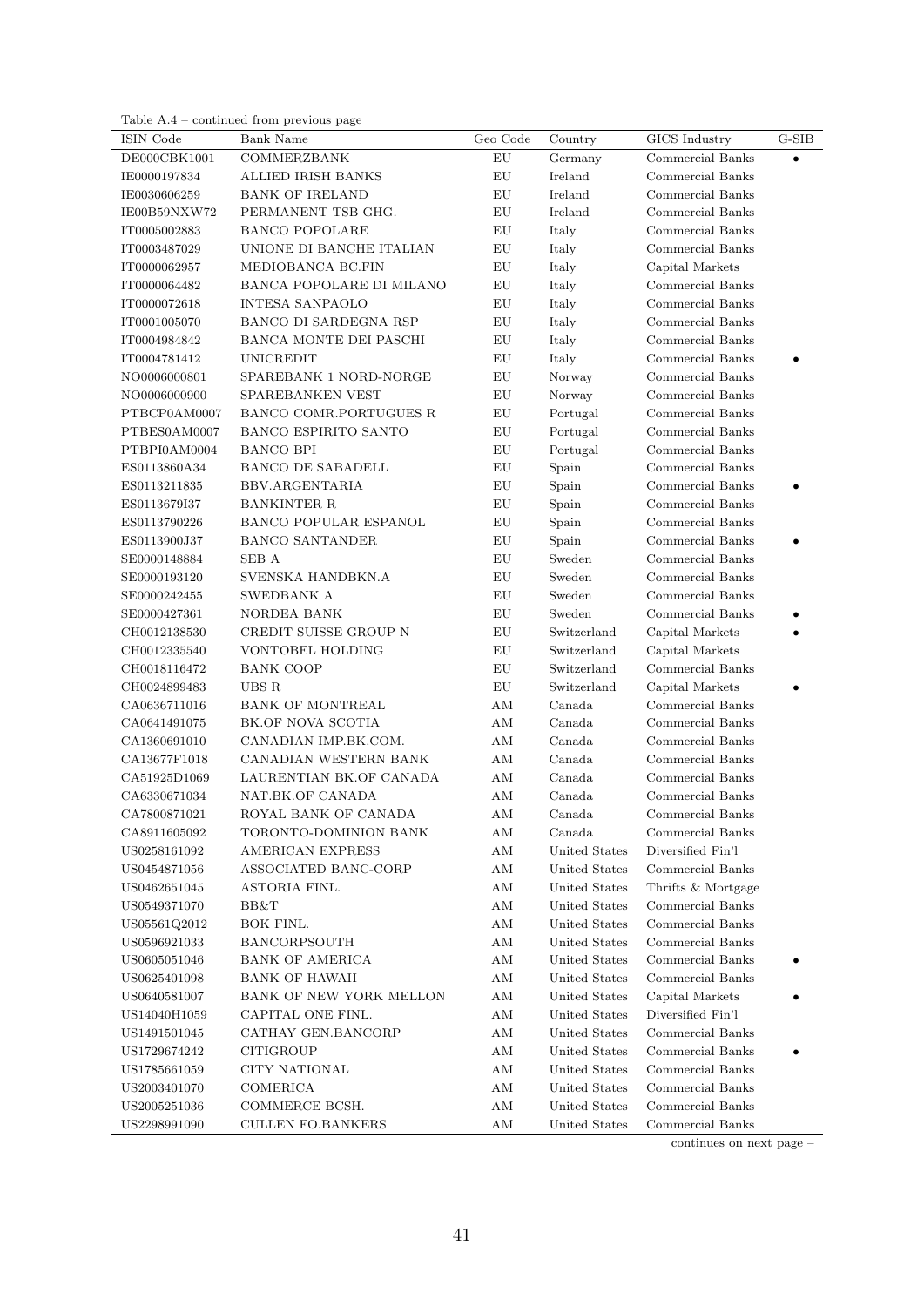Table A.4 – continued from previous page

| ISIN Code | Bank Name | Geo Code | Country | GICS Industry | G-SIB |
|---|---|---|---|---|---|
| DE000CBK1001 | COMMERZBANK | EU | Germany | Commercial Banks | • |
| IE0000197834 | ALLIED IRISH BANKS | EU | Ireland | Commercial Banks | |
| IE0030606259 | BANK OF IRELAND | EU | Ireland | Commercial Banks | |
| IE00B59NXW72 | PERMANENT TSB GHG. | EU | Ireland | Commercial Banks | |
| IT0005002883 | BANCO POPOLARE | EU | Italy | Commercial Banks | |
| IT0003487029 | UNIONE DI BANCHE ITALIAN | EU | Italy | Commercial Banks | |
| IT0000062957 | MEDIOBANCA BC.FIN | EU | Italy | Capital Markets | |
| IT0000064482 | BANCA POPOLARE DI MILANO | EU | Italy | Commercial Banks | |
| IT0000072618 | INTESA SANPAOLO | EU | Italy | Commercial Banks | |
| IT0001005070 | BANCO DI SARDEGNA RSP | EU | Italy | Commercial Banks | |
| IT0004984842 | BANCA MONTE DEI PASCHI | EU | Italy | Commercial Banks | |
| IT0004781412 | UNICREDIT | EU | Italy | Commercial Banks | • |
| NO0006000801 | SPAREBANK 1 NORD-NORGE | EU | Norway | Commercial Banks | |
| NO0006000900 | SPAREBANKEN VEST | EU | Norway | Commercial Banks | |
| PTBCP0AM0007 | BANCO COMR.PORTUGUES R | EU | Portugal | Commercial Banks | |
| PTBES0AM0007 | BANCO ESPIRITO SANTO | EU | Portugal | Commercial Banks | |
| PTBPI0AM0004 | BANCO BPI | EU | Portugal | Commercial Banks | |
| ES0113860A34 | BANCO DE SABADELL | EU | Spain | Commercial Banks | |
| ES0113211835 | BBV.ARGENTARIA | EU | Spain | Commercial Banks | • |
| ES0113679I37 | BANKINTER R | EU | Spain | Commercial Banks | |
| ES0113790226 | BANCO POPULAR ESPANOL | EU | Spain | Commercial Banks | |
| ES0113900J37 | BANCO SANTANDER | EU | Spain | Commercial Banks | • |
| SE0000148884 | SEB A | EU | Sweden | Commercial Banks | |
| SE0000193120 | SVENSKA HANDBKN.A | EU | Sweden | Commercial Banks | |
| SE0000242455 | SWEDBANK A | EU | Sweden | Commercial Banks | |
| SE0000427361 | NORDEA BANK | EU | Sweden | Commercial Banks | • |
| CH0012138530 | CREDIT SUISSE GROUP N | EU | Switzerland | Capital Markets | • |
| CH0012335540 | VONTOBEL HOLDING | EU | Switzerland | Capital Markets | |
| CH0018116472 | BANK COOP | EU | Switzerland | Commercial Banks | |
| CH0024899483 | UBS R | EU | Switzerland | Capital Markets | • |
| CA0636711016 | BANK OF MONTREAL | AM | Canada | Commercial Banks | |
| CA0641491075 | BK.OF NOVA SCOTIA | AM | Canada | Commercial Banks | |
| CA1360691010 | CANADIAN IMP.BK.COM. | AM | Canada | Commercial Banks | |
| CA13677F1018 | CANADIAN WESTERN BANK | AM | Canada | Commercial Banks | |
| CA51925D1069 | LAURENTIAN BK.OF CANADA | AM | Canada | Commercial Banks | |
| CA6330671034 | NAT.BK.OF CANADA | AM | Canada | Commercial Banks | |
| CA7800871021 | ROYAL BANK OF CANADA | AM | Canada | Commercial Banks | |
| CA8911605092 | TORONTO-DOMINION BANK | AM | Canada | Commercial Banks | |
| US0258161092 | AMERICAN EXPRESS | AM | United States | Diversified Fin'l | |
| US0454871056 | ASSOCIATED BANC-CORP | AM | United States | Commercial Banks | |
| US0462651045 | ASTORIA FINL. | AM | United States | Thrifts & Mortgage | |
| US0549371070 | BB&T | AM | United States | Commercial Banks | |
| US05561Q2012 | BOK FINL. | AM | United States | Commercial Banks | |
| US0596921033 | BANCORPSOUTH | AM | United States | Commercial Banks | |
| US0605051046 | BANK OF AMERICA | AM | United States | Commercial Banks | • |
| US0625401098 | BANK OF HAWAII | AM | United States | Commercial Banks | |
| US0640581007 | BANK OF NEW YORK MELLON | AM | United States | Capital Markets | • |
| US14040H1059 | CAPITAL ONE FINL. | AM | United States | Diversified Fin'l | |
| US1491501045 | CATHAY GEN.BANCORP | AM | United States | Commercial Banks | |
| US1729674242 | CITIGROUP | AM | United States | Commercial Banks | • |
| US1785661059 | CITY NATIONAL | AM | United States | Commercial Banks | |
| US2003401070 | COMERICA | AM | United States | Commercial Banks | |
| US2005251036 | COMMERCE BCSH. | AM | United States | Commercial Banks | |
| US2298991090 | CULLEN FO.BANKERS | AM | United States | Commercial Banks | |

continues on next page –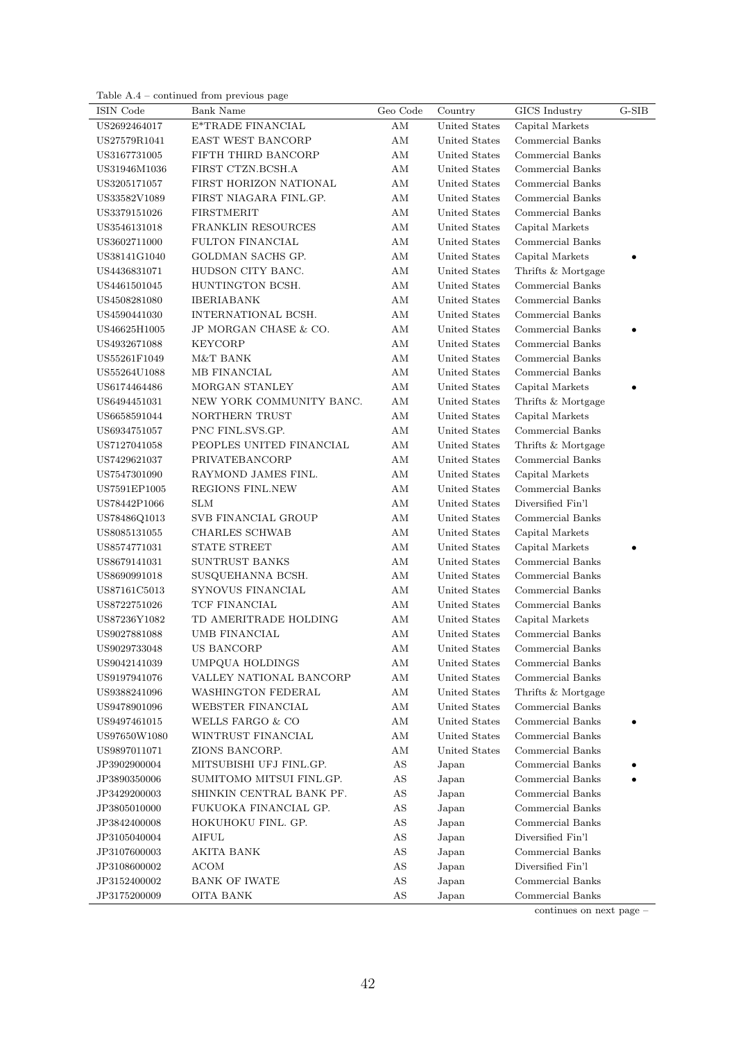Table A.4 – continued from previous page

| ISIN Code | Bank Name | Geo Code | Country | GICS Industry | G-SIB |
|---|---|---|---|---|---|
| US2692464017 | E*TRADE FINANCIAL | AM | United States | Capital Markets | |
| US27579R1041 | EAST WEST BANCORP | AM | United States | Commercial Banks | |
| US3167731005 | FIFTH THIRD BANCORP | AM | United States | Commercial Banks | |
| US31946M1036 | FIRST CTZN.BCSH.A | AM | United States | Commercial Banks | |
| US3205171057 | FIRST HORIZON NATIONAL | AM | United States | Commercial Banks | |
| US33582V1089 | FIRST NIAGARA FINL.GP. | AM | United States | Commercial Banks | |
| US3379151026 | FIRSTMERIT | AM | United States | Commercial Banks | |
| US3546131018 | FRANKLIN RESOURCES | AM | United States | Capital Markets | |
| US3602711000 | FULTON FINANCIAL | AM | United States | Commercial Banks | |
| US38141G1040 | GOLDMAN SACHS GP. | AM | United States | Capital Markets | • |
| US4436831071 | HUDSON CITY BANC. | AM | United States | Thrifts & Mortgage | |
| US4461501045 | HUNTINGTON BCSH. | AM | United States | Commercial Banks | |
| US4508281080 | IBERIABANK | AM | United States | Commercial Banks | |
| US4590441030 | INTERNATIONAL BCSH. | AM | United States | Commercial Banks | |
| US46625H1005 | JP MORGAN CHASE & CO. | AM | United States | Commercial Banks | • |
| US4932671088 | KEYCORP | AM | United States | Commercial Banks | |
| US55261F1049 | M&T BANK | AM | United States | Commercial Banks | |
| US55264U1088 | MB FINANCIAL | AM | United States | Commercial Banks | |
| US6174464486 | MORGAN STANLEY | AM | United States | Capital Markets | • |
| US6494451031 | NEW YORK COMMUNITY BANC. | AM | United States | Thrifts & Mortgage | |
| US6658591044 | NORTHERN TRUST | AM | United States | Capital Markets | |
| US6934751057 | PNC FINL.SVS.GP. | AM | United States | Commercial Banks | |
| US7127041058 | PEOPLES UNITED FINANCIAL | AM | United States | Thrifts & Mortgage | |
| US7429621037 | PRIVATEBANCORP | AM | United States | Commercial Banks | |
| US7547301090 | RAYMOND JAMES FINL. | AM | United States | Capital Markets | |
| US7591EP1005 | REGIONS FINL.NEW | AM | United States | Commercial Banks | |
| US78442P1066 | SLM | AM | United States | Diversified Fin'l | |
| US78486Q1013 | SVB FINANCIAL GROUP | AM | United States | Commercial Banks | |
| US8085131055 | CHARLES SCHWAB | AM | United States | Capital Markets | |
| US8574771031 | STATE STREET | AM | United States | Capital Markets | • |
| US8679141031 | SUNTRUST BANKS | AM | United States | Commercial Banks | |
| US8690991018 | SUSQUEHANNA BCSH. | AM | United States | Commercial Banks | |
| US87161C5013 | SYNOVUS FINANCIAL | AM | United States | Commercial Banks | |
| US8722751026 | TCF FINANCIAL | AM | United States | Commercial Banks | |
| US87236Y1082 | TD AMERITRADE HOLDING | AM | United States | Capital Markets | |
| US9027881088 | UMB FINANCIAL | AM | United States | Commercial Banks | |
| US9029733048 | US BANCORP | AM | United States | Commercial Banks | |
| US9042141039 | UMPQUA HOLDINGS | AM | United States | Commercial Banks | |
| US9197941076 | VALLEY NATIONAL BANCORP | AM | United States | Commercial Banks | |
| US9388241096 | WASHINGTON FEDERAL | AM | United States | Thrifts & Mortgage | |
| US9478901096 | WEBSTER FINANCIAL | AM | United States | Commercial Banks | |
| US9497461015 | WELLS FARGO & CO | AM | United States | Commercial Banks | • |
| US97650W1080 | WINTRUST FINANCIAL | AM | United States | Commercial Banks | |
| US9897011071 | ZIONS BANCORP. | AM | United States | Commercial Banks | |
| JP3902900004 | MITSUBISHI UFJ FINL.GP. | AS | Japan | Commercial Banks | • |
| JP3890350006 | SUMITOMO MITSUI FINL.GP. | AS | Japan | Commercial Banks | • |
| JP3429200003 | SHINKIN CENTRAL BANK PF. | AS | Japan | Commercial Banks | |
| JP3805010000 | FUKUOKA FINANCIAL GP. | AS | Japan | Commercial Banks | |
| JP3842400008 | HOKUHOKU FINL. GP. | AS | Japan | Commercial Banks | |
| JP3105040004 | AIFUL | AS | Japan | Diversified Fin'l | |
| JP3107600003 | AKITA BANK | AS | Japan | Commercial Banks | |
| JP3108600002 | ACOM | AS | Japan | Diversified Fin'l | |
| JP3152400002 | BANK OF IWATE | AS | Japan | Commercial Banks | |
| JP3175200009 | OITA BANK | AS | Japan | Commercial Banks | |

continues on next page –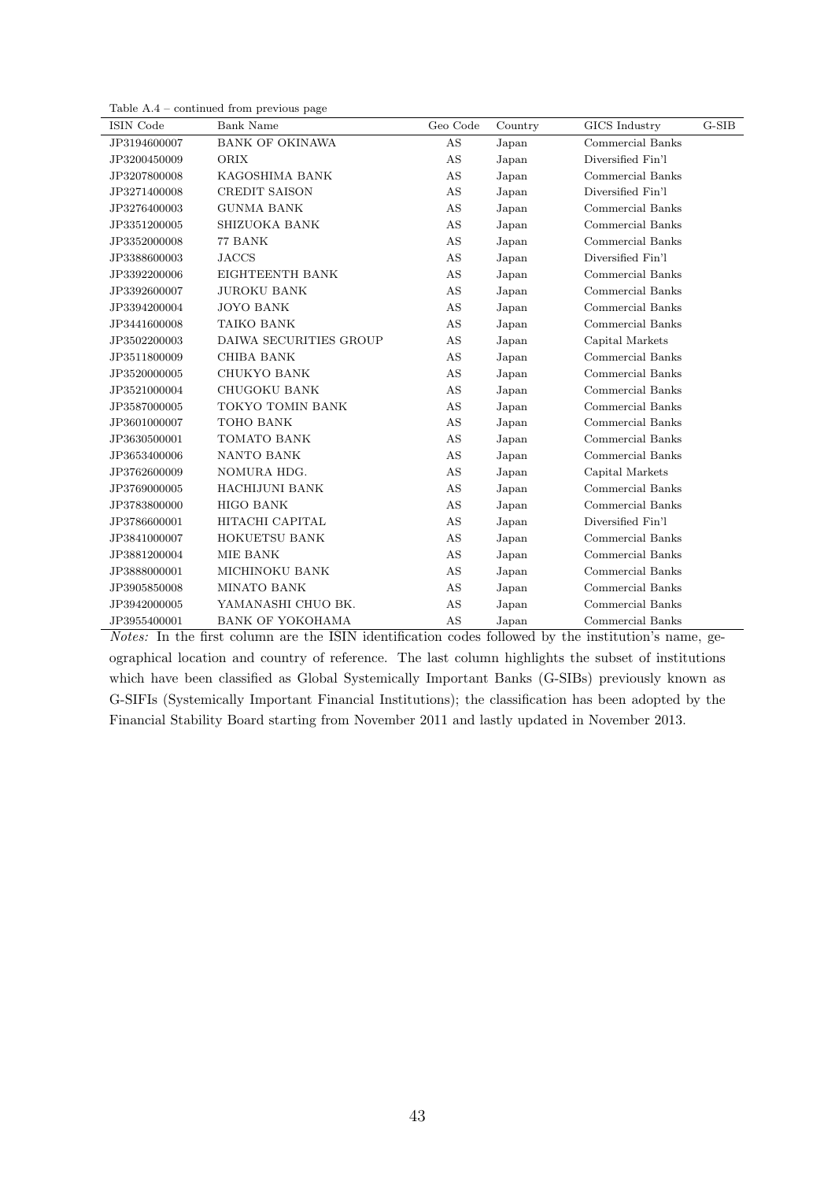Table A.4 – continued from previous page

| ISIN Code | Bank Name | Geo Code | Country | GICS Industry | G-SIB |
|---|---|---|---|---|---|
| JP3194600007 | BANK OF OKINAWA | AS | Japan | Commercial Banks | |
| JP3200450009 | ORIX | AS | Japan | Diversified Fin'l | |
| JP3207800008 | KAGOSHIMA BANK | AS | Japan | Commercial Banks | |
| JP3271400008 | CREDIT SAISON | AS | Japan | Diversified Fin'l | |
| JP3276400003 | GUNMA BANK | AS | Japan | Commercial Banks | |
| JP3351200005 | SHIZUOKA BANK | AS | Japan | Commercial Banks | |
| JP3352000008 | 77 BANK | AS | Japan | Commercial Banks | |
| JP3388600003 | JACCS | AS | Japan | Diversified Fin'l | |
| JP3392200006 | EIGHTEENTH BANK | AS | Japan | Commercial Banks | |
| JP3392600007 | JUROKU BANK | AS | Japan | Commercial Banks | |
| JP3394200004 | JOYO BANK | AS | Japan | Commercial Banks | |
| JP3441600008 | TAIKO BANK | AS | Japan | Commercial Banks | |
| JP3502200003 | DAIWA SECURITIES GROUP | AS | Japan | Capital Markets | |
| JP3511800009 | CHIBA BANK | AS | Japan | Commercial Banks | |
| JP3520000005 | CHUKYO BANK | AS | Japan | Commercial Banks | |
| JP3521000004 | CHUGOKU BANK | AS | Japan | Commercial Banks | |
| JP3587000005 | TOKYO TOMIN BANK | AS | Japan | Commercial Banks | |
| JP3601000007 | TOHO BANK | AS | Japan | Commercial Banks | |
| JP3630500001 | TOMATO BANK | AS | Japan | Commercial Banks | |
| JP3653400006 | NANTO BANK | AS | Japan | Commercial Banks | |
| JP3762600009 | NOMURA HDG. | AS | Japan | Capital Markets | |
| JP3769000005 | HACHIJUNI BANK | AS | Japan | Commercial Banks | |
| JP3783800000 | HIGO BANK | AS | Japan | Commercial Banks | |
| JP3786600001 | HITACHI CAPITAL | AS | Japan | Diversified Fin'l | |
| JP3841000007 | HOKUETSU BANK | AS | Japan | Commercial Banks | |
| JP3881200004 | MIE BANK | AS | Japan | Commercial Banks | |
| JP3888000001 | MICHINOKU BANK | AS | Japan | Commercial Banks | |
| JP3905850008 | MINATO BANK | AS | Japan | Commercial Banks | |
| JP3942000005 | YAMANASHI CHUO BK. | AS | Japan | Commercial Banks | |
| JP3955400001 | BANK OF YOKOHAMA | AS | Japan | Commercial Banks | |

*Notes:* In the first column are the ISIN identification codes followed by the institution's name, geographical location and country of reference. The last column highlights the subset of institutions which have been classified as Global Systemically Important Banks (G-SIBs) previously known as G-SIFIs (Systemically Important Financial Institutions); the classification has been adopted by the Financial Stability Board starting from November 2011 and lastly updated in November 2013.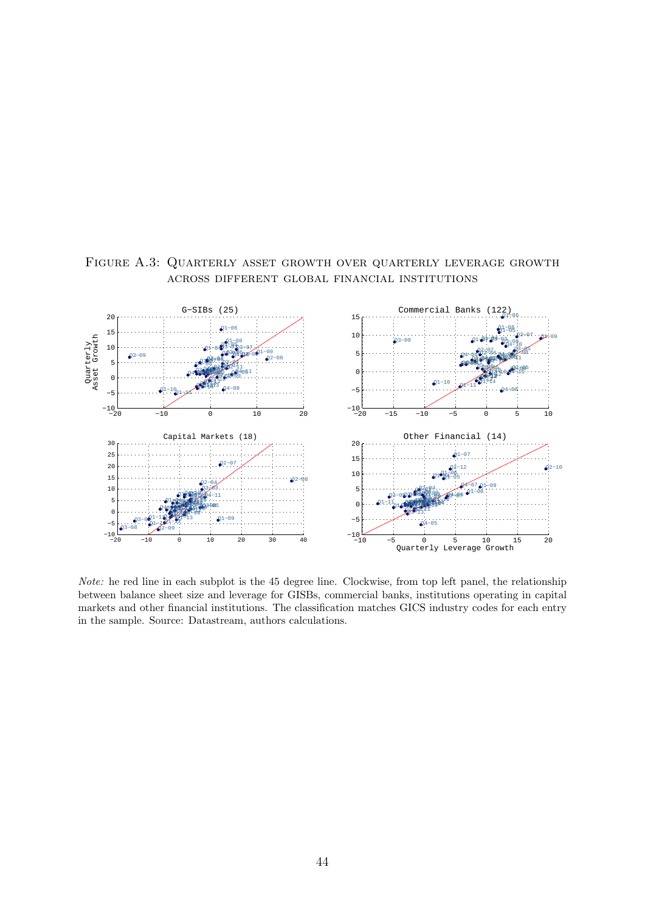FIGURE A.3: QUARTERLY ASSET GROWTH OVER QUARTERLY LEVERAGE GROWTH ACROSS DIFFERENT GLOBAL FINANCIAL INSTITUTIONS

*Note:* he red line in each subplot is the 45 degree line. Clockwise, from top left panel, the relationship between balance sheet size and leverage for GISBs, commercial banks, institutions operating in capital markets and other financial institutions. The classification matches GICS industry codes for each entry in the sample. Source: Datastream, authors calculations.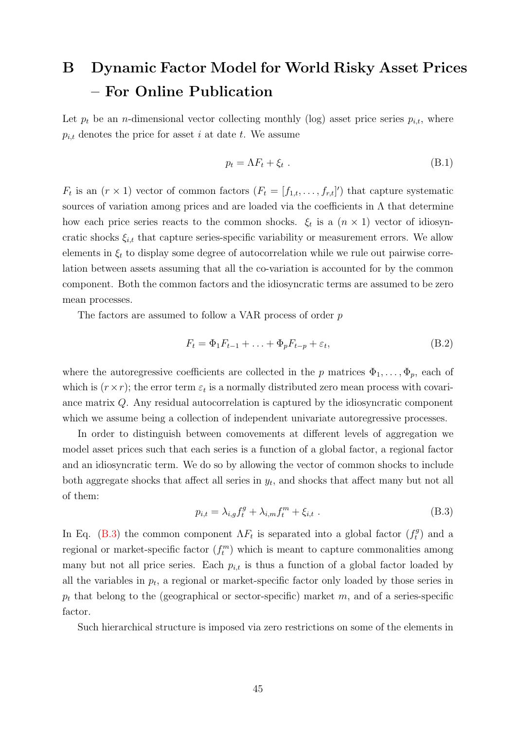# B Dynamic Factor Model for World Risky Asset Prices – For Online Publication

Let $p_t$ be an $n$-dimensional vector collecting monthly (log) asset price series $p_{i,t}$, where $p_{i,t}$ denotes the price for asset $i$ at date $t$. We assume

$$p_t = \Lambda F_t + \xi_t \ . \tag{B.1}$$

$F_t$ is an $(r \times 1)$ vector of common factors ($F_t = [f_{1,t}, \ldots, f_{r,t}]'$) that capture systematic sources of variation among prices and are loaded via the coefficients in $\Lambda$ that determine how each price series reacts to the common shocks. $\xi_t$ is a $(n \times 1)$ vector of idiosyncratic shocks $\xi_{i,t}$ that capture series-specific variability or measurement errors. We allow elements in $\xi_t$ to display some degree of autocorrelation while we rule out pairwise correlation between assets assuming that all the co-variation is accounted for by the common component. Both the common factors and the idiosyncratic terms are assumed to be zero mean processes.

The factors are assumed to follow a VAR process of order $p$

$$F_t = \Phi_1 F_{t-1} + \ldots + \Phi_p F_{t-p} + \varepsilon_t, \tag{B.2}$$

where the autoregressive coefficients are collected in the $p$ matrices $\Phi_1, \ldots, \Phi_p$, each of which is $(r \times r)$; the error term $\varepsilon_t$ is a normally distributed zero mean process with covariance matrix $Q$. Any residual autocorrelation is captured by the idiosyncratic component which we assume being a collection of independent univariate autoregressive processes.

In order to distinguish between comovements at different levels of aggregation we model asset prices such that each series is a function of a global factor, a regional factor and an idiosyncratic term. We do so by allowing the vector of common shocks to include both aggregate shocks that affect all series in $y_t$, and shocks that affect many but not all of them:

$$p_{i,t} = \lambda_{i,g} f_t^g + \lambda_{i,m} f_t^m + \xi_{i,t} \ . \tag{B.3}$$

In Eq. (B.3) the common component $\Lambda F_t$ is separated into a global factor ($f_t^g$) and a regional or market-specific factor ($f_t^m$) which is meant to capture commonalities among many but not all price series. Each $p_{i,t}$ is thus a function of a global factor loaded by all the variables in $p_t$, a regional or market-specific factor only loaded by those series in $p_t$ that belong to the (geographical or sector-specific) market $m$, and of a series-specific factor.

Such hierarchical structure is imposed via zero restrictions on some of the elements in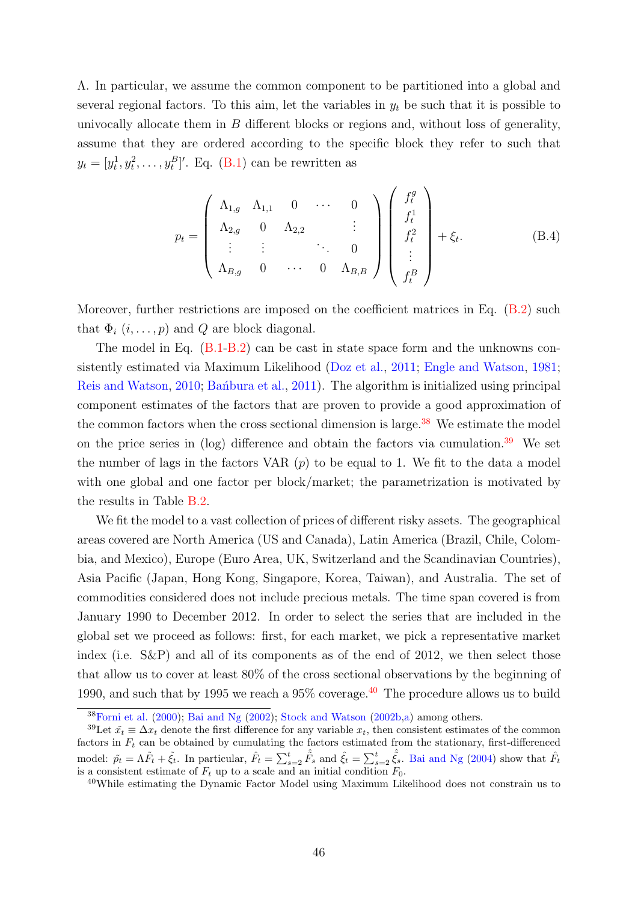$\Lambda$. In particular, we assume the common component to be partitioned into a global and several regional factors. To this aim, let the variables in $y_t$ be such that it is possible to univocally allocate them in $B$ different blocks or regions and, without loss of generality, assume that they are ordered according to the specific block they refer to such that $y_t = [y_t^1, y_t^2, \ldots, y_t^B]'$. Eq. (B.1) can be rewritten as

$$p_t = \begin{pmatrix} \Lambda_{1,g} & \Lambda_{1,1} & 0 & \cdots & 0 \\ \Lambda_{2,g} & 0 & \Lambda_{2,2} & & \vdots \\ \vdots & \vdots & & \ddots & 0 \\ \Lambda_{B,g} & 0 & \cdots & 0 & \Lambda_{B,B} \end{pmatrix} \begin{pmatrix} f_t^g \\ f_t^1 \\ f_t^2 \\ \vdots \\ f_t^B \end{pmatrix} + \xi_t. \tag{B.4}$$

Moreover, further restrictions are imposed on the coefficient matrices in Eq. (B.2) such that $\Phi_i$ $(i, \ldots, p)$ and $Q$ are block diagonal.

The model in Eq. (B.1-B.2) can be cast in state space form and the unknowns consistently estimated via Maximum Likelihood (Doz et al., 2011; Engle and Watson, 1981; Reis and Watson, 2010; Bańbura et al., 2011). The algorithm is initialized using principal component estimates of the factors that are proven to provide a good approximation of the common factors when the cross sectional dimension is large.[38] We estimate the model on the price series in (log) difference and obtain the factors via cumulation.[39] We set the number of lags in the factors VAR ($p$) to be equal to 1. We fit to the data a model with one global and one factor per block/market; the parametrization is motivated by the results in Table B.2.

We fit the model to a vast collection of prices of different risky assets. The geographical areas covered are North America (US and Canada), Latin America (Brazil, Chile, Colombia, and Mexico), Europe (Euro Area, UK, Switzerland and the Scandinavian Countries), Asia Pacific (Japan, Hong Kong, Singapore, Korea, Taiwan), and Australia. The set of commodities considered does not include precious metals. The time span covered is from January 1990 to December 2012. In order to select the series that are included in the global set we proceed as follows: first, for each market, we pick a representative market index (i.e. S&P) and all of its components as of the end of 2012, we then select those that allow us to cover at least 80% of the cross sectional observations by the beginning of 1990, and such that by 1995 we reach a 95% coverage.[40] The procedure allows us to build

---

[38] Forni et al. (2000); Bai and Ng (2002); Stock and Watson (2002b,a) among others.

[39] Let $\tilde{x}_t \equiv \Delta x_t$ denote the first difference for any variable $x_t$, then consistent estimates of the common factors in $F_t$ can be obtained by cumulating the factors estimated from the stationary, first-differenced model: $\tilde{p}_t = \Lambda \tilde{F}_t + \tilde{\xi}_t$. In particular, $\hat{F}_t = \sum_{s=2}^{t} \hat{\tilde{F}}_s$ and $\hat{\xi}_t = \sum_{s=2}^{t} \hat{\tilde{\xi}}_s$. Bai and Ng (2004) show that $\hat{F}_t$ is a consistent estimate of $F_t$ up to a scale and an initial condition $F_0$.

[40] While estimating the Dynamic Factor Model using Maximum Likelihood does not constrain us to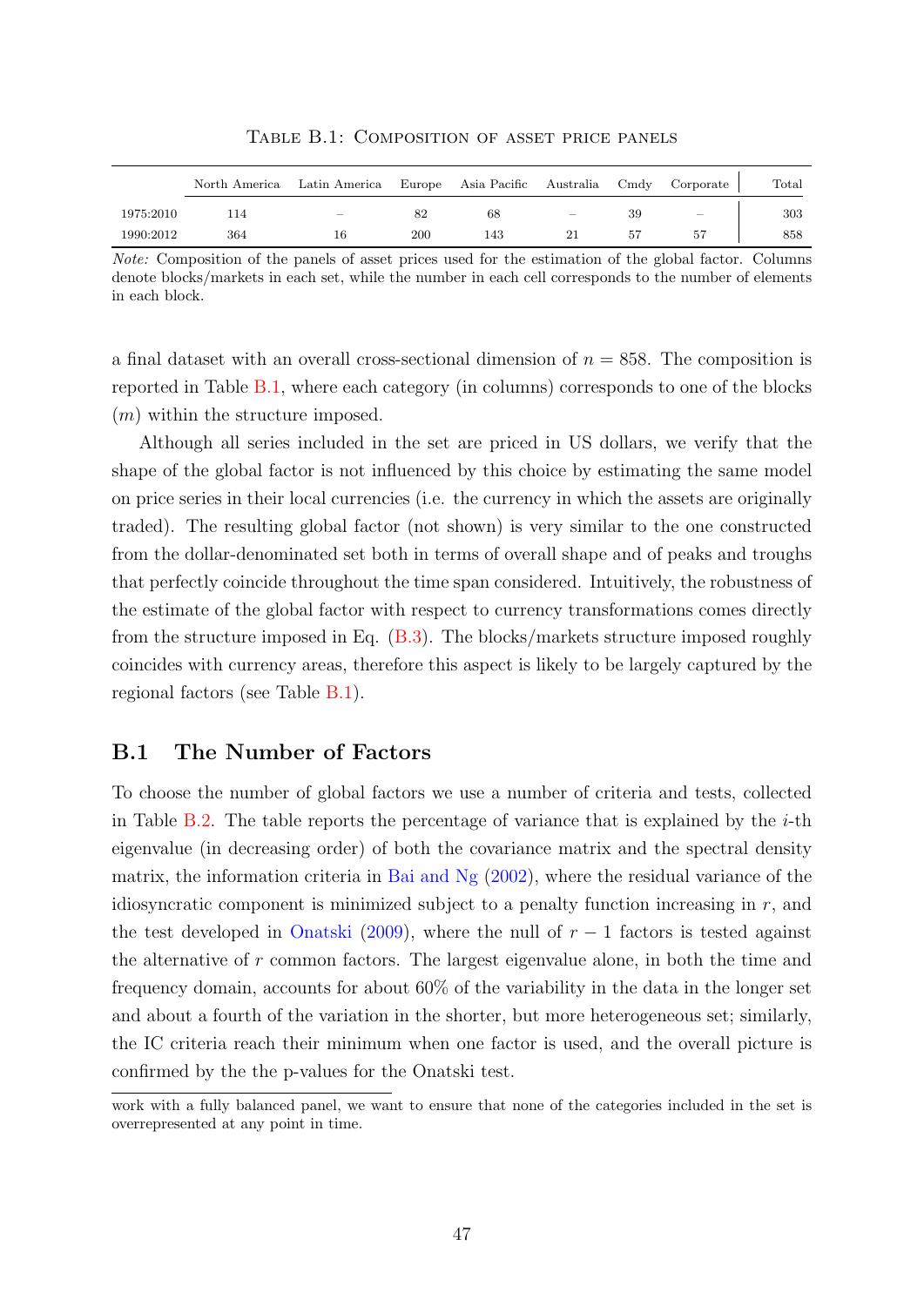TABLE B.1: COMPOSITION OF ASSET PRICE PANELS

| | North America | Latin America | Europe | Asia Pacific | Australia | Cmdy | Corporate | Total |
|---|---|---|---|---|---|---|---|---|
| 1975:2010 | 114 | – | 82 | 68 | – | 39 | – | 303 |
| 1990:2012 | 364 | 16 | 200 | 143 | 21 | 57 | 57 | 858 |

*Note:* Composition of the panels of asset prices used for the estimation of the global factor. Columns denote blocks/markets in each set, while the number in each cell corresponds to the number of elements in each block.

a final dataset with an overall cross-sectional dimension of $n = 858$. The composition is reported in Table B.1, where each category (in columns) corresponds to one of the blocks ($m$) within the structure imposed.

Although all series included in the set are priced in US dollars, we verify that the shape of the global factor is not influenced by this choice by estimating the same model on price series in their local currencies (i.e. the currency in which the assets are originally traded). The resulting global factor (not shown) is very similar to the one constructed from the dollar-denominated set both in terms of overall shape and of peaks and troughs that perfectly coincide throughout the time span considered. Intuitively, the robustness of the estimate of the global factor with respect to currency transformations comes directly from the structure imposed in Eq. (B.3). The blocks/markets structure imposed roughly coincides with currency areas, therefore this aspect is likely to be largely captured by the regional factors (see Table B.1).

## B.1 The Number of Factors

To choose the number of global factors we use a number of criteria and tests, collected in Table B.2. The table reports the percentage of variance that is explained by the $i$-th eigenvalue (in decreasing order) of both the covariance matrix and the spectral density matrix, the information criteria in Bai and Ng (2002), where the residual variance of the idiosyncratic component is minimized subject to a penalty function increasing in $r$, and the test developed in Onatski (2009), where the null of $r - 1$ factors is tested against the alternative of $r$ common factors. The largest eigenvalue alone, in both the time and frequency domain, accounts for about 60% of the variability in the data in the longer set and about a fourth of the variation in the shorter, but more heterogeneous set; similarly, the IC criteria reach their minimum when one factor is used, and the overall picture is confirmed by the the p-values for the Onatski test.

work with a fully balanced panel, we want to ensure that none of the categories included in the set is overrepresented at any point in time.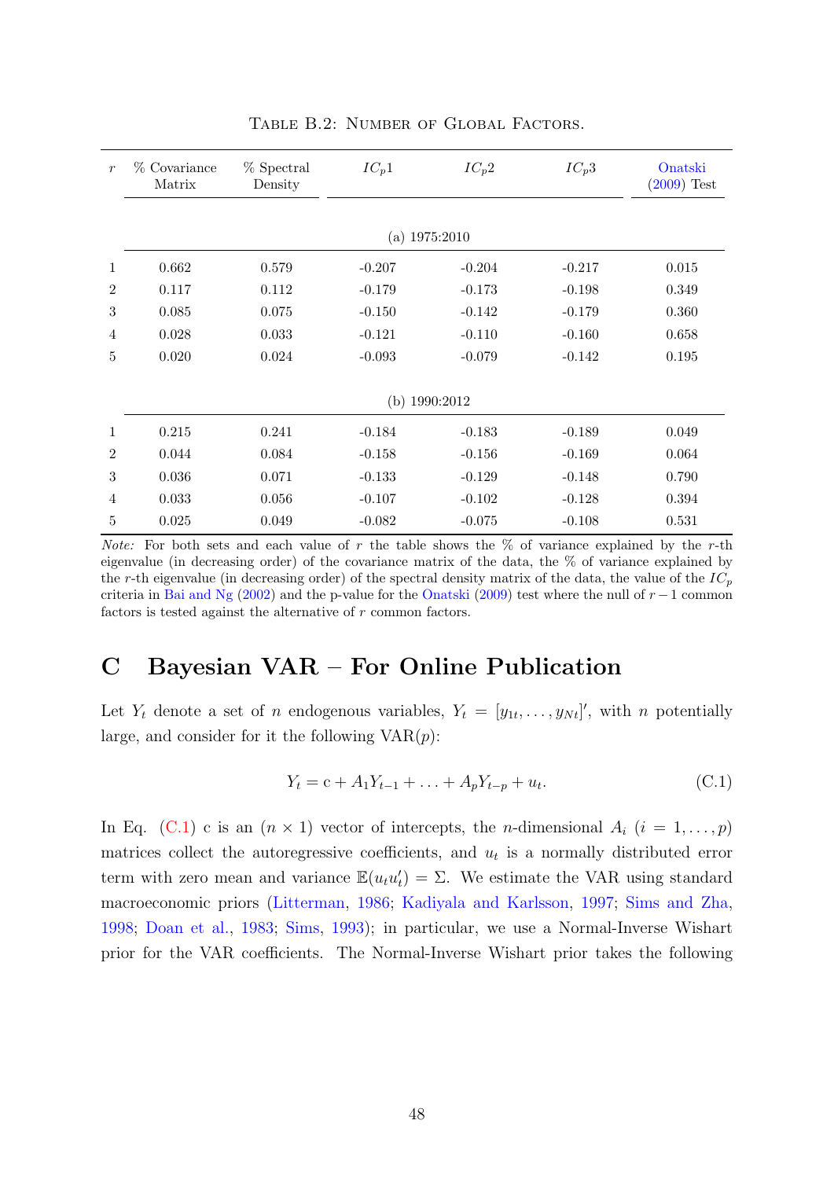Table B.2: Number of Global Factors.

| $r$ | % Covariance Matrix | % Spectral Density | $IC_p1$ | $IC_p2$ | $IC_p3$ | Onatski (2009) Test |
|---|---|---|---|---|---|---|
| | | | (a) 1975:2010 | | | |
| 1 | 0.662 | 0.579 | -0.207 | -0.204 | -0.217 | 0.015 |
| 2 | 0.117 | 0.112 | -0.179 | -0.173 | -0.198 | 0.349 |
| 3 | 0.085 | 0.075 | -0.150 | -0.142 | -0.179 | 0.360 |
| 4 | 0.028 | 0.033 | -0.121 | -0.110 | -0.160 | 0.658 |
| 5 | 0.020 | 0.024 | -0.093 | -0.079 | -0.142 | 0.195 |
| | | | (b) 1990:2012 | | | |
| 1 | 0.215 | 0.241 | -0.184 | -0.183 | -0.189 | 0.049 |
| 2 | 0.044 | 0.084 | -0.158 | -0.156 | -0.169 | 0.064 |
| 3 | 0.036 | 0.071 | -0.133 | -0.129 | -0.148 | 0.790 |
| 4 | 0.033 | 0.056 | -0.107 | -0.102 | -0.128 | 0.394 |
| 5 | 0.025 | 0.049 | -0.082 | -0.075 | -0.108 | 0.531 |

*Note:* For both sets and each value of $r$ the table shows the % of variance explained by the $r$-th eigenvalue (in decreasing order) of the covariance matrix of the data, the % of variance explained by the $r$-th eigenvalue (in decreasing order) of the spectral density matrix of the data, the value of the $IC_p$ criteria in Bai and Ng (2002) and the p-value for the Onatski (2009) test where the null of $r-1$ common factors is tested against the alternative of $r$ common factors.

# C Bayesian VAR – For Online Publication

Let $Y_t$ denote a set of $n$ endogenous variables, $Y_t = [y_{1t}, \ldots, y_{Nt}]'$, with $n$ potentially large, and consider for it the following VAR($p$):

$$Y_t = \mathrm{c} + A_1 Y_{t-1} + \ldots + A_p Y_{t-p} + u_t. \tag{C.1}$$

In Eq. (C.1) c is an $(n \times 1)$ vector of intercepts, the $n$-dimensional $A_i$ $(i = 1, \ldots, p)$ matrices collect the autoregressive coefficients, and $u_t$ is a normally distributed error term with zero mean and variance $\mathbb{E}(u_t u_t') = \Sigma$. We estimate the VAR using standard macroeconomic priors (Litterman, 1986; Kadiyala and Karlsson, 1997; Sims and Zha, 1998; Doan et al., 1983; Sims, 1993); in particular, we use a Normal-Inverse Wishart prior for the VAR coefficients. The Normal-Inverse Wishart prior takes the following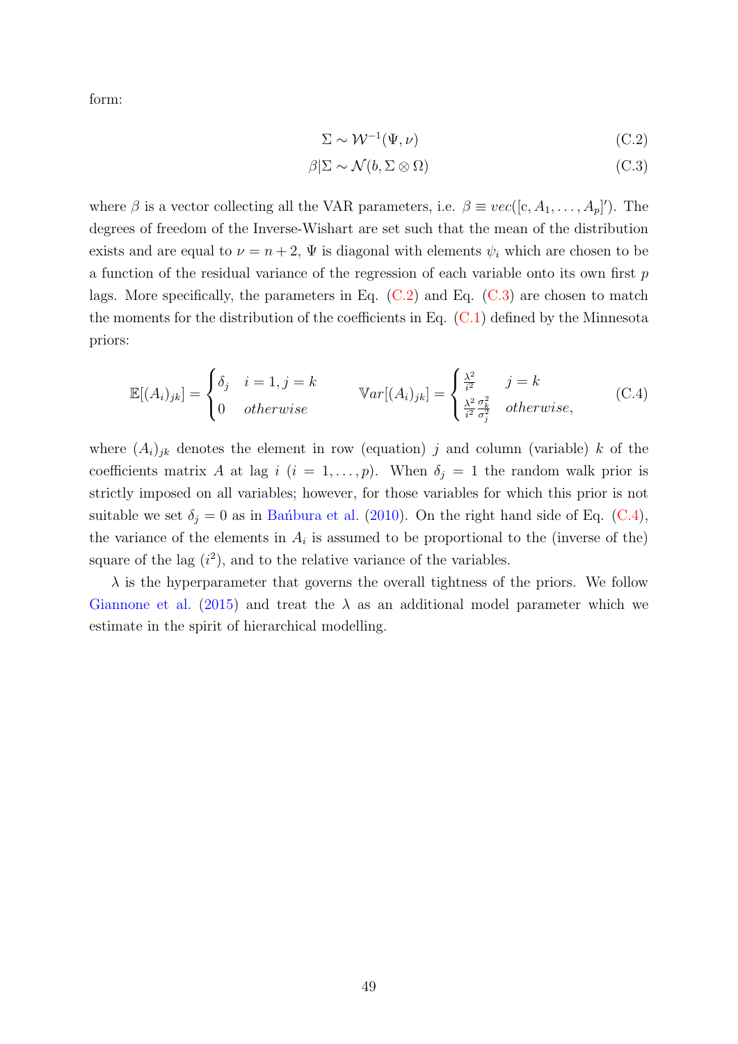form:

$$\Sigma \sim \mathcal{W}^{-1}(\Psi, \nu) \tag{C.2}$$

$$\beta|\Sigma \sim \mathcal{N}(b, \Sigma \otimes \Omega) \tag{C.3}$$

where $\beta$ is a vector collecting all the VAR parameters, i.e. $\beta \equiv vec([c, A_1, \ldots, A_p]')$. The degrees of freedom of the Inverse-Wishart are set such that the mean of the distribution exists and are equal to $\nu = n + 2$, $\Psi$ is diagonal with elements $\psi_i$ which are chosen to be a function of the residual variance of the regression of each variable onto its own first $p$ lags. More specifically, the parameters in Eq. (C.2) and Eq. (C.3) are chosen to match the moments for the distribution of the coefficients in Eq. (C.1) defined by the Minnesota priors:

$$\mathbb{E}[(A_i)_{jk}] = \begin{cases} \delta_j & i = 1, j = k \\ 0 & otherwise \end{cases} \qquad \mathbb{V}ar[(A_i)_{jk}] = \begin{cases} \frac{\lambda^2}{i^2} & j = k \\ \frac{\lambda^2}{i^2}\frac{\sigma_k^2}{\sigma_j^2} & otherwise, \end{cases} \tag{C.4}$$

where $(A_i)_{jk}$ denotes the element in row (equation) $j$ and column (variable) $k$ of the coefficients matrix $A$ at lag $i$ ($i = 1, \ldots, p$). When $\delta_j = 1$ the random walk prior is strictly imposed on all variables; however, for those variables for which this prior is not suitable we set $\delta_j = 0$ as in Bańbura et al. (2010). On the right hand side of Eq. (C.4), the variance of the elements in $A_i$ is assumed to be proportional to the (inverse of the) square of the lag ($i^2$), and to the relative variance of the variables.

$\lambda$ is the hyperparameter that governs the overall tightness of the priors. We follow Giannone et al. (2015) and treat the $\lambda$ as an additional model parameter which we estimate in the spirit of hierarchical modelling.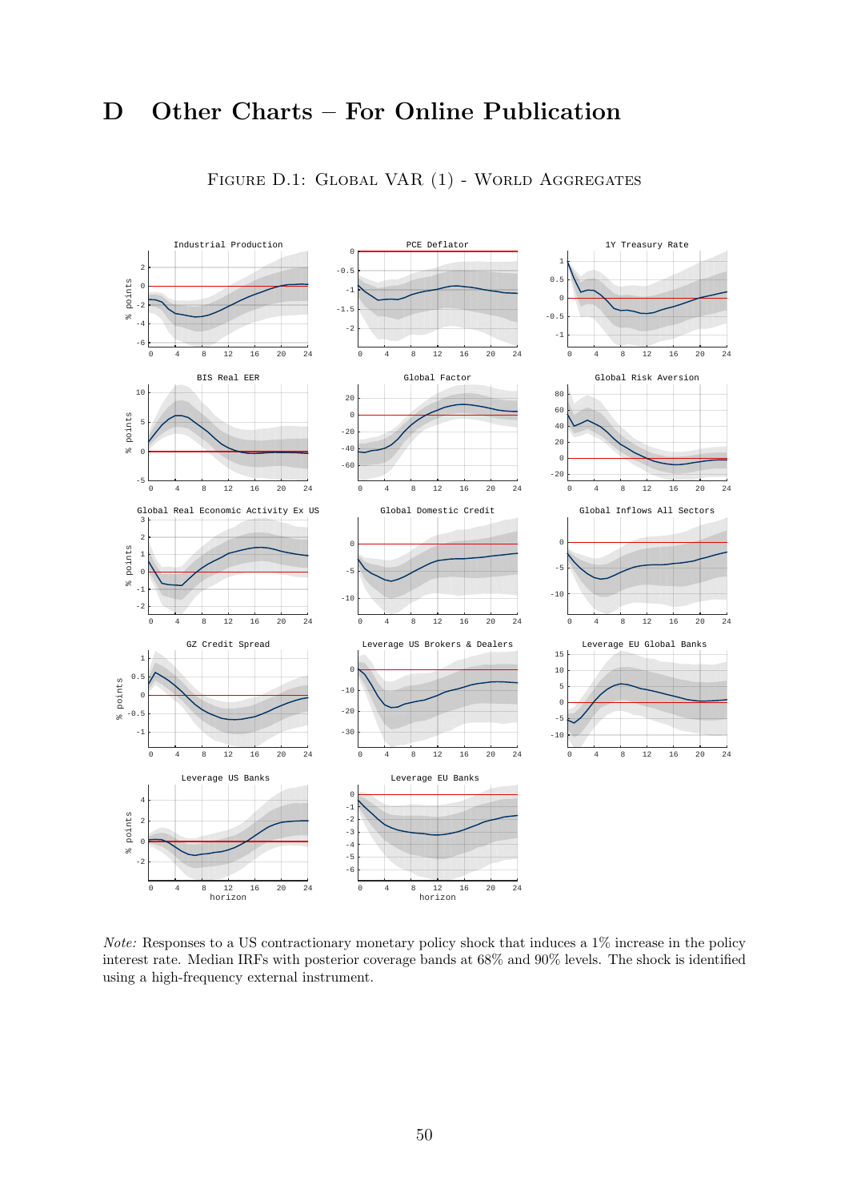# D Other Charts – For Online Publication

Figure D.1: Global VAR (1) - World Aggregates

*Note:* Responses to a US contractionary monetary policy shock that induces a 1% increase in the policy interest rate. Median IRFs with posterior coverage bands at 68% and 90% levels. The shock is identified using a high-frequency external instrument.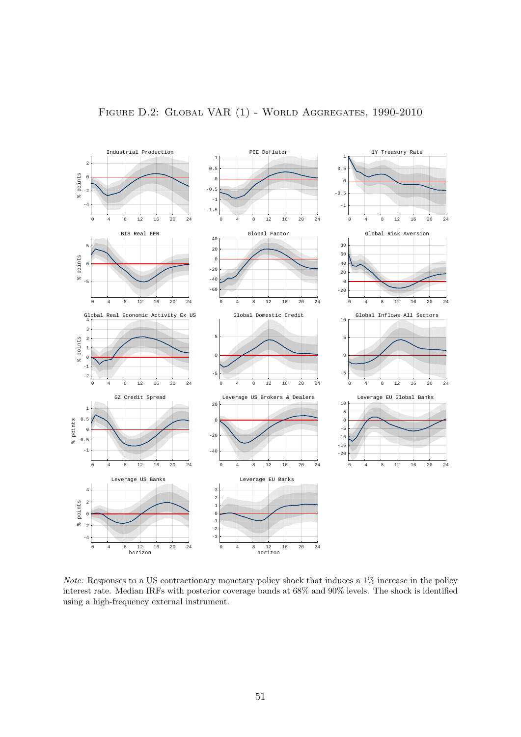# Figure D.2: Global VAR (1) - World Aggregates, 1990-2010

*Note:* Responses to a US contractionary monetary policy shock that induces a 1% increase in the policy interest rate. Median IRFs with posterior coverage bands at 68% and 90% levels. The shock is identified using a high-frequency external instrument.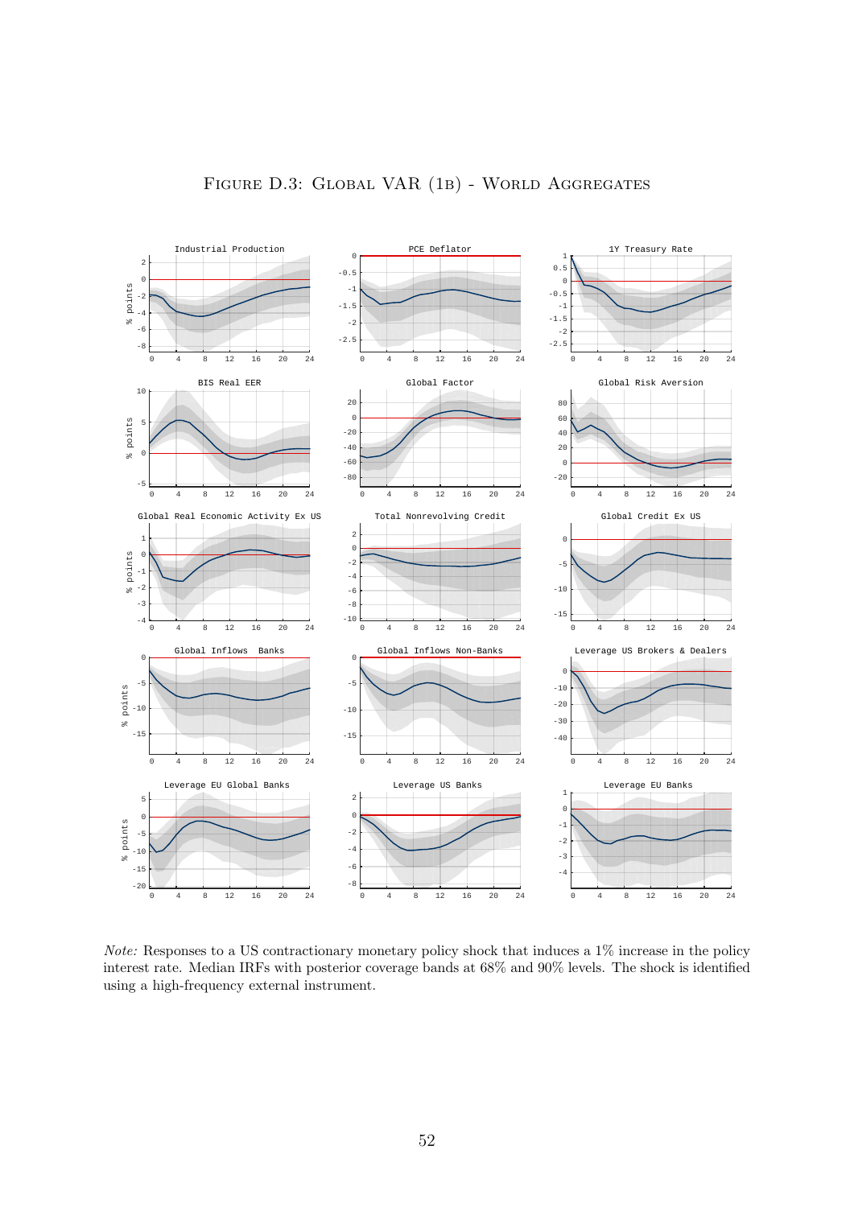Figure D.3: Global VAR (1b) - World Aggregates

*Note:* Responses to a US contractionary monetary policy shock that induces a 1% increase in the policy interest rate. Median IRFs with posterior coverage bands at 68% and 90% levels. The shock is identified using a high-frequency external instrument.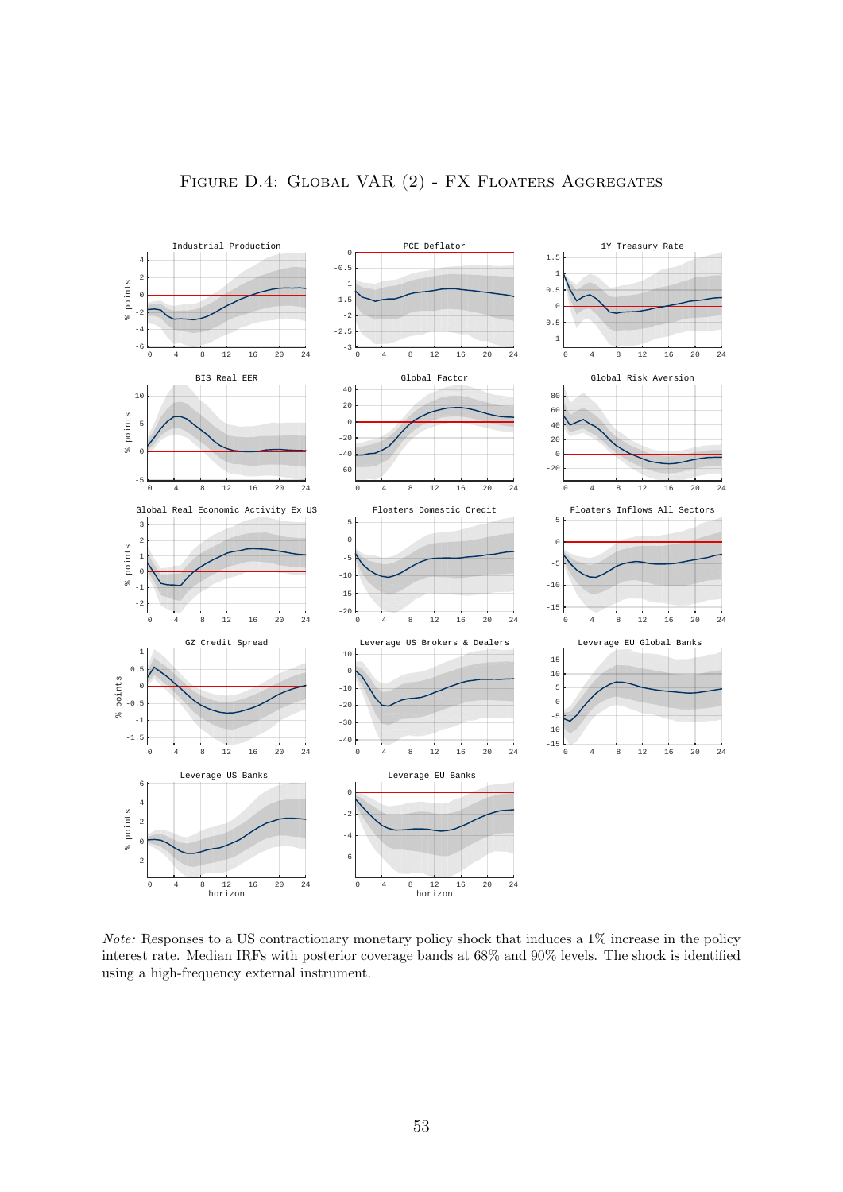# Figure D.4: Global VAR (2) - FX Floaters Aggregates

*Note:* Responses to a US contractionary monetary policy shock that induces a 1% increase in the policy interest rate. Median IRFs with posterior coverage bands at 68% and 90% levels. The shock is identified using a high-frequency external instrument.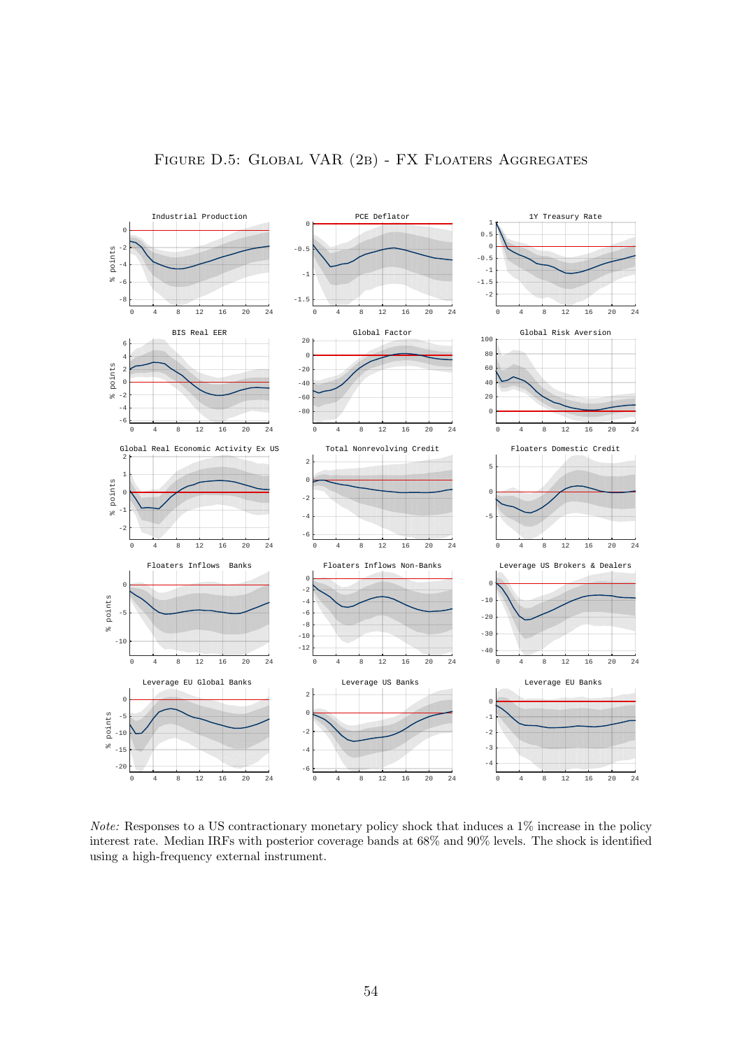# Figure D.5: Global VAR (2b) - FX Floaters Aggregates

*Note:* Responses to a US contractionary monetary policy shock that induces a 1% increase in the policy interest rate. Median IRFs with posterior coverage bands at 68% and 90% levels. The shock is identified using a high-frequency external instrument.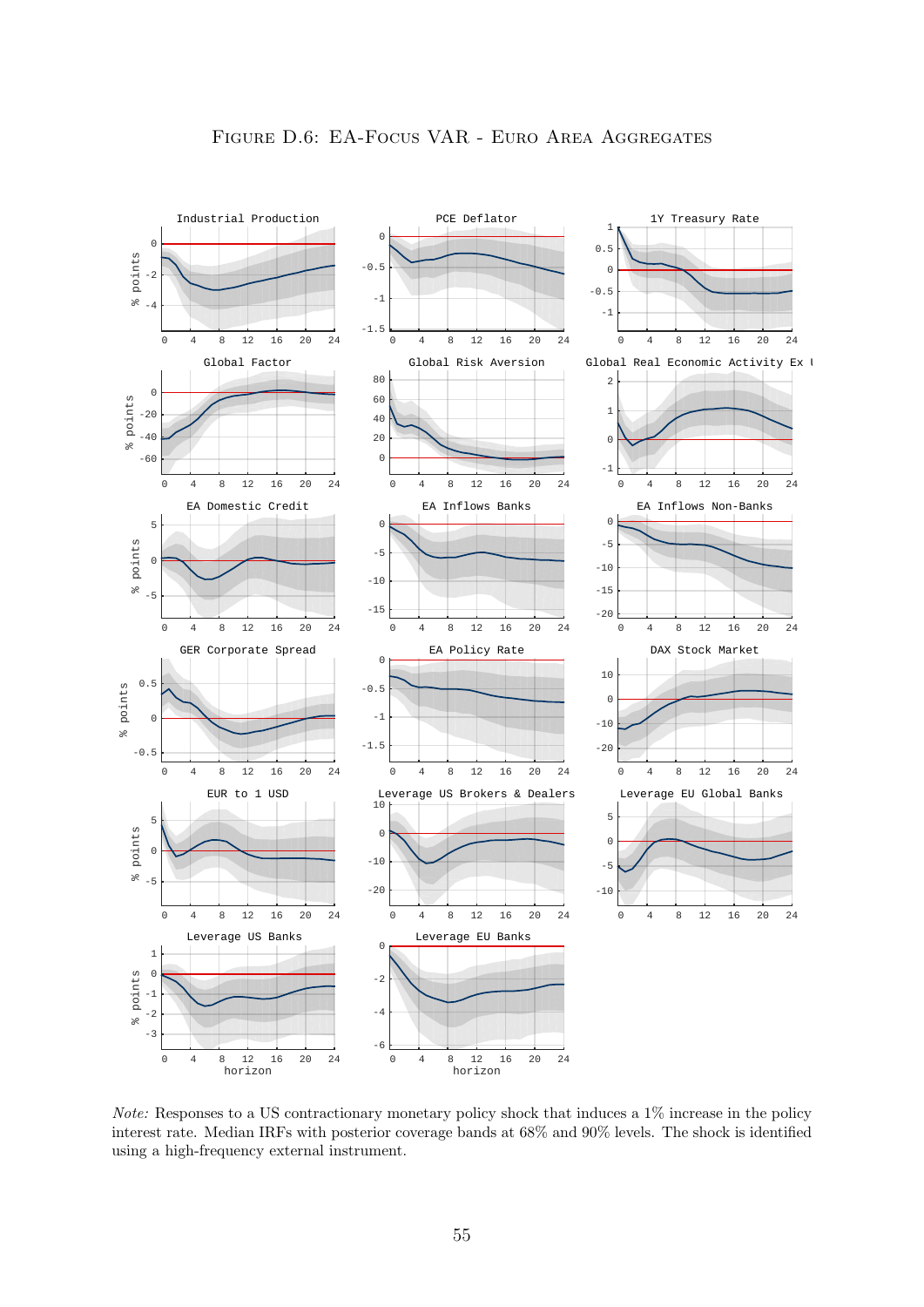# Figure D.6: EA-Focus VAR - Euro Area Aggregates

*Note:* Responses to a US contractionary monetary policy shock that induces a 1% increase in the policy interest rate. Median IRFs with posterior coverage bands at 68% and 90% levels. The shock is identified using a high-frequency external instrument.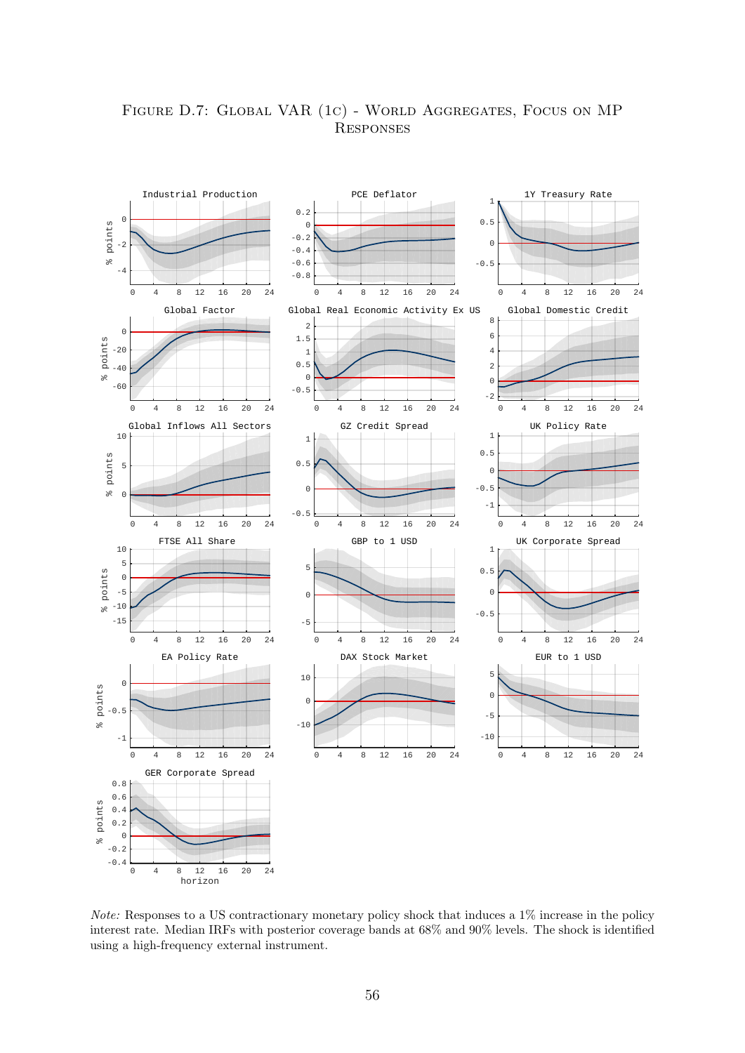Figure D.7: Global VAR (1c) - World Aggregates, Focus on MP Responses

Industrial Production

PCE Deflator

1Y Treasury Rate

Global Factor

Global Real Economic Activity Ex US

Global Domestic Credit

Global Inflows All Sectors

GZ Credit Spread

UK Policy Rate

FTSE All Share

GBP to 1 USD

UK Corporate Spread

EA Policy Rate

DAX Stock Market

EUR to 1 USD

GER Corporate Spread

% points

horizon

*Note:* Responses to a US contractionary monetary policy shock that induces a 1% increase in the policy interest rate. Median IRFs with posterior coverage bands at 68% and 90% levels. The shock is identified using a high-frequency external instrument.